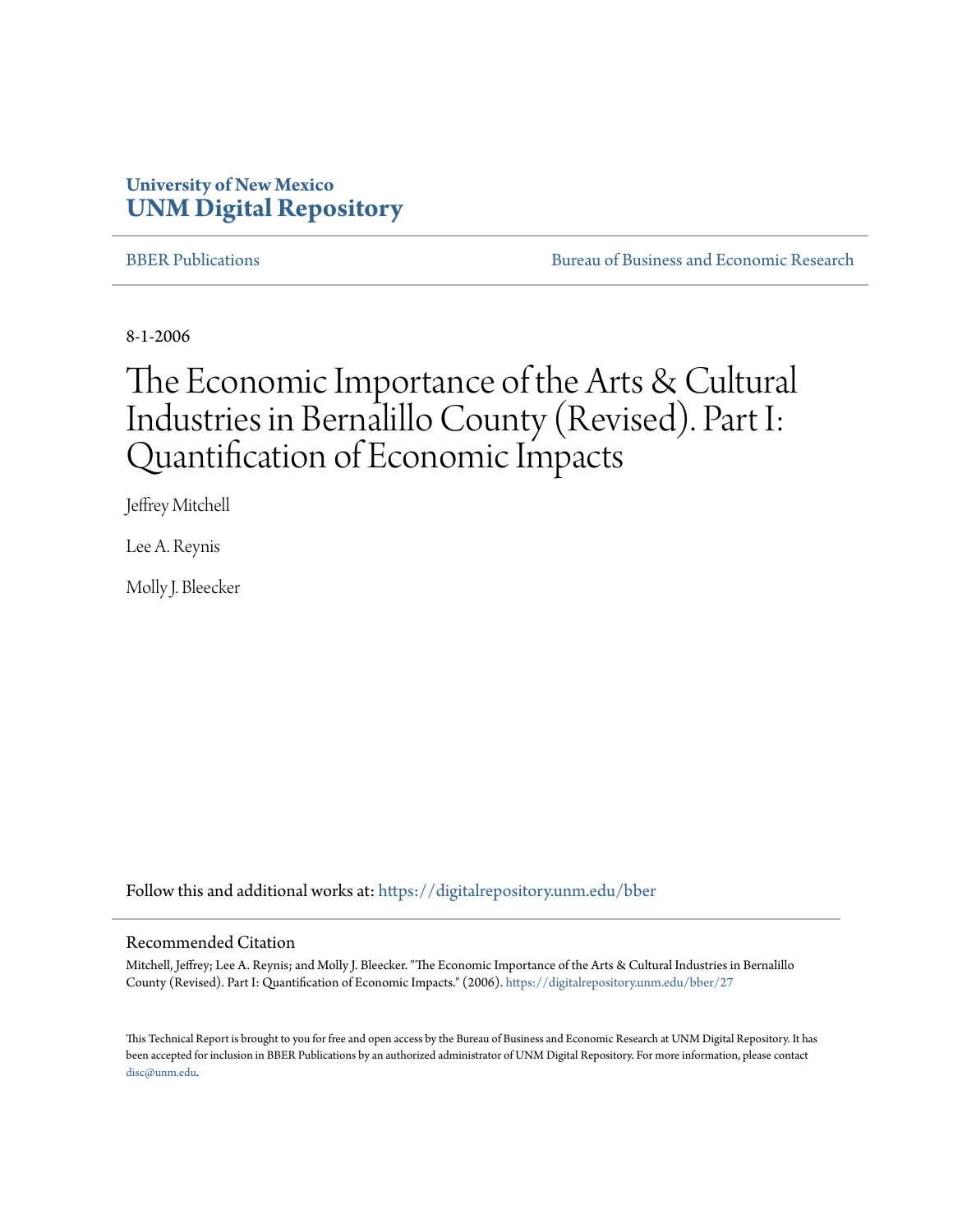University of New Mexico
**UNM Digital Repository**

BBER Publications | Bureau of Business and Economic Research

8-1-2006

# The Economic Importance of the Arts & Cultural Industries in Bernalillo County (Revised). Part I: Quantification of Economic Impacts

Jeffrey Mitchell

Lee A. Reynis

Molly J. Bleecker

Follow this and additional works at: https://digitalrepository.unm.edu/bber

## Recommended Citation

Mitchell, Jeffrey; Lee A. Reynis; and Molly J. Bleecker. "The Economic Importance of the Arts & Cultural Industries in Bernalillo County (Revised). Part I: Quantification of Economic Impacts." (2006). https://digitalrepository.unm.edu/bber/27

This Technical Report is brought to you for free and open access by the Bureau of Business and Economic Research at UNM Digital Repository. It has been accepted for inclusion in BBER Publications by an authorized administrator of UNM Digital Repository. For more information, please contact disc@unm.edu.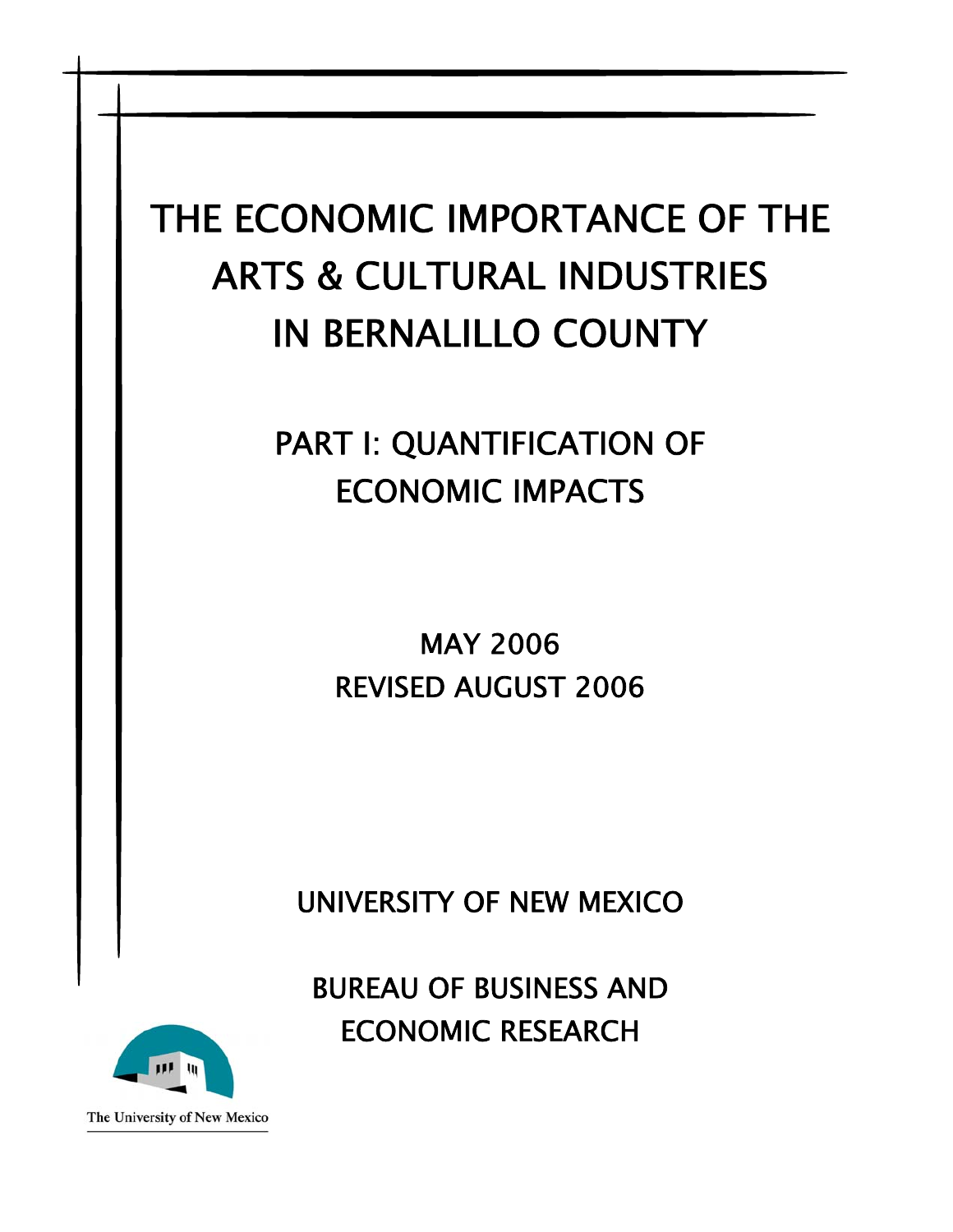# THE ECONOMIC IMPORTANCE OF THE ARTS & CULTURAL INDUSTRIES IN BERNALILLO COUNTY

## PART I: QUANTIFICATION OF ECONOMIC IMPACTS

MAY 2006

REVISED AUGUST 2006

UNIVERSITY OF NEW MEXICO

BUREAU OF BUSINESS AND ECONOMIC RESEARCH

The University of New Mexico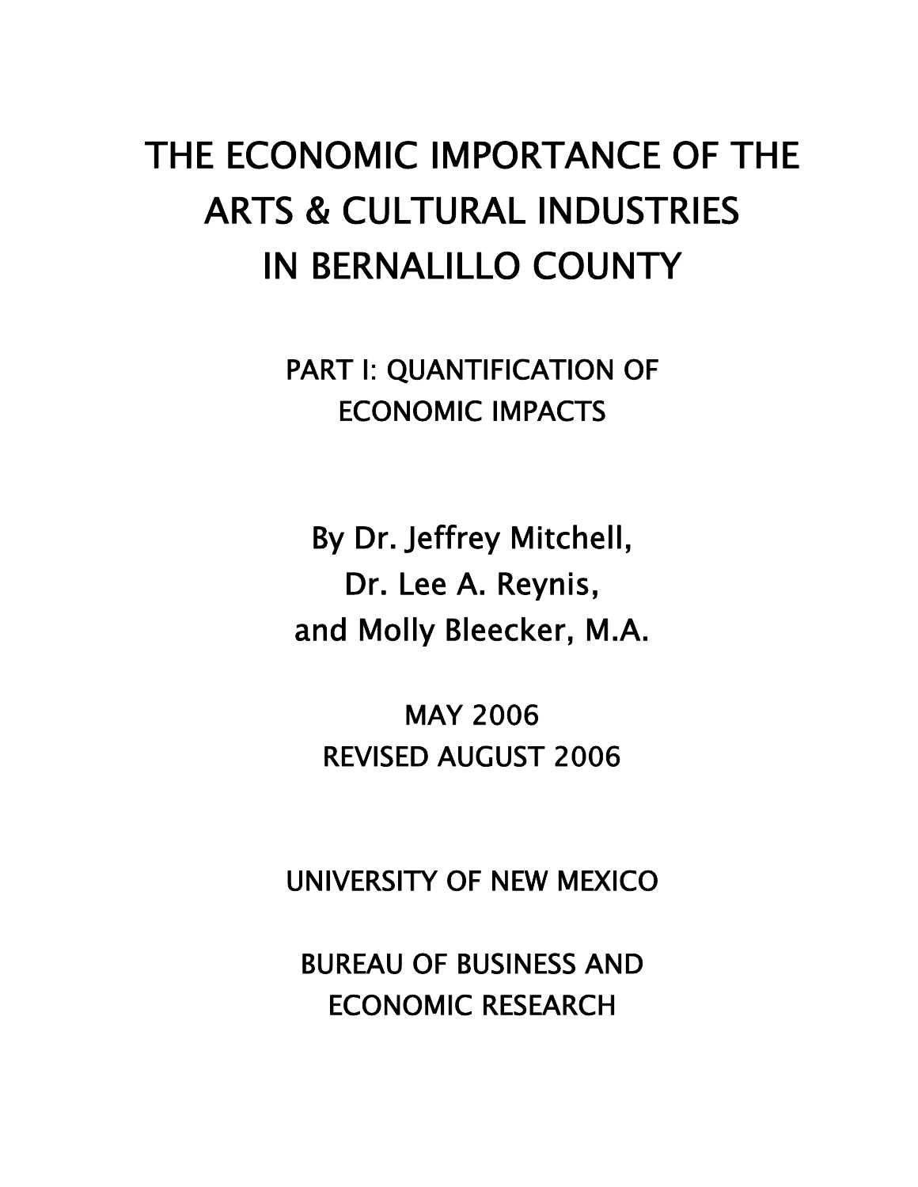# THE ECONOMIC IMPORTANCE OF THE ARTS & CULTURAL INDUSTRIES IN BERNALILLO COUNTY

## PART I: QUANTIFICATION OF ECONOMIC IMPACTS

By Dr. Jeffrey Mitchell,
Dr. Lee A. Reynis,
and Molly Bleecker, M.A.

MAY 2006
REVISED AUGUST 2006

UNIVERSITY OF NEW MEXICO

BUREAU OF BUSINESS AND ECONOMIC RESEARCH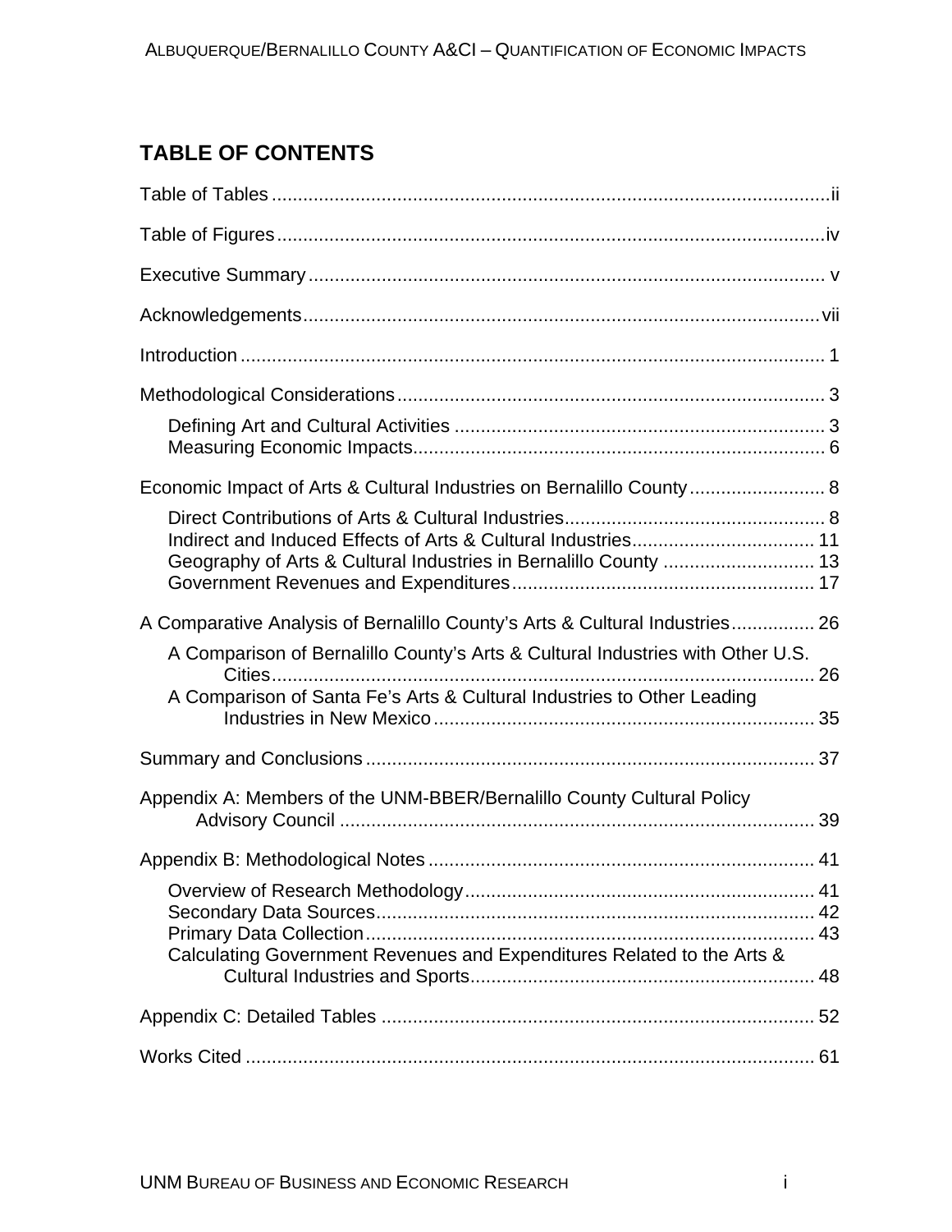## TABLE OF CONTENTS

Table of Tables ii

Table of Figures iv

Executive Summary v

Acknowledgements vii

Introduction 1

Methodological Considerations 3

- Defining Art and Cultural Activities 3
- Measuring Economic Impacts 6

Economic Impact of Arts & Cultural Industries on Bernalillo County 8

- Direct Contributions of Arts & Cultural Industries 8
- Indirect and Induced Effects of Arts & Cultural Industries 11
- Geography of Arts & Cultural Industries in Bernalillo County 13
- Government Revenues and Expenditures 17

A Comparative Analysis of Bernalillo County's Arts & Cultural Industries 26

- A Comparison of Bernalillo County's Arts & Cultural Industries with Other U.S. Cities 26
- A Comparison of Santa Fe's Arts & Cultural Industries to Other Leading Industries in New Mexico 35

Summary and Conclusions 37

Appendix A: Members of the UNM-BBER/Bernalillo County Cultural Policy Advisory Council 39

Appendix B: Methodological Notes 41

- Overview of Research Methodology 41
- Secondary Data Sources 42
- Primary Data Collection 43
- Calculating Government Revenues and Expenditures Related to the Arts & Cultural Industries and Sports 48

Appendix C: Detailed Tables 52

Works Cited 61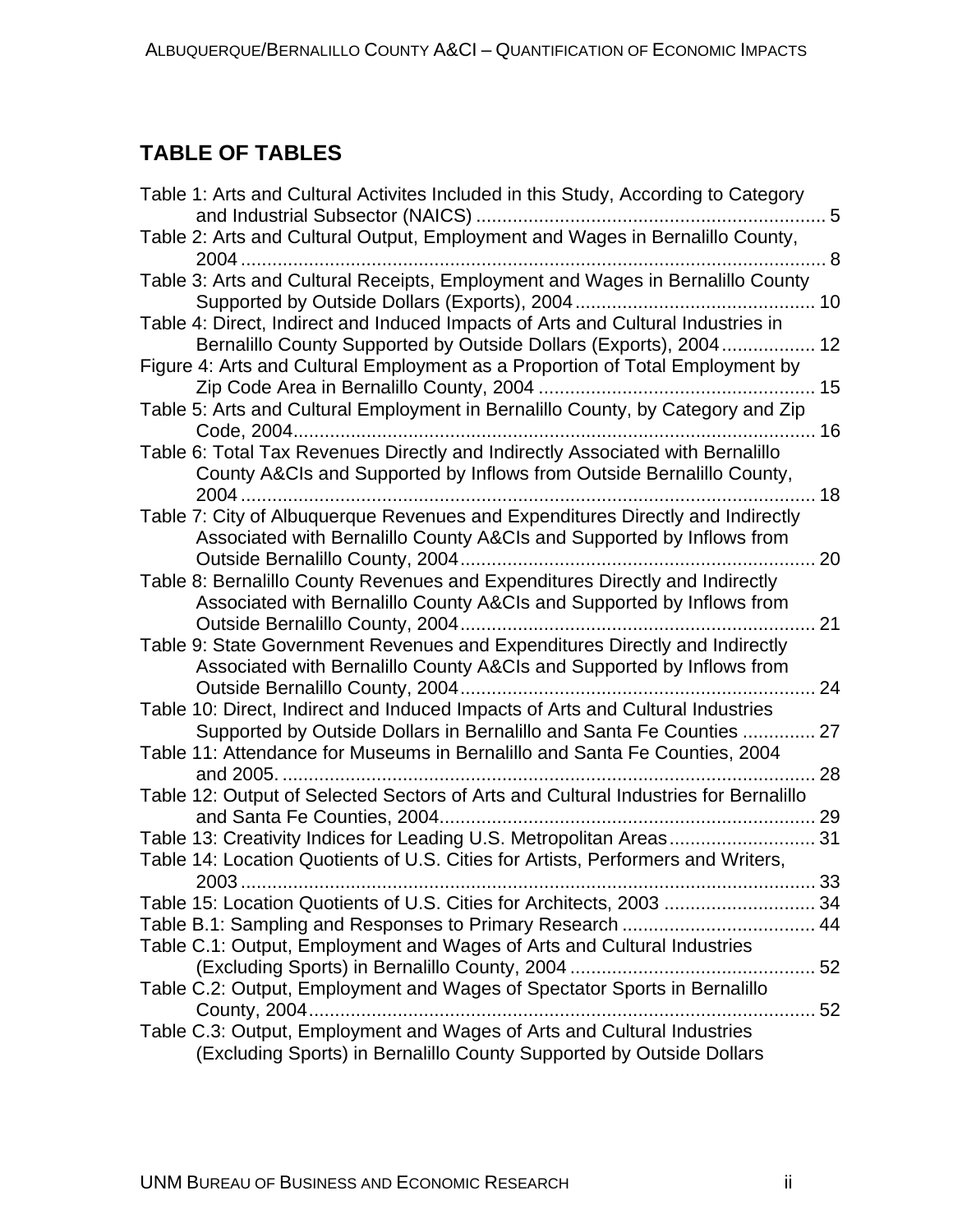## TABLE OF TABLES

Table 1: Arts and Cultural Activites Included in this Study, According to Category and Industrial Subsector (NAICS) ..................................................................... 5
Table 2: Arts and Cultural Output, Employment and Wages in Bernalillo County, 2004 ................................................................................................................ 8
Table 3: Arts and Cultural Receipts, Employment and Wages in Bernalillo County Supported by Outside Dollars (Exports), 2004 ............................................. 10
Table 4: Direct, Indirect and Induced Impacts of Arts and Cultural Industries in Bernalillo County Supported by Outside Dollars (Exports), 2004 ................. 12
Figure 4: Arts and Cultural Employment as a Proportion of Total Employment by Zip Code Area in Bernalillo County, 2004 .................................................... 15
Table 5: Arts and Cultural Employment in Bernalillo County, by Category and Zip Code, 2004.................................................................................................... 16
Table 6: Total Tax Revenues Directly and Indirectly Associated with Bernalillo County A&CIs and Supported by Inflows from Outside Bernalillo County, 2004 .............................................................................................................. 18
Table 7: City of Albuquerque Revenues and Expenditures Directly and Indirectly Associated with Bernalillo County A&CIs and Supported by Inflows from Outside Bernalillo County, 2004.................................................................... 20
Table 8: Bernalillo County Revenues and Expenditures Directly and Indirectly Associated with Bernalillo County A&CIs and Supported by Inflows from Outside Bernalillo County, 2004.................................................................... 21
Table 9: State Government Revenues and Expenditures Directly and Indirectly Associated with Bernalillo County A&CIs and Supported by Inflows from Outside Bernalillo County, 2004.................................................................... 24
Table 10: Direct, Indirect and Induced Impacts of Arts and Cultural Industries Supported by Outside Dollars in Bernalillo and Santa Fe Counties ............. 27
Table 11: Attendance for Museums in Bernalillo and Santa Fe Counties, 2004 and 2005. ..................................................................................................... 28
Table 12: Output of Selected Sectors of Arts and Cultural Industries for Bernalillo and Santa Fe Counties, 2004....................................................................... 29
Table 13: Creativity Indices for Leading U.S. Metropolitan Areas............................ 31
Table 14: Location Quotients of U.S. Cities for Artists, Performers and Writers, 2003 .............................................................................................................. 33
Table 15: Location Quotients of U.S. Cities for Architects, 2003 ............................. 34
Table B.1: Sampling and Responses to Primary Research ..................................... 44
Table C.1: Output, Employment and Wages of Arts and Cultural Industries (Excluding Sports) in Bernalillo County, 2004 ............................................... 52
Table C.2: Output, Employment and Wages of Spectator Sports in Bernalillo County, 2004................................................................................................. 52
Table C.3: Output, Employment and Wages of Arts and Cultural Industries (Excluding Sports) in Bernalillo County Supported by Outside Dollars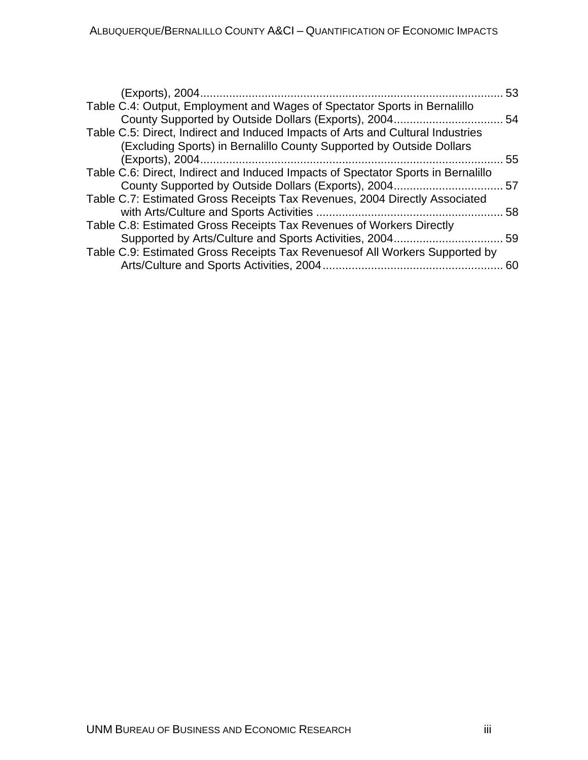(Exports), 2004 ............................................................................................ 53

Table C.4: Output, Employment and Wages of Spectator Sports in Bernalillo County Supported by Outside Dollars (Exports), 2004 .................................. 54

Table C.5: Direct, Indirect and Induced Impacts of Arts and Cultural Industries (Excluding Sports) in Bernalillo County Supported by Outside Dollars (Exports), 2004 ............................................................................................ 55

Table C.6: Direct, Indirect and Induced Impacts of Spectator Sports in Bernalillo County Supported by Outside Dollars (Exports), 2004 .................................. 57

Table C.7: Estimated Gross Receipts Tax Revenues, 2004 Directly Associated with Arts/Culture and Sports Activities ......................................................... 58

Table C.8: Estimated Gross Receipts Tax Revenues of Workers Directly Supported by Arts/Culture and Sports Activities, 2004 .................................. 59

Table C.9: Estimated Gross Receipts Tax Revenuesof All Workers Supported by Arts/Culture and Sports Activities, 2004 ........................................................ 60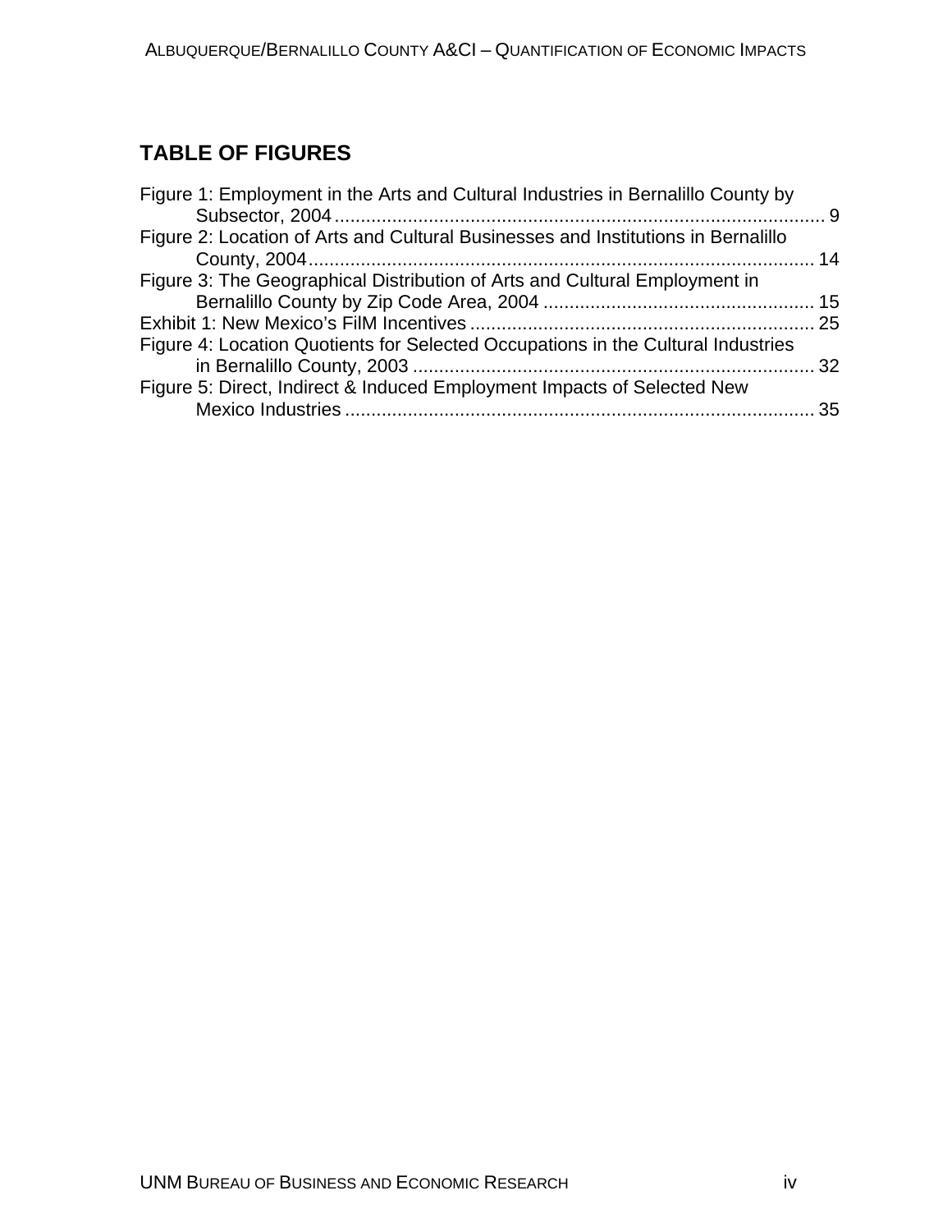## TABLE OF FIGURES

Figure 1: Employment in the Arts and Cultural Industries in Bernalillo County by Subsector, 2004 .............................................................................................. 9

Figure 2: Location of Arts and Cultural Businesses and Institutions in Bernalillo County, 2004................................................................................................ 14

Figure 3: The Geographical Distribution of Arts and Cultural Employment in Bernalillo County by Zip Code Area, 2004 .................................................... 15

Exhibit 1: New Mexico's FilM Incentives ................................................................. 25

Figure 4: Location Quotients for Selected Occupations in the Cultural Industries in Bernalillo County, 2003 ............................................................................ 32

Figure 5: Direct, Indirect & Induced Employment Impacts of Selected New Mexico Industries ......................................................................................... 35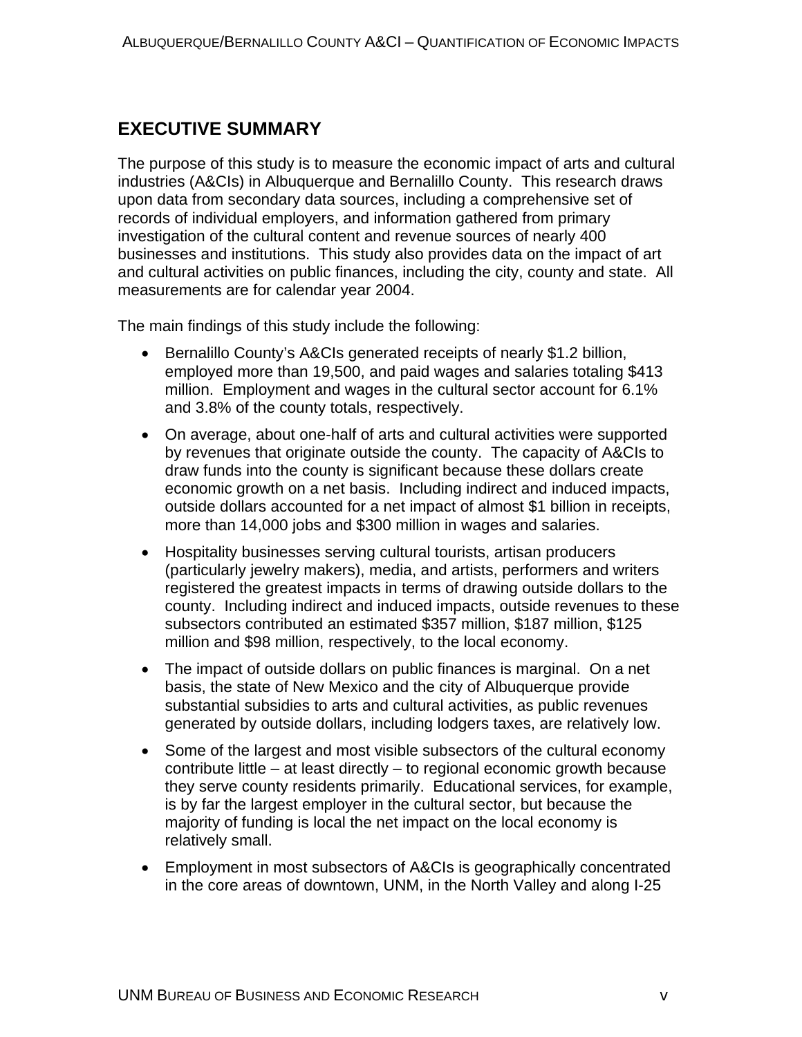## EXECUTIVE SUMMARY

The purpose of this study is to measure the economic impact of arts and cultural industries (A&CIs) in Albuquerque and Bernalillo County. This research draws upon data from secondary data sources, including a comprehensive set of records of individual employers, and information gathered from primary investigation of the cultural content and revenue sources of nearly 400 businesses and institutions. This study also provides data on the impact of art and cultural activities on public finances, including the city, county and state. All measurements are for calendar year 2004.

The main findings of this study include the following:

- Bernalillo County's A&CIs generated receipts of nearly $1.2 billion, employed more than 19,500, and paid wages and salaries totaling $413 million. Employment and wages in the cultural sector account for 6.1% and 3.8% of the county totals, respectively.
- On average, about one-half of arts and cultural activities were supported by revenues that originate outside the county. The capacity of A&CIs to draw funds into the county is significant because these dollars create economic growth on a net basis. Including indirect and induced impacts, outside dollars accounted for a net impact of almost $1 billion in receipts, more than 14,000 jobs and $300 million in wages and salaries.
- Hospitality businesses serving cultural tourists, artisan producers (particularly jewelry makers), media, and artists, performers and writers registered the greatest impacts in terms of drawing outside dollars to the county. Including indirect and induced impacts, outside revenues to these subsectors contributed an estimated $357 million, $187 million, $125 million and $98 million, respectively, to the local economy.
- The impact of outside dollars on public finances is marginal. On a net basis, the state of New Mexico and the city of Albuquerque provide substantial subsidies to arts and cultural activities, as public revenues generated by outside dollars, including lodgers taxes, are relatively low.
- Some of the largest and most visible subsectors of the cultural economy contribute little – at least directly – to regional economic growth because they serve county residents primarily. Educational services, for example, is by far the largest employer in the cultural sector, but because the majority of funding is local the net impact on the local economy is relatively small.
- Employment in most subsectors of A&CIs is geographically concentrated in the core areas of downtown, UNM, in the North Valley and along I-25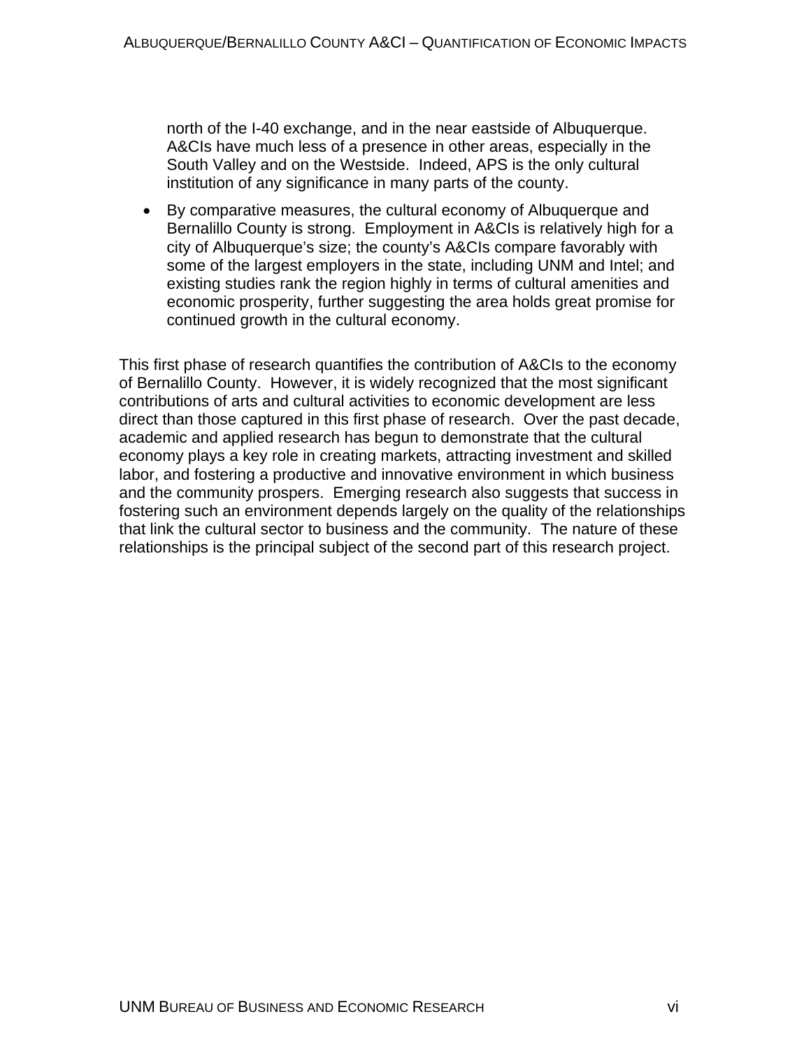north of the I-40 exchange, and in the near eastside of Albuquerque. A&CIs have much less of a presence in other areas, especially in the South Valley and on the Westside. Indeed, APS is the only cultural institution of any significance in many parts of the county.

- By comparative measures, the cultural economy of Albuquerque and Bernalillo County is strong. Employment in A&CIs is relatively high for a city of Albuquerque's size; the county's A&CIs compare favorably with some of the largest employers in the state, including UNM and Intel; and existing studies rank the region highly in terms of cultural amenities and economic prosperity, further suggesting the area holds great promise for continued growth in the cultural economy.

This first phase of research quantifies the contribution of A&CIs to the economy of Bernalillo County. However, it is widely recognized that the most significant contributions of arts and cultural activities to economic development are less direct than those captured in this first phase of research. Over the past decade, academic and applied research has begun to demonstrate that the cultural economy plays a key role in creating markets, attracting investment and skilled labor, and fostering a productive and innovative environment in which business and the community prospers. Emerging research also suggests that success in fostering such an environment depends largely on the quality of the relationships that link the cultural sector to business and the community. The nature of these relationships is the principal subject of the second part of this research project.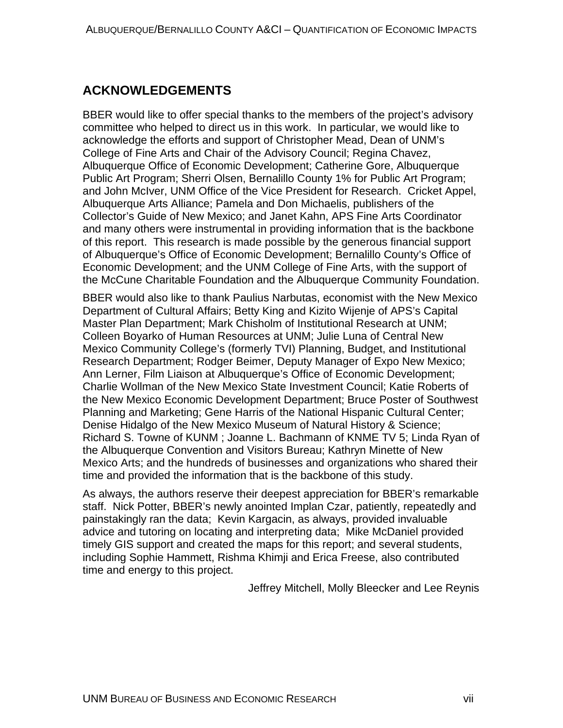## ACKNOWLEDGEMENTS

BBER would like to offer special thanks to the members of the project's advisory committee who helped to direct us in this work. In particular, we would like to acknowledge the efforts and support of Christopher Mead, Dean of UNM's College of Fine Arts and Chair of the Advisory Council; Regina Chavez, Albuquerque Office of Economic Development; Catherine Gore, Albuquerque Public Art Program; Sherri Olsen, Bernalillo County 1% for Public Art Program; and John McIver, UNM Office of the Vice President for Research. Cricket Appel, Albuquerque Arts Alliance; Pamela and Don Michaelis, publishers of the Collector's Guide of New Mexico; and Janet Kahn, APS Fine Arts Coordinator and many others were instrumental in providing information that is the backbone of this report. This research is made possible by the generous financial support of Albuquerque's Office of Economic Development; Bernalillo County's Office of Economic Development; and the UNM College of Fine Arts, with the support of the McCune Charitable Foundation and the Albuquerque Community Foundation.

BBER would also like to thank Paulius Narbutas, economist with the New Mexico Department of Cultural Affairs; Betty King and Kizito Wijenje of APS's Capital Master Plan Department; Mark Chisholm of Institutional Research at UNM; Colleen Boyarko of Human Resources at UNM; Julie Luna of Central New Mexico Community College's (formerly TVI) Planning, Budget, and Institutional Research Department; Rodger Beimer, Deputy Manager of Expo New Mexico; Ann Lerner, Film Liaison at Albuquerque's Office of Economic Development; Charlie Wollman of the New Mexico State Investment Council; Katie Roberts of the New Mexico Economic Development Department; Bruce Poster of Southwest Planning and Marketing; Gene Harris of the National Hispanic Cultural Center; Denise Hidalgo of the New Mexico Museum of Natural History & Science; Richard S. Towne of KUNM ; Joanne L. Bachmann of KNME TV 5; Linda Ryan of the Albuquerque Convention and Visitors Bureau; Kathryn Minette of New Mexico Arts; and the hundreds of businesses and organizations who shared their time and provided the information that is the backbone of this study.

As always, the authors reserve their deepest appreciation for BBER's remarkable staff. Nick Potter, BBER's newly anointed Implan Czar, patiently, repeatedly and painstakingly ran the data; Kevin Kargacin, as always, provided invaluable advice and tutoring on locating and interpreting data; Mike McDaniel provided timely GIS support and created the maps for this report; and several students, including Sophie Hammett, Rishma Khimji and Erica Freese, also contributed time and energy to this project.

Jeffrey Mitchell, Molly Bleecker and Lee Reynis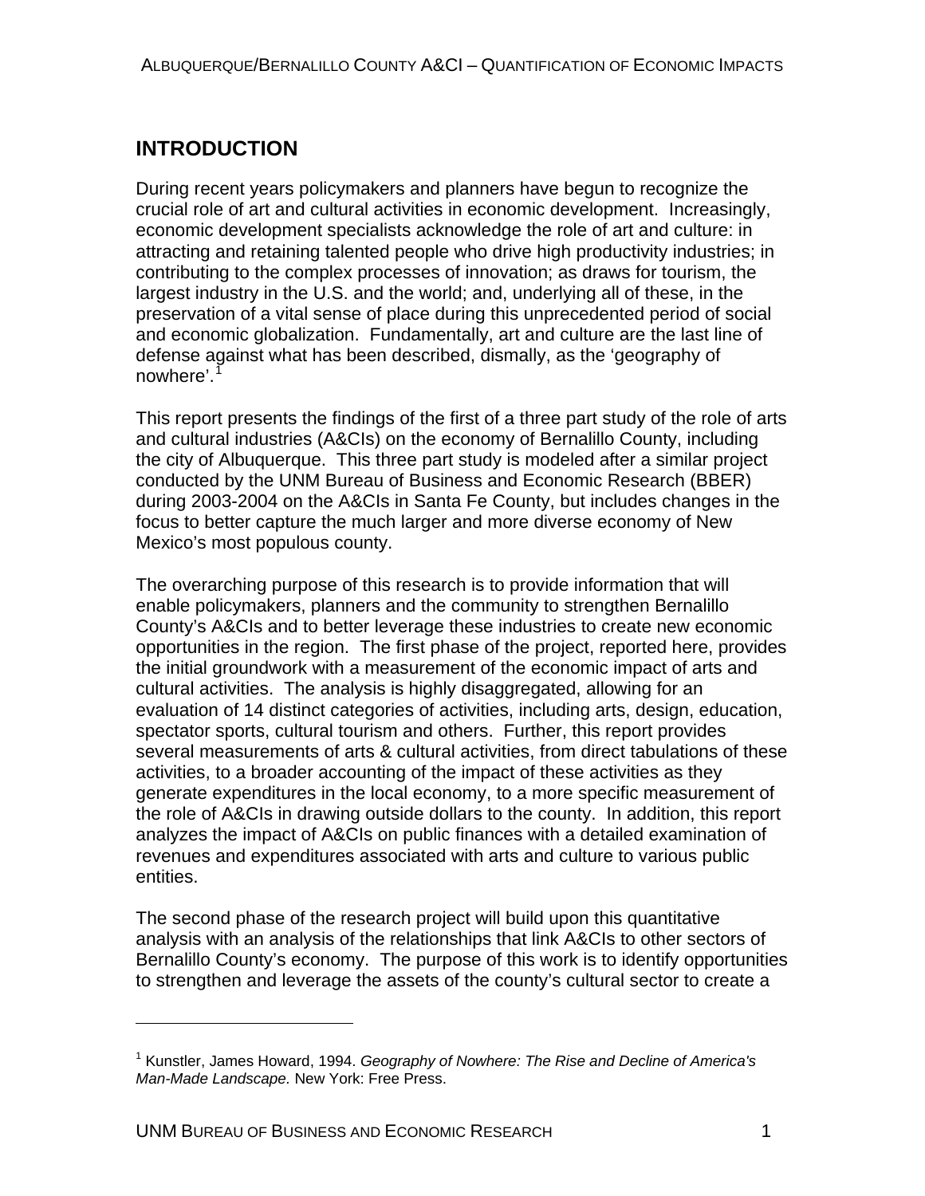# INTRODUCTION

During recent years policymakers and planners have begun to recognize the crucial role of art and cultural activities in economic development. Increasingly, economic development specialists acknowledge the role of art and culture: in attracting and retaining talented people who drive high productivity industries; in contributing to the complex processes of innovation; as draws for tourism, the largest industry in the U.S. and the world; and, underlying all of these, in the preservation of a vital sense of place during this unprecedented period of social and economic globalization. Fundamentally, art and culture are the last line of defense against what has been described, dismally, as the 'geography of nowhere'.[1]

This report presents the findings of the first of a three part study of the role of arts and cultural industries (A&CIs) on the economy of Bernalillo County, including the city of Albuquerque. This three part study is modeled after a similar project conducted by the UNM Bureau of Business and Economic Research (BBER) during 2003-2004 on the A&CIs in Santa Fe County, but includes changes in the focus to better capture the much larger and more diverse economy of New Mexico's most populous county.

The overarching purpose of this research is to provide information that will enable policymakers, planners and the community to strengthen Bernalillo County's A&CIs and to better leverage these industries to create new economic opportunities in the region. The first phase of the project, reported here, provides the initial groundwork with a measurement of the economic impact of arts and cultural activities. The analysis is highly disaggregated, allowing for an evaluation of 14 distinct categories of activities, including arts, design, education, spectator sports, cultural tourism and others. Further, this report provides several measurements of arts & cultural activities, from direct tabulations of these activities, to a broader accounting of the impact of these activities as they generate expenditures in the local economy, to a more specific measurement of the role of A&CIs in drawing outside dollars to the county. In addition, this report analyzes the impact of A&CIs on public finances with a detailed examination of revenues and expenditures associated with arts and culture to various public entities.

The second phase of the research project will build upon this quantitative analysis with an analysis of the relationships that link A&CIs to other sectors of Bernalillo County's economy. The purpose of this work is to identify opportunities to strengthen and leverage the assets of the county's cultural sector to create a

[1] Kunstler, James Howard, 1994. *Geography of Nowhere: The Rise and Decline of America's Man-Made Landscape.* New York: Free Press.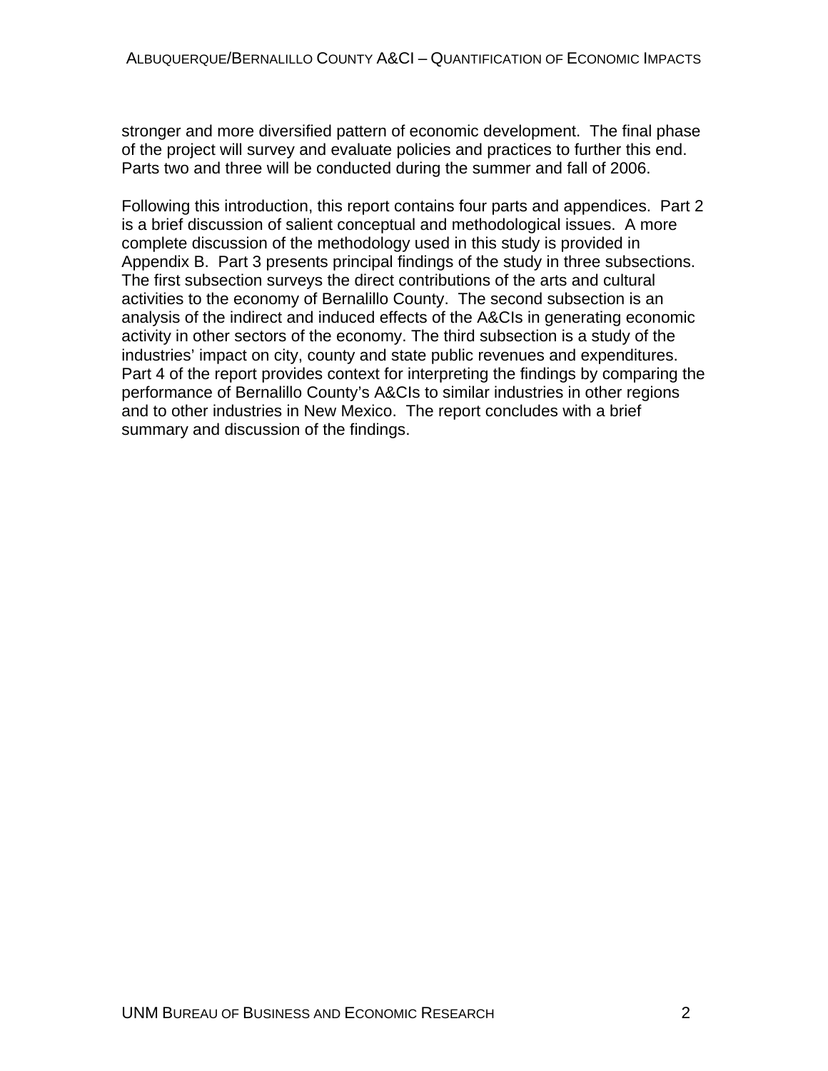stronger and more diversified pattern of economic development. The final phase of the project will survey and evaluate policies and practices to further this end. Parts two and three will be conducted during the summer and fall of 2006.

Following this introduction, this report contains four parts and appendices. Part 2 is a brief discussion of salient conceptual and methodological issues. A more complete discussion of the methodology used in this study is provided in Appendix B. Part 3 presents principal findings of the study in three subsections. The first subsection surveys the direct contributions of the arts and cultural activities to the economy of Bernalillo County. The second subsection is an analysis of the indirect and induced effects of the A&CIs in generating economic activity in other sectors of the economy. The third subsection is a study of the industries' impact on city, county and state public revenues and expenditures. Part 4 of the report provides context for interpreting the findings by comparing the performance of Bernalillo County's A&CIs to similar industries in other regions and to other industries in New Mexico. The report concludes with a brief summary and discussion of the findings.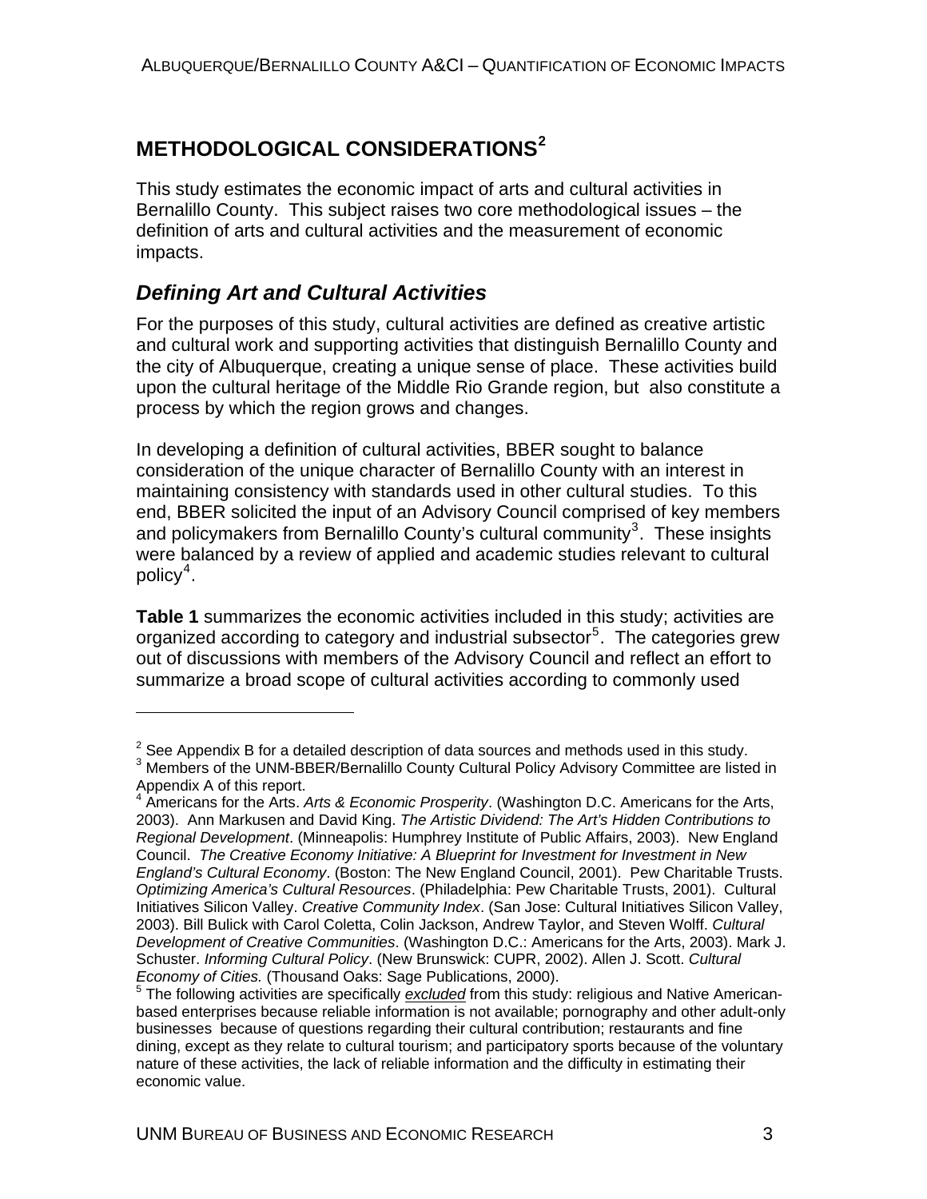## METHODOLOGICAL CONSIDERATIONS[2]

This study estimates the economic impact of arts and cultural activities in Bernalillo County. This subject raises two core methodological issues – the definition of arts and cultural activities and the measurement of economic impacts.

### *Defining Art and Cultural Activities*

For the purposes of this study, cultural activities are defined as creative artistic and cultural work and supporting activities that distinguish Bernalillo County and the city of Albuquerque, creating a unique sense of place. These activities build upon the cultural heritage of the Middle Rio Grande region, but also constitute a process by which the region grows and changes.

In developing a definition of cultural activities, BBER sought to balance consideration of the unique character of Bernalillo County with an interest in maintaining consistency with standards used in other cultural studies. To this end, BBER solicited the input of an Advisory Council comprised of key members and policymakers from Bernalillo County's cultural community[3]. These insights were balanced by a review of applied and academic studies relevant to cultural policy[4].

**Table 1** summarizes the economic activities included in this study; activities are organized according to category and industrial subsector[5]. The categories grew out of discussions with members of the Advisory Council and reflect an effort to summarize a broad scope of cultural activities according to commonly used

---

[2] See Appendix B for a detailed description of data sources and methods used in this study.

[3] Members of the UNM-BBER/Bernalillo County Cultural Policy Advisory Committee are listed in Appendix A of this report.

[4] Americans for the Arts. *Arts & Economic Prosperity*. (Washington D.C. Americans for the Arts, 2003). Ann Markusen and David King. *The Artistic Dividend: The Art's Hidden Contributions to Regional Development*. (Minneapolis: Humphrey Institute of Public Affairs, 2003). New England Council. *The Creative Economy Initiative: A Blueprint for Investment for Investment in New England's Cultural Economy*. (Boston: The New England Council, 2001). Pew Charitable Trusts. *Optimizing America's Cultural Resources*. (Philadelphia: Pew Charitable Trusts, 2001). Cultural Initiatives Silicon Valley. *Creative Community Index*. (San Jose: Cultural Initiatives Silicon Valley, 2003). Bill Bulick with Carol Coletta, Colin Jackson, Andrew Taylor, and Steven Wolff. *Cultural Development of Creative Communities*. (Washington D.C.: Americans for the Arts, 2003). Mark J. Schuster. *Informing Cultural Policy*. (New Brunswick: CUPR, 2002). Allen J. Scott. *Cultural Economy of Cities.* (Thousand Oaks: Sage Publications, 2000).

[5] The following activities are specifically ***excluded*** from this study: religious and Native American-based enterprises because reliable information is not available; pornography and other adult-only businesses because of questions regarding their cultural contribution; restaurants and fine dining, except as they relate to cultural tourism; and participatory sports because of the voluntary nature of these activities, the lack of reliable information and the difficulty in estimating their economic value.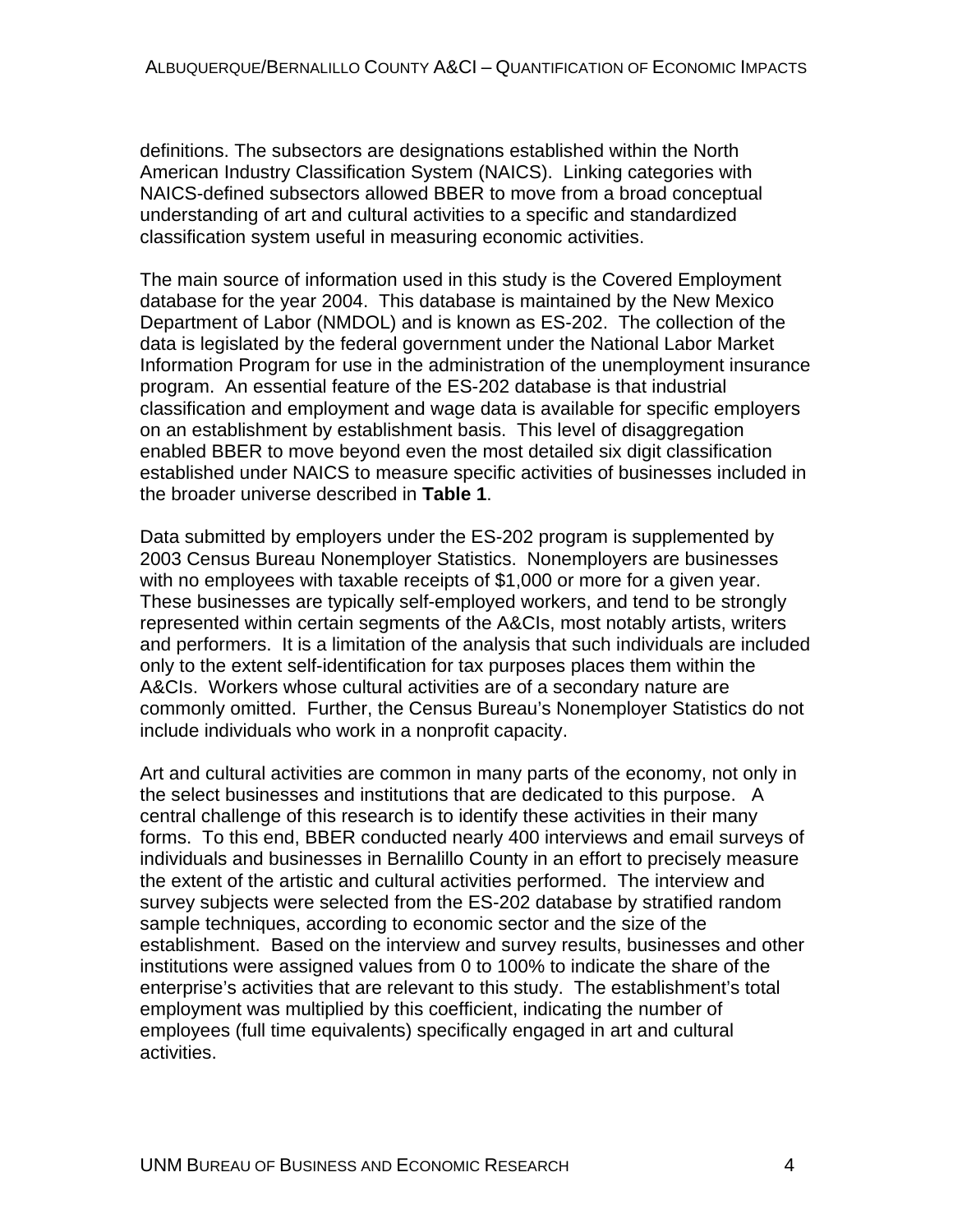definitions. The subsectors are designations established within the North American Industry Classification System (NAICS). Linking categories with NAICS-defined subsectors allowed BBER to move from a broad conceptual understanding of art and cultural activities to a specific and standardized classification system useful in measuring economic activities.

The main source of information used in this study is the Covered Employment database for the year 2004. This database is maintained by the New Mexico Department of Labor (NMDOL) and is known as ES-202. The collection of the data is legislated by the federal government under the National Labor Market Information Program for use in the administration of the unemployment insurance program. An essential feature of the ES-202 database is that industrial classification and employment and wage data is available for specific employers on an establishment by establishment basis. This level of disaggregation enabled BBER to move beyond even the most detailed six digit classification established under NAICS to measure specific activities of businesses included in the broader universe described in **Table 1**.

Data submitted by employers under the ES-202 program is supplemented by 2003 Census Bureau Nonemployer Statistics. Nonemployers are businesses with no employees with taxable receipts of $1,000 or more for a given year. These businesses are typically self-employed workers, and tend to be strongly represented within certain segments of the A&CIs, most notably artists, writers and performers. It is a limitation of the analysis that such individuals are included only to the extent self-identification for tax purposes places them within the A&CIs. Workers whose cultural activities are of a secondary nature are commonly omitted. Further, the Census Bureau's Nonemployer Statistics do not include individuals who work in a nonprofit capacity.

Art and cultural activities are common in many parts of the economy, not only in the select businesses and institutions that are dedicated to this purpose. A central challenge of this research is to identify these activities in their many forms. To this end, BBER conducted nearly 400 interviews and email surveys of individuals and businesses in Bernalillo County in an effort to precisely measure the extent of the artistic and cultural activities performed. The interview and survey subjects were selected from the ES-202 database by stratified random sample techniques, according to economic sector and the size of the establishment. Based on the interview and survey results, businesses and other institutions were assigned values from 0 to 100% to indicate the share of the enterprise's activities that are relevant to this study. The establishment's total employment was multiplied by this coefficient, indicating the number of employees (full time equivalents) specifically engaged in art and cultural activities.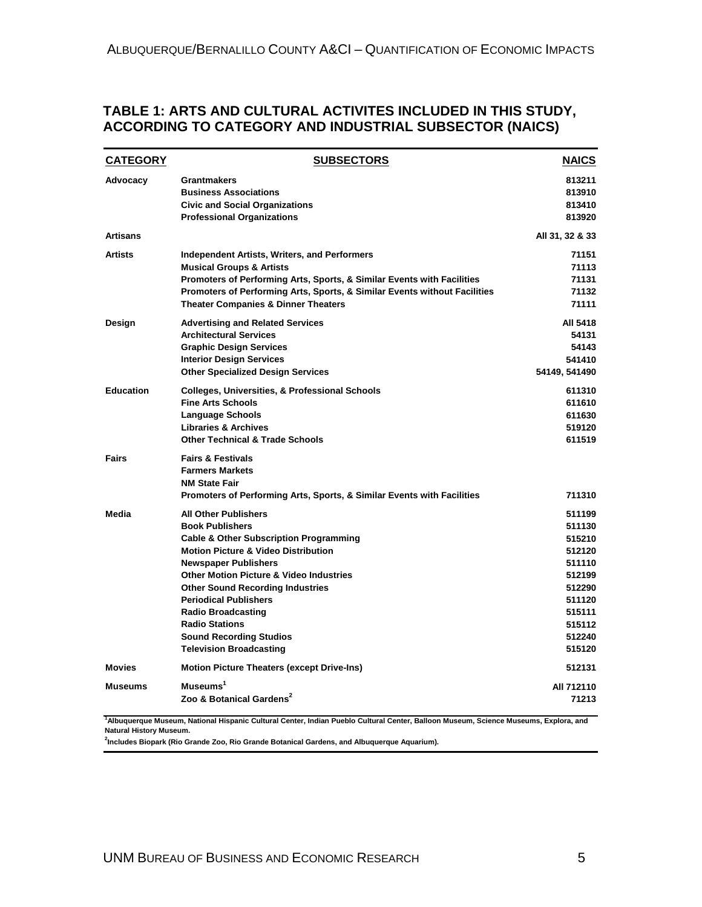## TABLE 1: ARTS AND CULTURAL ACTIVITES INCLUDED IN THIS STUDY, ACCORDING TO CATEGORY AND INDUSTRIAL SUBSECTOR (NAICS)

| CATEGORY | SUBSECTORS | NAICS |
|---|---|---|
| Advocacy | Grantmakers | 813211 |
| | Business Associations | 813910 |
| | Civic and Social Organizations | 813410 |
| | Professional Organizations | 813920 |
| Artisans | | All 31, 32 & 33 |
| Artists | Independent Artists, Writers, and Performers | 71151 |
| | Musical Groups & Artists | 71113 |
| | Promoters of Performing Arts, Sports, & Similar Events with Facilities | 71131 |
| | Promoters of Performing Arts, Sports, & Similar Events without Facilities | 71132 |
| | Theater Companies & Dinner Theaters | 71111 |
| Design | Advertising and Related Services | All 5418 |
| | Architectural Services | 54131 |
| | Graphic Design Services | 54143 |
| | Interior Design Services | 541410 |
| | Other Specialized Design Services | 54149, 541490 |
| Education | Colleges, Universities, & Professional Schools | 611310 |
| | Fine Arts Schools | 611610 |
| | Language Schools | 611630 |
| | Libraries & Archives | 519120 |
| | Other Technical & Trade Schools | 611519 |
| Fairs | Fairs & Festivals | |
| | Farmers Markets | |
| | NM State Fair | |
| | Promoters of Performing Arts, Sports, & Similar Events with Facilities | 711310 |
| Media | All Other Publishers | 511199 |
| | Book Publishers | 511130 |
| | Cable & Other Subscription Programming | 515210 |
| | Motion Picture & Video Distribution | 512120 |
| | Newspaper Publishers | 511110 |
| | Other Motion Picture & Video Industries | 512199 |
| | Other Sound Recording Industries | 512290 |
| | Periodical Publishers | 511120 |
| | Radio Broadcasting | 515111 |
| | Radio Stations | 515112 |
| | Sound Recording Studios | 512240 |
| | Television Broadcasting | 515120 |
| Movies | Motion Picture Theaters (except Drive-Ins) | 512131 |
| Museums | Museums[1] | All 712110 |
| | Zoo & Botanical Gardens[2] | 71213 |

[1]Albuquerque Museum, National Hispanic Cultural Center, Indian Pueblo Cultural Center, Balloon Museum, Science Museums, Explora, and Natural History Museum.

[2]Includes Biopark (Rio Grande Zoo, Rio Grande Botanical Gardens, and Albuquerque Aquarium).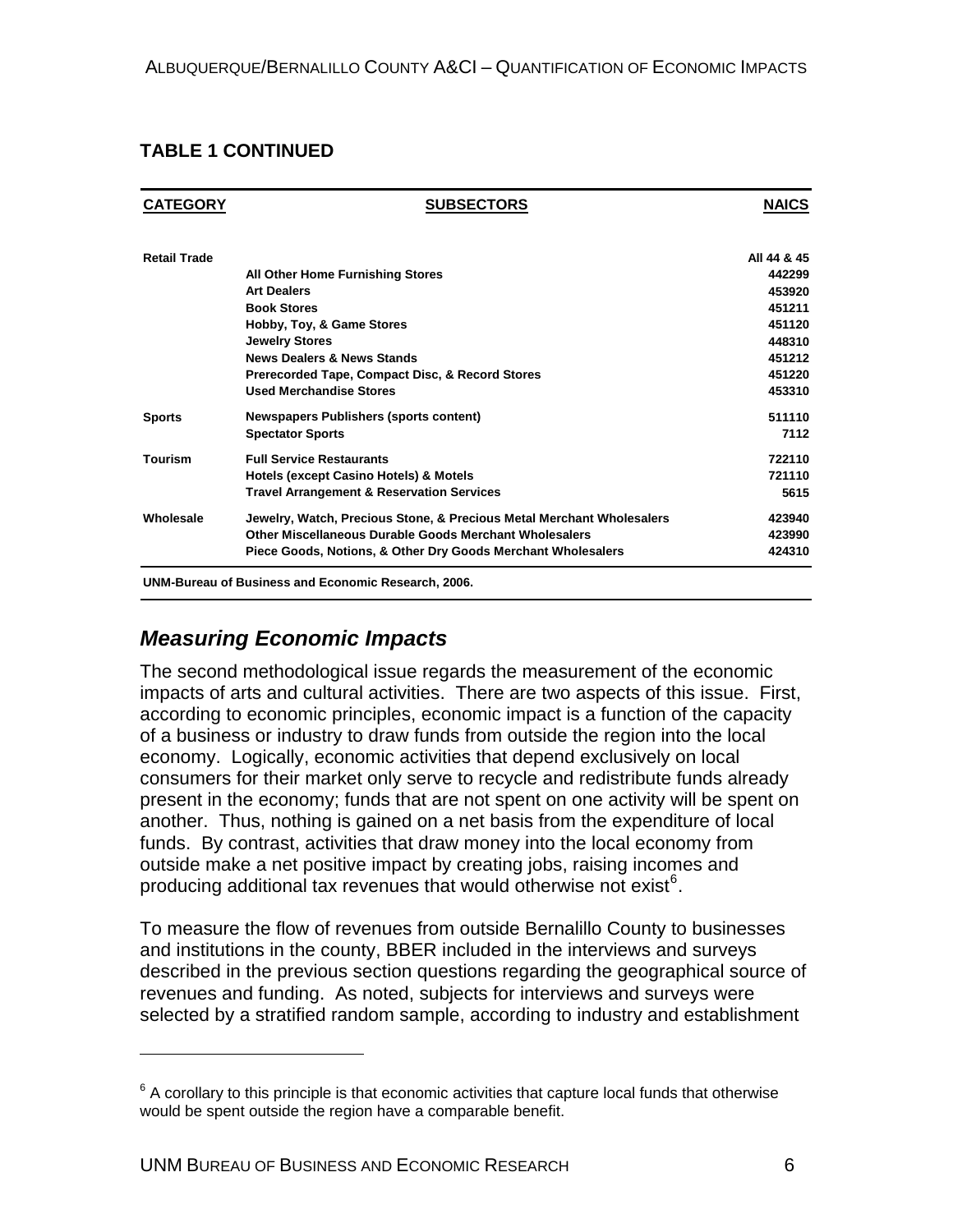### TABLE 1 CONTINUED

| CATEGORY | SUBSECTORS | NAICS |
|---|---|---|
| **Retail Trade** | | **All 44 & 45** |
| | **All Other Home Furnishing Stores** | **442299** |
| | **Art Dealers** | **453920** |
| | **Book Stores** | **451211** |
| | **Hobby, Toy, & Game Stores** | **451120** |
| | **Jewelry Stores** | **448310** |
| | **News Dealers & News Stands** | **451212** |
| | **Prerecorded Tape, Compact Disc, & Record Stores** | **451220** |
| | **Used Merchandise Stores** | **453310** |
| **Sports** | **Newspapers Publishers (sports content)** | **511110** |
| | **Spectator Sports** | **7112** |
| **Tourism** | **Full Service Restaurants** | **722110** |
| | **Hotels (except Casino Hotels) & Motels** | **721110** |
| | **Travel Arrangement & Reservation Services** | **5615** |
| **Wholesale** | **Jewelry, Watch, Precious Stone, & Precious Metal Merchant Wholesalers** | **423940** |
| | **Other Miscellaneous Durable Goods Merchant Wholesalers** | **423990** |
| | **Piece Goods, Notions, & Other Dry Goods Merchant Wholesalers** | **424310** |

**UNM-Bureau of Business and Economic Research, 2006.**

## *Measuring Economic Impacts*

The second methodological issue regards the measurement of the economic impacts of arts and cultural activities. There are two aspects of this issue. First, according to economic principles, economic impact is a function of the capacity of a business or industry to draw funds from outside the region into the local economy. Logically, economic activities that depend exclusively on local consumers for their market only serve to recycle and redistribute funds already present in the economy; funds that are not spent on one activity will be spent on another. Thus, nothing is gained on a net basis from the expenditure of local funds. By contrast, activities that draw money into the local economy from outside make a net positive impact by creating jobs, raising incomes and producing additional tax revenues that would otherwise not exist[6].

To measure the flow of revenues from outside Bernalillo County to businesses and institutions in the county, BBER included in the interviews and surveys described in the previous section questions regarding the geographical source of revenues and funding. As noted, subjects for interviews and surveys were selected by a stratified random sample, according to industry and establishment

[6] A corollary to this principle is that economic activities that capture local funds that otherwise would be spent outside the region have a comparable benefit.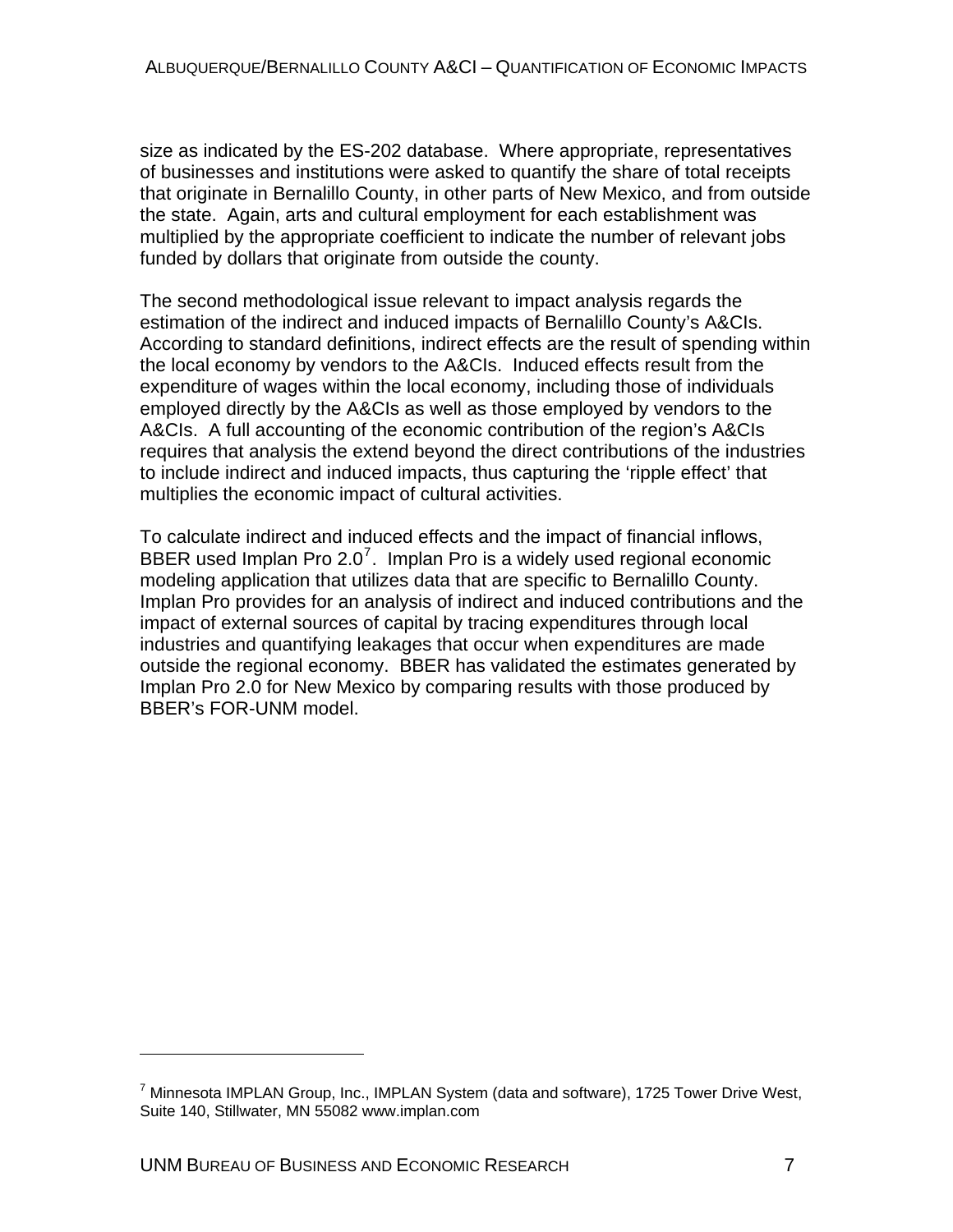size as indicated by the ES-202 database. Where appropriate, representatives of businesses and institutions were asked to quantify the share of total receipts that originate in Bernalillo County, in other parts of New Mexico, and from outside the state. Again, arts and cultural employment for each establishment was multiplied by the appropriate coefficient to indicate the number of relevant jobs funded by dollars that originate from outside the county.

The second methodological issue relevant to impact analysis regards the estimation of the indirect and induced impacts of Bernalillo County's A&CIs. According to standard definitions, indirect effects are the result of spending within the local economy by vendors to the A&CIs. Induced effects result from the expenditure of wages within the local economy, including those of individuals employed directly by the A&CIs as well as those employed by vendors to the A&CIs. A full accounting of the economic contribution of the region's A&CIs requires that analysis the extend beyond the direct contributions of the industries to include indirect and induced impacts, thus capturing the 'ripple effect' that multiplies the economic impact of cultural activities.

To calculate indirect and induced effects and the impact of financial inflows, BBER used Implan Pro 2.0[7]. Implan Pro is a widely used regional economic modeling application that utilizes data that are specific to Bernalillo County. Implan Pro provides for an analysis of indirect and induced contributions and the impact of external sources of capital by tracing expenditures through local industries and quantifying leakages that occur when expenditures are made outside the regional economy. BBER has validated the estimates generated by Implan Pro 2.0 for New Mexico by comparing results with those produced by BBER's FOR-UNM model.

---

[7] Minnesota IMPLAN Group, Inc., IMPLAN System (data and software), 1725 Tower Drive West, Suite 140, Stillwater, MN 55082 www.implan.com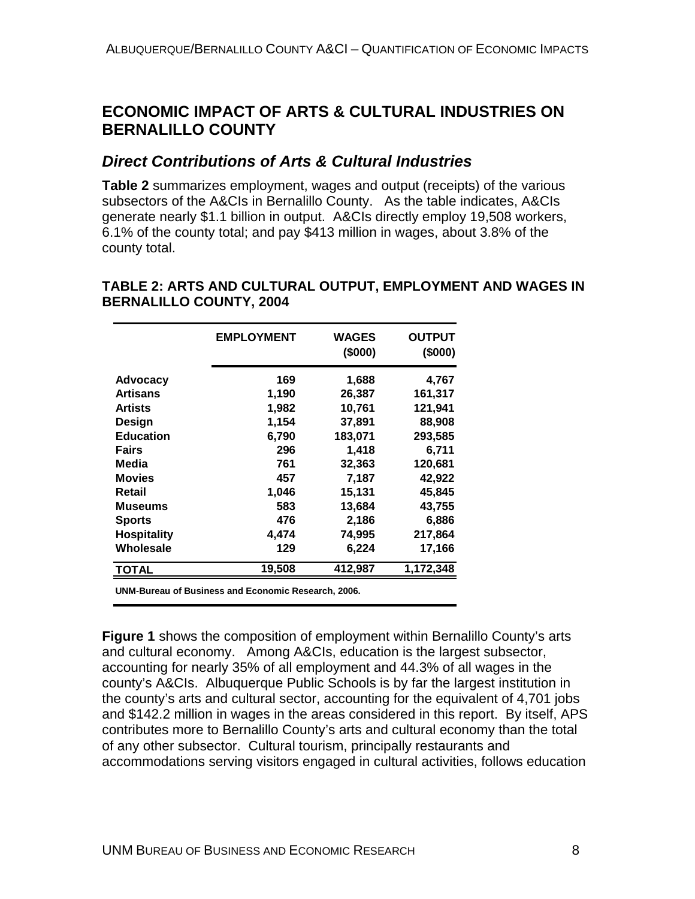## ECONOMIC IMPACT OF ARTS & CULTURAL INDUSTRIES ON BERNALILLO COUNTY

### *Direct Contributions of Arts & Cultural Industries*

**Table 2** summarizes employment, wages and output (receipts) of the various subsectors of the A&CIs in Bernalillo County. As the table indicates, A&CIs generate nearly $1.1 billion in output. A&CIs directly employ 19,508 workers, 6.1% of the county total; and pay $413 million in wages, about 3.8% of the county total.

**TABLE 2: ARTS AND CULTURAL OUTPUT, EMPLOYMENT AND WAGES IN BERNALILLO COUNTY, 2004**

| | EMPLOYMENT | WAGES ($000) | OUTPUT ($000) |
|---|---|---|---|
| Advocacy | 169 | 1,688 | 4,767 |
| Artisans | 1,190 | 26,387 | 161,317 |
| Artists | 1,982 | 10,761 | 121,941 |
| Design | 1,154 | 37,891 | 88,908 |
| Education | 6,790 | 183,071 | 293,585 |
| Fairs | 296 | 1,418 | 6,711 |
| Media | 761 | 32,363 | 120,681 |
| Movies | 457 | 7,187 | 42,922 |
| Retail | 1,046 | 15,131 | 45,845 |
| Museums | 583 | 13,684 | 43,755 |
| Sports | 476 | 2,186 | 6,886 |
| Hospitality | 4,474 | 74,995 | 217,864 |
| Wholesale | 129 | 6,224 | 17,166 |
| **TOTAL** | **19,508** | **412,987** | **1,172,348** |

UNM-Bureau of Business and Economic Research, 2006.

**Figure 1** shows the composition of employment within Bernalillo County's arts and cultural economy. Among A&CIs, education is the largest subsector, accounting for nearly 35% of all employment and 44.3% of all wages in the county's A&CIs. Albuquerque Public Schools is by far the largest institution in the county's arts and cultural sector, accounting for the equivalent of 4,701 jobs and $142.2 million in wages in the areas considered in this report. By itself, APS contributes more to Bernalillo County's arts and cultural economy than the total of any other subsector. Cultural tourism, principally restaurants and accommodations serving visitors engaged in cultural activities, follows education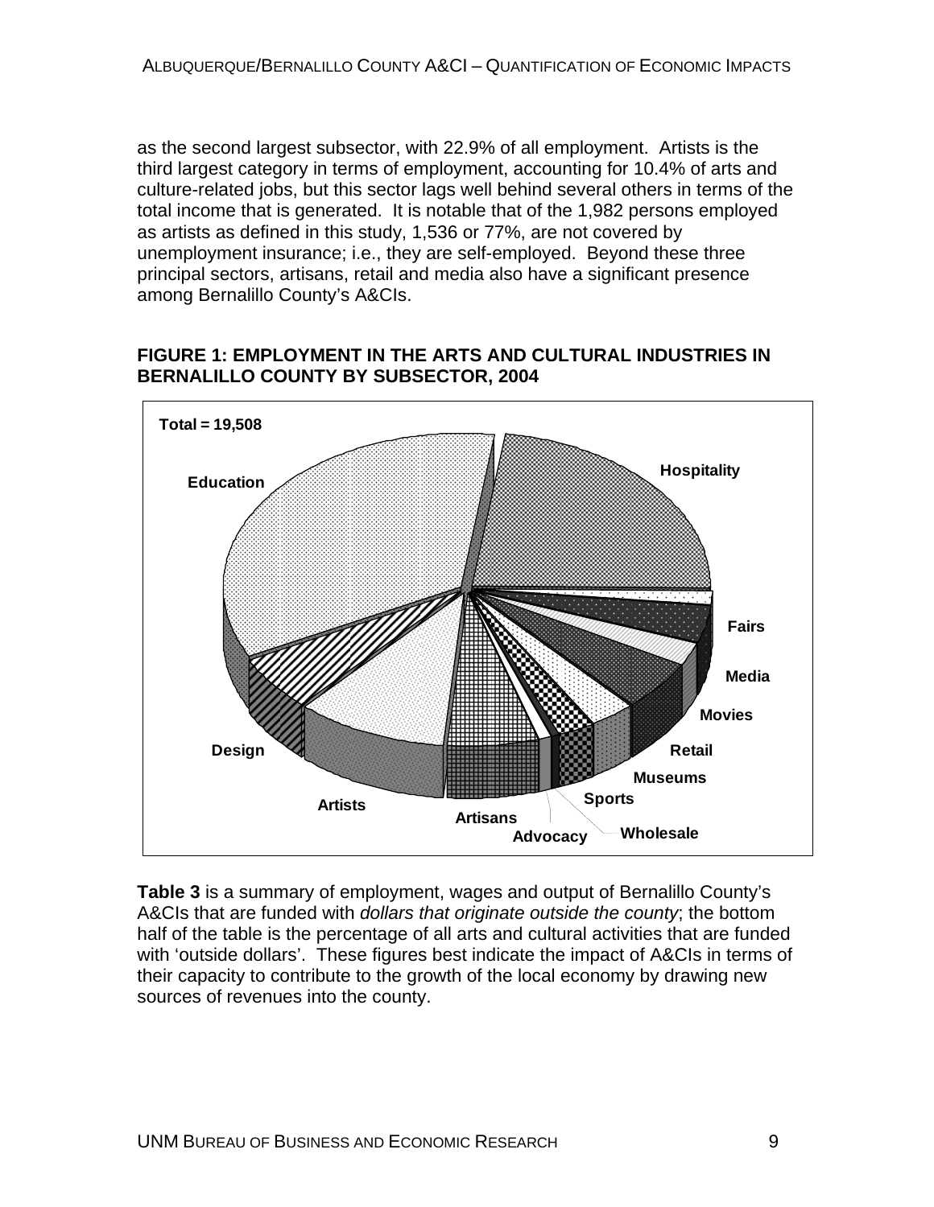as the second largest subsector, with 22.9% of all employment. Artists is the third largest category in terms of employment, accounting for 10.4% of arts and culture-related jobs, but this sector lags well behind several others in terms of the total income that is generated. It is notable that of the 1,982 persons employed as artists as defined in this study, 1,536 or 77%, are not covered by unemployment insurance; i.e., they are self-employed. Beyond these three principal sectors, artisans, retail and media also have a significant presence among Bernalillo County's A&CIs.

**FIGURE 1: EMPLOYMENT IN THE ARTS AND CULTURAL INDUSTRIES IN BERNALILLO COUNTY BY SUBSECTOR, 2004**

Total = 19,508

Education, Hospitality, Fairs, Media, Movies, Retail, Museums, Sports, Wholesale, Advocacy, Artisans, Artists, Design

**Table 3** is a summary of employment, wages and output of Bernalillo County's A&CIs that are funded with *dollars that originate outside the county*; the bottom half of the table is the percentage of all arts and cultural activities that are funded with 'outside dollars'. These figures best indicate the impact of A&CIs in terms of their capacity to contribute to the growth of the local economy by drawing new sources of revenues into the county.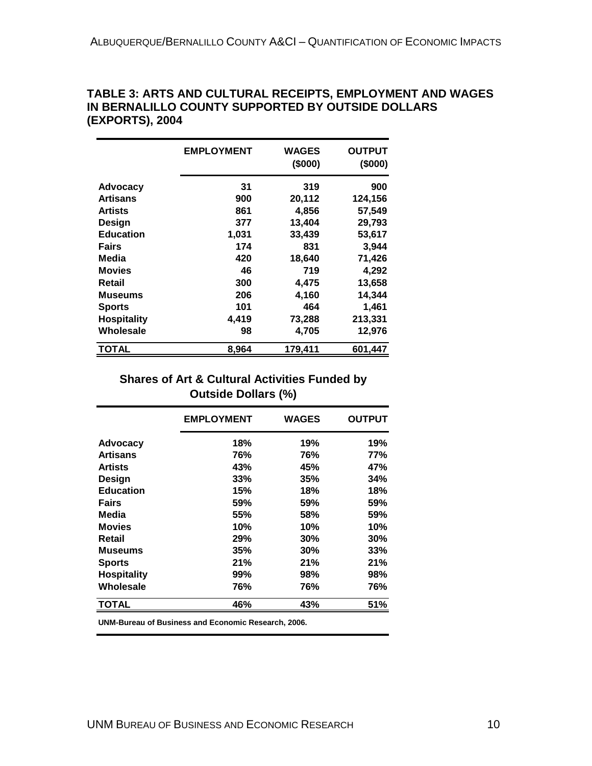### TABLE 3: ARTS AND CULTURAL RECEIPTS, EMPLOYMENT AND WAGES IN BERNALILLO COUNTY SUPPORTED BY OUTSIDE DOLLARS (EXPORTS), 2004

| | EMPLOYMENT | WAGES ($000) | OUTPUT ($000) |
|---|---|---|---|
| **Advocacy** | 31 | 319 | 900 |
| **Artisans** | 900 | 20,112 | 124,156 |
| **Artists** | 861 | 4,856 | 57,549 |
| **Design** | 377 | 13,404 | 29,793 |
| **Education** | 1,031 | 33,439 | 53,617 |
| **Fairs** | 174 | 831 | 3,944 |
| **Media** | 420 | 18,640 | 71,426 |
| **Movies** | 46 | 719 | 4,292 |
| **Retail** | 300 | 4,475 | 13,658 |
| **Museums** | 206 | 4,160 | 14,344 |
| **Sports** | 101 | 464 | 1,461 |
| **Hospitality** | 4,419 | 73,288 | 213,331 |
| **Wholesale** | 98 | 4,705 | 12,976 |
| **TOTAL** | 8,964 | 179,411 | 601,447 |

**Shares of Art & Cultural Activities Funded by Outside Dollars (%)**

| | EMPLOYMENT | WAGES | OUTPUT |
|---|---|---|---|
| **Advocacy** | 18% | 19% | 19% |
| **Artisans** | 76% | 76% | 77% |
| **Artists** | 43% | 45% | 47% |
| **Design** | 33% | 35% | 34% |
| **Education** | 15% | 18% | 18% |
| **Fairs** | 59% | 59% | 59% |
| **Media** | 55% | 58% | 59% |
| **Movies** | 10% | 10% | 10% |
| **Retail** | 29% | 30% | 30% |
| **Museums** | 35% | 30% | 33% |
| **Sports** | 21% | 21% | 21% |
| **Hospitality** | 99% | 98% | 98% |
| **Wholesale** | 76% | 76% | 76% |
| **TOTAL** | 46% | 43% | 51% |

**UNM-Bureau of Business and Economic Research, 2006.**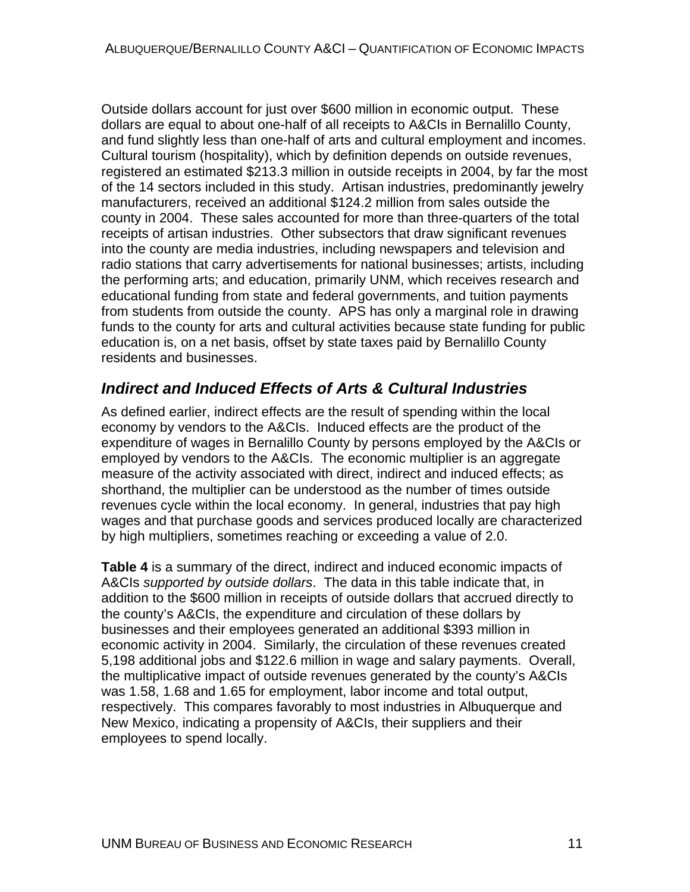Outside dollars account for just over $600 million in economic output. These dollars are equal to about one-half of all receipts to A&CIs in Bernalillo County, and fund slightly less than one-half of arts and cultural employment and incomes. Cultural tourism (hospitality), which by definition depends on outside revenues, registered an estimated $213.3 million in outside receipts in 2004, by far the most of the 14 sectors included in this study. Artisan industries, predominantly jewelry manufacturers, received an additional $124.2 million from sales outside the county in 2004. These sales accounted for more than three-quarters of the total receipts of artisan industries. Other subsectors that draw significant revenues into the county are media industries, including newspapers and television and radio stations that carry advertisements for national businesses; artists, including the performing arts; and education, primarily UNM, which receives research and educational funding from state and federal governments, and tuition payments from students from outside the county. APS has only a marginal role in drawing funds to the county for arts and cultural activities because state funding for public education is, on a net basis, offset by state taxes paid by Bernalillo County residents and businesses.

## *Indirect and Induced Effects of Arts & Cultural Industries*

As defined earlier, indirect effects are the result of spending within the local economy by vendors to the A&CIs. Induced effects are the product of the expenditure of wages in Bernalillo County by persons employed by the A&CIs or employed by vendors to the A&CIs. The economic multiplier is an aggregate measure of the activity associated with direct, indirect and induced effects; as shorthand, the multiplier can be understood as the number of times outside revenues cycle within the local economy. In general, industries that pay high wages and that purchase goods and services produced locally are characterized by high multipliers, sometimes reaching or exceeding a value of 2.0.

**Table 4** is a summary of the direct, indirect and induced economic impacts of A&CIs *supported by outside dollars*. The data in this table indicate that, in addition to the $600 million in receipts of outside dollars that accrued directly to the county's A&CIs, the expenditure and circulation of these dollars by businesses and their employees generated an additional $393 million in economic activity in 2004. Similarly, the circulation of these revenues created 5,198 additional jobs and $122.6 million in wage and salary payments. Overall, the multiplicative impact of outside revenues generated by the county's A&CIs was 1.58, 1.68 and 1.65 for employment, labor income and total output, respectively. This compares favorably to most industries in Albuquerque and New Mexico, indicating a propensity of A&CIs, their suppliers and their employees to spend locally.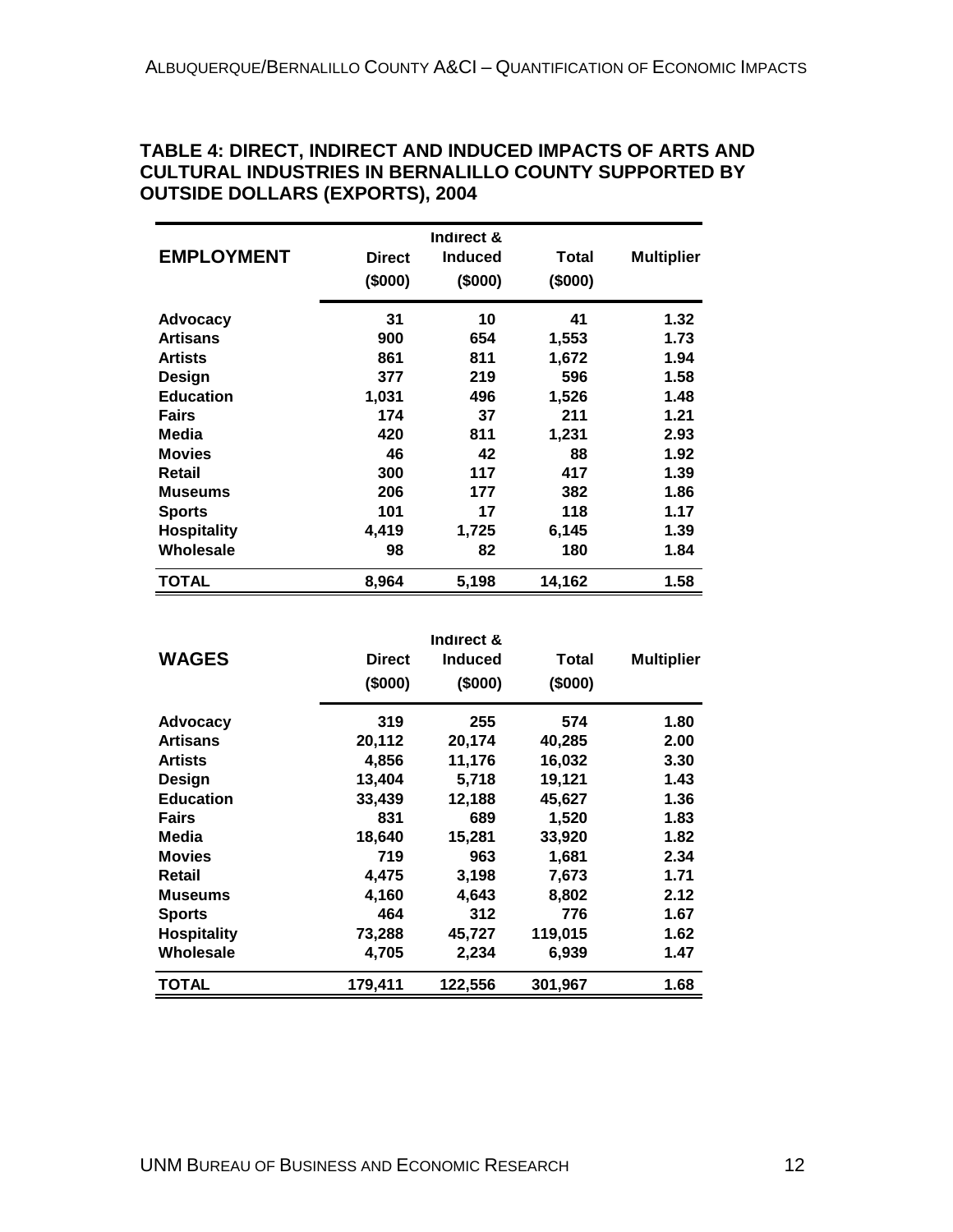### TABLE 4: DIRECT, INDIRECT AND INDUCED IMPACTS OF ARTS AND CULTURAL INDUSTRIES IN BERNALILLO COUNTY SUPPORTED BY OUTSIDE DOLLARS (EXPORTS), 2004

| EMPLOYMENT | Direct ($000) | Indirect & Induced ($000) | Total ($000) | Multiplier |
|---|---|---|---|---|
| **Advocacy** | 31 | 10 | 41 | 1.32 |
| **Artisans** | 900 | 654 | 1,553 | 1.73 |
| **Artists** | 861 | 811 | 1,672 | 1.94 |
| **Design** | 377 | 219 | 596 | 1.58 |
| **Education** | 1,031 | 496 | 1,526 | 1.48 |
| **Fairs** | 174 | 37 | 211 | 1.21 |
| **Media** | 420 | 811 | 1,231 | 2.93 |
| **Movies** | 46 | 42 | 88 | 1.92 |
| **Retail** | 300 | 117 | 417 | 1.39 |
| **Museums** | 206 | 177 | 382 | 1.86 |
| **Sports** | 101 | 17 | 118 | 1.17 |
| **Hospitality** | 4,419 | 1,725 | 6,145 | 1.39 |
| **Wholesale** | 98 | 82 | 180 | 1.84 |
| **TOTAL** | **8,964** | **5,198** | **14,162** | **1.58** |

| WAGES | Direct ($000) | Indirect & Induced ($000) | Total ($000) | Multiplier |
|---|---|---|---|---|
| **Advocacy** | 319 | 255 | 574 | 1.80 |
| **Artisans** | 20,112 | 20,174 | 40,285 | 2.00 |
| **Artists** | 4,856 | 11,176 | 16,032 | 3.30 |
| **Design** | 13,404 | 5,718 | 19,121 | 1.43 |
| **Education** | 33,439 | 12,188 | 45,627 | 1.36 |
| **Fairs** | 831 | 689 | 1,520 | 1.83 |
| **Media** | 18,640 | 15,281 | 33,920 | 1.82 |
| **Movies** | 719 | 963 | 1,681 | 2.34 |
| **Retail** | 4,475 | 3,198 | 7,673 | 1.71 |
| **Museums** | 4,160 | 4,643 | 8,802 | 2.12 |
| **Sports** | 464 | 312 | 776 | 1.67 |
| **Hospitality** | 73,288 | 45,727 | 119,015 | 1.62 |
| **Wholesale** | 4,705 | 2,234 | 6,939 | 1.47 |
| **TOTAL** | **179,411** | **122,556** | **301,967** | **1.68** |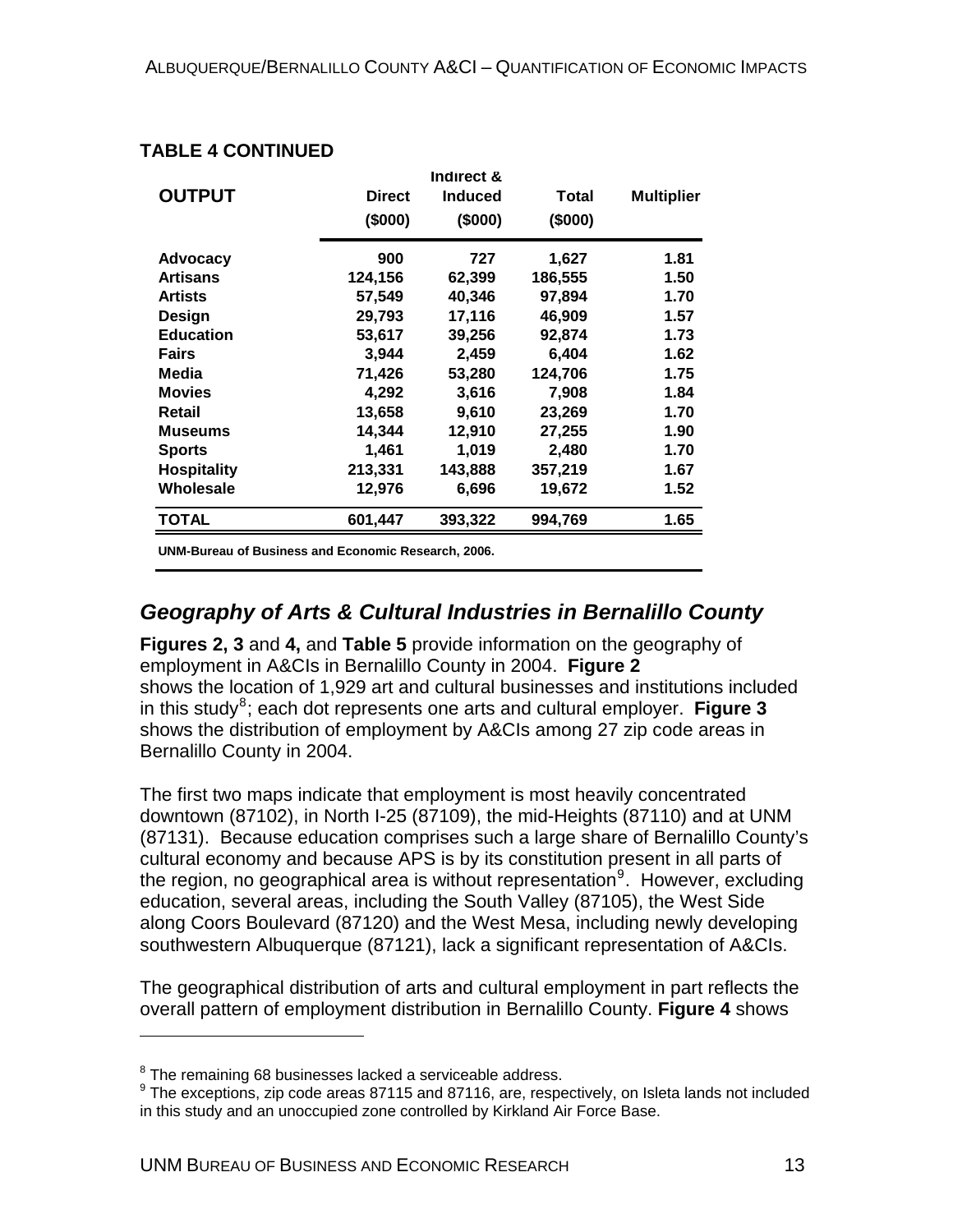**TABLE 4 CONTINUED**

| OUTPUT | Direct ($000) | Indirect & Induced ($000) | Total ($000) | Multiplier |
|---|---|---|---|---|
| **Advocacy** | 900 | 727 | 1,627 | 1.81 |
| **Artisans** | 124,156 | 62,399 | 186,555 | 1.50 |
| **Artists** | 57,549 | 40,346 | 97,894 | 1.70 |
| **Design** | 29,793 | 17,116 | 46,909 | 1.57 |
| **Education** | 53,617 | 39,256 | 92,874 | 1.73 |
| **Fairs** | 3,944 | 2,459 | 6,404 | 1.62 |
| **Media** | 71,426 | 53,280 | 124,706 | 1.75 |
| **Movies** | 4,292 | 3,616 | 7,908 | 1.84 |
| **Retail** | 13,658 | 9,610 | 23,269 | 1.70 |
| **Museums** | 14,344 | 12,910 | 27,255 | 1.90 |
| **Sports** | 1,461 | 1,019 | 2,480 | 1.70 |
| **Hospitality** | 213,331 | 143,888 | 357,219 | 1.67 |
| **Wholesale** | 12,976 | 6,696 | 19,672 | 1.52 |
| **TOTAL** | 601,447 | 393,322 | 994,769 | 1.65 |

**UNM-Bureau of Business and Economic Research, 2006.**

## *Geography of Arts & Cultural Industries in Bernalillo County*

**Figures 2, 3** and **4,** and **Table 5** provide information on the geography of employment in A&CIs in Bernalillo County in 2004. **Figure 2** shows the location of 1,929 art and cultural businesses and institutions included in this study[8]; each dot represents one arts and cultural employer. **Figure 3** shows the distribution of employment by A&CIs among 27 zip code areas in Bernalillo County in 2004.

The first two maps indicate that employment is most heavily concentrated downtown (87102), in North I-25 (87109), the mid-Heights (87110) and at UNM (87131). Because education comprises such a large share of Bernalillo County's cultural economy and because APS is by its constitution present in all parts of the region, no geographical area is without representation[9]. However, excluding education, several areas, including the South Valley (87105), the West Side along Coors Boulevard (87120) and the West Mesa, including newly developing southwestern Albuquerque (87121), lack a significant representation of A&CIs.

The geographical distribution of arts and cultural employment in part reflects the overall pattern of employment distribution in Bernalillo County. **Figure 4** shows

---

[8] The remaining 68 businesses lacked a serviceable address.

[9] The exceptions, zip code areas 87115 and 87116, are, respectively, on Isleta lands not included in this study and an unoccupied zone controlled by Kirkland Air Force Base.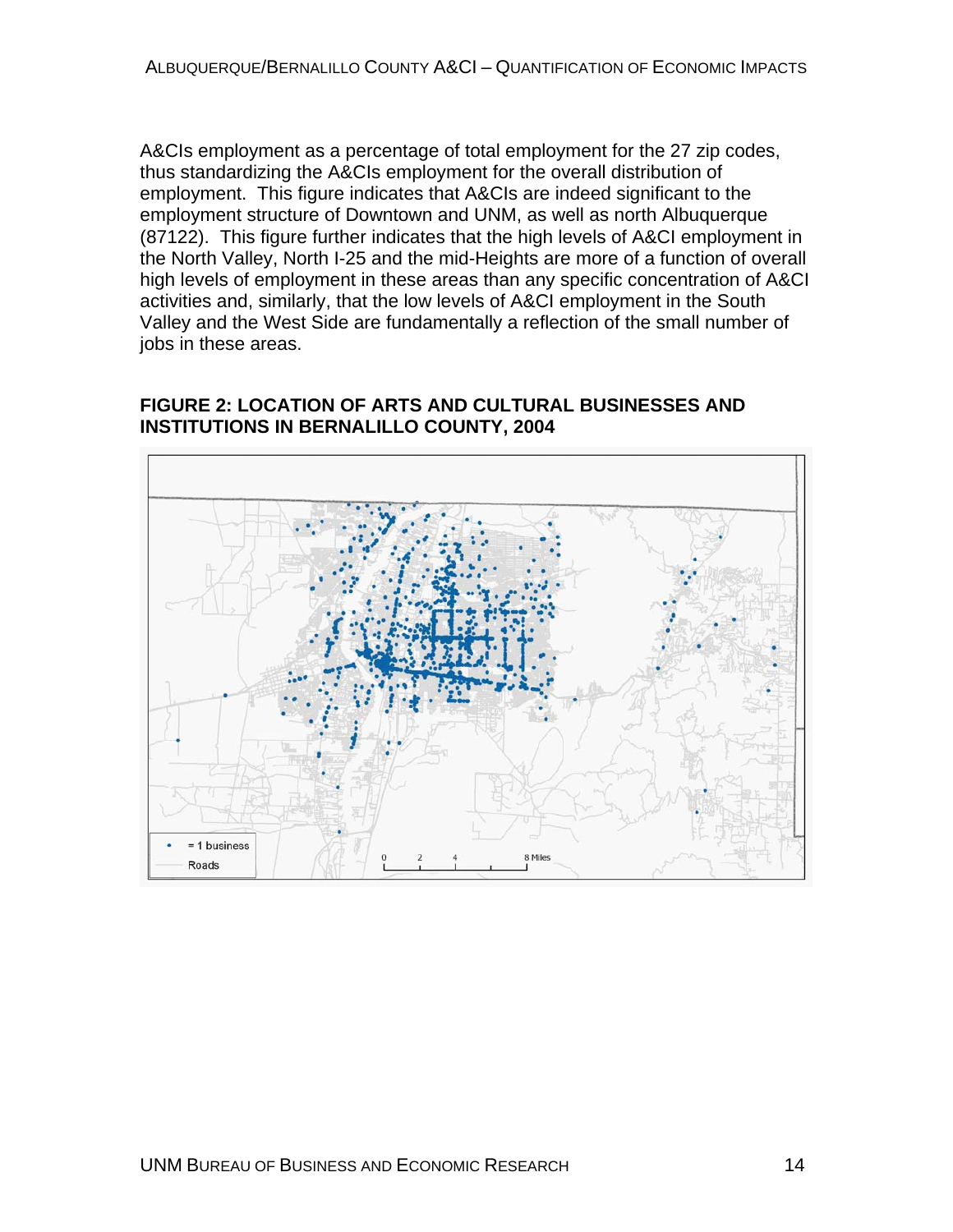A&CIs employment as a percentage of total employment for the 27 zip codes, thus standardizing the A&CIs employment for the overall distribution of employment. This figure indicates that A&CIs are indeed significant to the employment structure of Downtown and UNM, as well as north Albuquerque (87122). This figure further indicates that the high levels of A&CI employment in the North Valley, North I-25 and the mid-Heights are more of a function of overall high levels of employment in these areas than any specific concentration of A&CI activities and, similarly, that the low levels of A&CI employment in the South Valley and the West Side are fundamentally a reflection of the small number of jobs in these areas.

**FIGURE 2: LOCATION OF ARTS AND CULTURAL BUSINESSES AND INSTITUTIONS IN BERNALILLO COUNTY, 2004**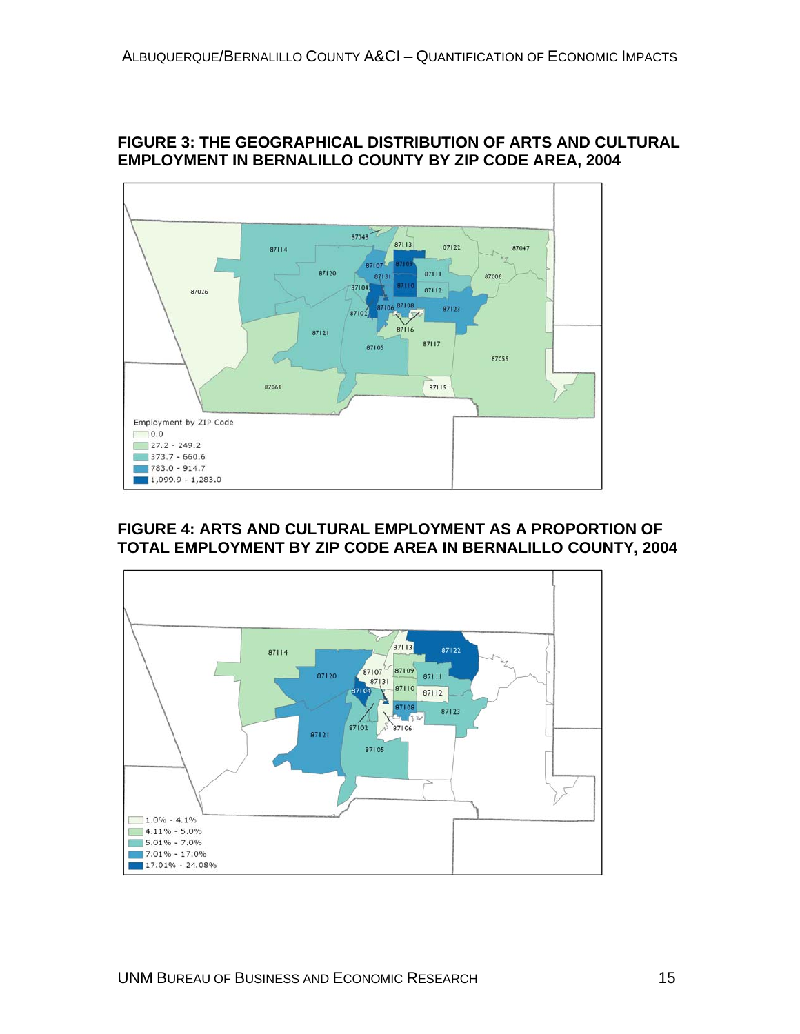**FIGURE 3: THE GEOGRAPHICAL DISTRIBUTION OF ARTS AND CULTURAL EMPLOYMENT IN BERNALILLO COUNTY BY ZIP CODE AREA, 2004**

Employment by ZIP Code

- 0.0
- 27.2 - 249.2
- 373.7 - 660.6
- 783.0 - 914.7
- 1,099.9 - 1,283.0

**FIGURE 4: ARTS AND CULTURAL EMPLOYMENT AS A PROPORTION OF TOTAL EMPLOYMENT BY ZIP CODE AREA IN BERNALILLO COUNTY, 2004**

- 1.0% - 4.1%
- 4.11% - 5.0%
- 5.01% - 7.0%
- 7.01% - 17.0%
- 17.01% - 24.08%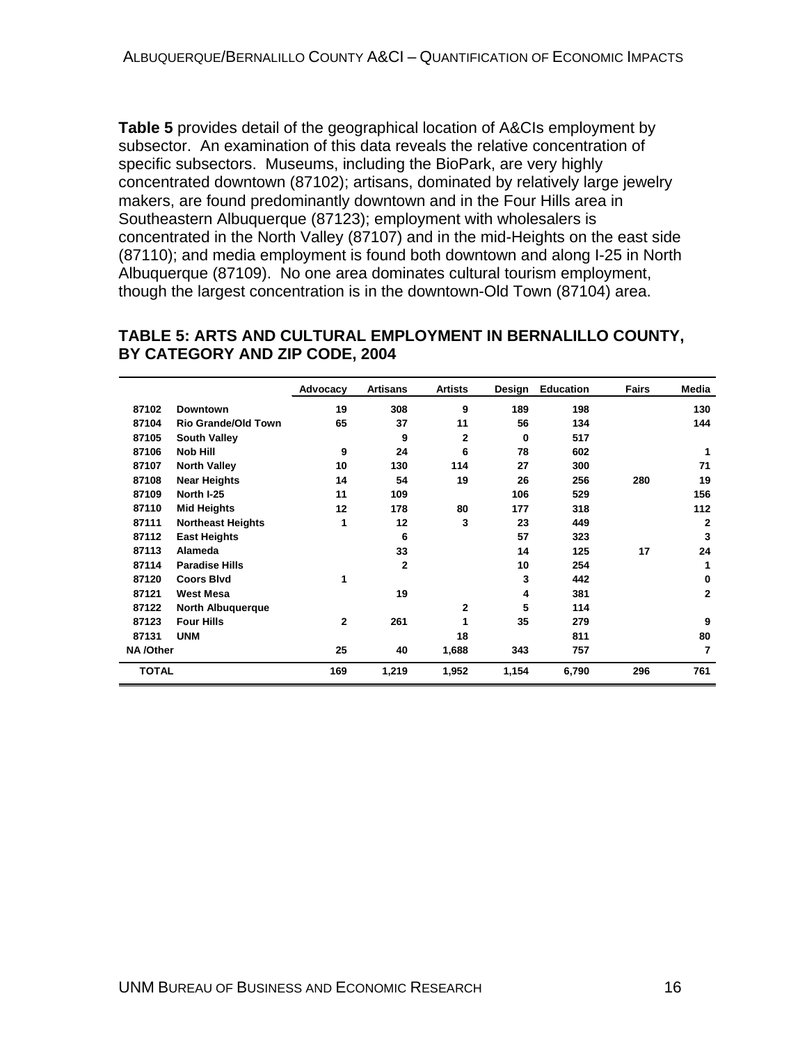**Table 5** provides detail of the geographical location of A&CIs employment by subsector. An examination of this data reveals the relative concentration of specific subsectors. Museums, including the BioPark, are very highly concentrated downtown (87102); artisans, dominated by relatively large jewelry makers, are found predominantly downtown and in the Four Hills area in Southeastern Albuquerque (87123); employment with wholesalers is concentrated in the North Valley (87107) and in the mid-Heights on the east side (87110); and media employment is found both downtown and along I-25 in North Albuquerque (87109). No one area dominates cultural tourism employment, though the largest concentration is in the downtown-Old Town (87104) area.

## TABLE 5: ARTS AND CULTURAL EMPLOYMENT IN BERNALILLO COUNTY, BY CATEGORY AND ZIP CODE, 2004

| | | Advocacy | Artisans | Artists | Design | Education | Fairs | Media |
|---|---|---|---|---|---|---|---|---|
| 87102 | Downtown | 19 | 308 | 9 | 189 | 198 | | 130 |
| 87104 | Rio Grande/Old Town | 65 | 37 | 11 | 56 | 134 | | 144 |
| 87105 | South Valley | | 9 | 2 | 0 | 517 | | |
| 87106 | Nob Hill | 9 | 24 | 6 | 78 | 602 | | 1 |
| 87107 | North Valley | 10 | 130 | 114 | 27 | 300 | | 71 |
| 87108 | Near Heights | 14 | 54 | 19 | 26 | 256 | 280 | 19 |
| 87109 | North I-25 | 11 | 109 | | 106 | 529 | | 156 |
| 87110 | Mid Heights | 12 | 178 | 80 | 177 | 318 | | 112 |
| 87111 | Northeast Heights | 1 | 12 | 3 | 23 | 449 | | 2 |
| 87112 | East Heights | | 6 | | 57 | 323 | | 3 |
| 87113 | Alameda | | 33 | | 14 | 125 | 17 | 24 |
| 87114 | Paradise Hills | | 2 | | 10 | 254 | | 1 |
| 87120 | Coors Blvd | 1 | | | 3 | 442 | | 0 |
| 87121 | West Mesa | | 19 | | 4 | 381 | | 2 |
| 87122 | North Albuquerque | | | 2 | 5 | 114 | | |
| 87123 | Four Hills | 2 | 261 | 1 | 35 | 279 | | 9 |
| 87131 | UNM | | | 18 | | 811 | | 80 |
| NA /Other | | 25 | 40 | 1,688 | 343 | 757 | | 7 |
| TOTAL | | 169 | 1,219 | 1,952 | 1,154 | 6,790 | 296 | 761 |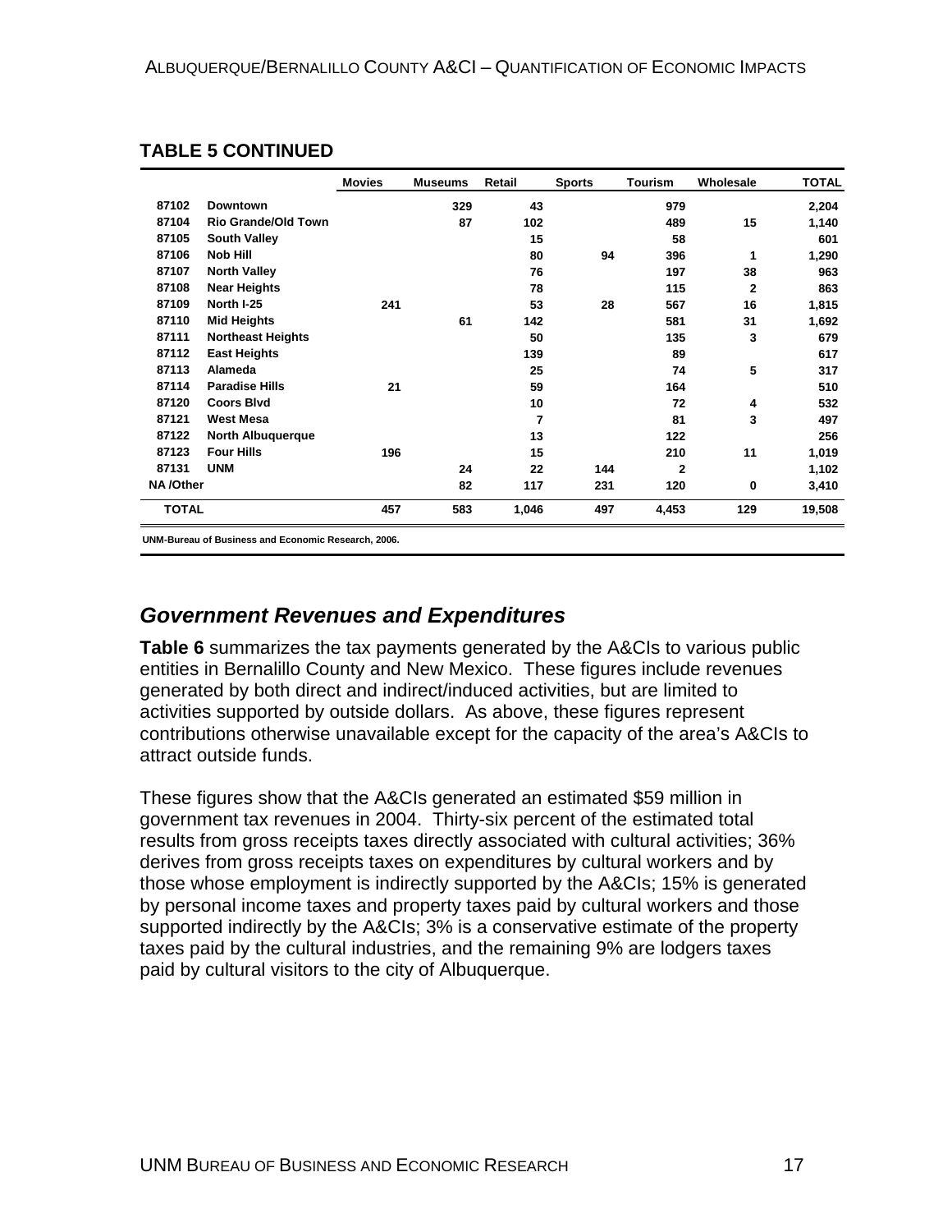**TABLE 5 CONTINUED**

| | | Movies | Museums | Retail | Sports | Tourism | Wholesale | TOTAL |
|---|---|---|---|---|---|---|---|---|
| 87102 | Downtown | | 329 | 43 | | 979 | | 2,204 |
| 87104 | Rio Grande/Old Town | | 87 | 102 | | 489 | 15 | 1,140 |
| 87105 | South Valley | | | 15 | | 58 | | 601 |
| 87106 | Nob Hill | | | 80 | 94 | 396 | 1 | 1,290 |
| 87107 | North Valley | | | 76 | | 197 | 38 | 963 |
| 87108 | Near Heights | | | 78 | | 115 | 2 | 863 |
| 87109 | North I-25 | 241 | | 53 | 28 | 567 | 16 | 1,815 |
| 87110 | Mid Heights | | 61 | 142 | | 581 | 31 | 1,692 |
| 87111 | Northeast Heights | | | 50 | | 135 | 3 | 679 |
| 87112 | East Heights | | | 139 | | 89 | | 617 |
| 87113 | Alameda | | | 25 | | 74 | 5 | 317 |
| 87114 | Paradise Hills | 21 | | 59 | | 164 | | 510 |
| 87120 | Coors Blvd | | | 10 | | 72 | 4 | 532 |
| 87121 | West Mesa | | | 7 | | 81 | 3 | 497 |
| 87122 | North Albuquerque | | | 13 | | 122 | | 256 |
| 87123 | Four Hills | 196 | | 15 | | 210 | 11 | 1,019 |
| 87131 | UNM | | 24 | 22 | 144 | 2 | | 1,102 |
| NA /Other | | | 82 | 117 | 231 | 120 | 0 | 3,410 |
| TOTAL | | 457 | 583 | 1,046 | 497 | 4,453 | 129 | 19,508 |

UNM-Bureau of Business and Economic Research, 2006.

## *Government Revenues and Expenditures*

**Table 6** summarizes the tax payments generated by the A&CIs to various public entities in Bernalillo County and New Mexico. These figures include revenues generated by both direct and indirect/induced activities, but are limited to activities supported by outside dollars. As above, these figures represent contributions otherwise unavailable except for the capacity of the area's A&CIs to attract outside funds.

These figures show that the A&CIs generated an estimated $59 million in government tax revenues in 2004. Thirty-six percent of the estimated total results from gross receipts taxes directly associated with cultural activities; 36% derives from gross receipts taxes on expenditures by cultural workers and by those whose employment is indirectly supported by the A&CIs; 15% is generated by personal income taxes and property taxes paid by cultural workers and those supported indirectly by the A&CIs; 3% is a conservative estimate of the property taxes paid by the cultural industries, and the remaining 9% are lodgers taxes paid by cultural visitors to the city of Albuquerque.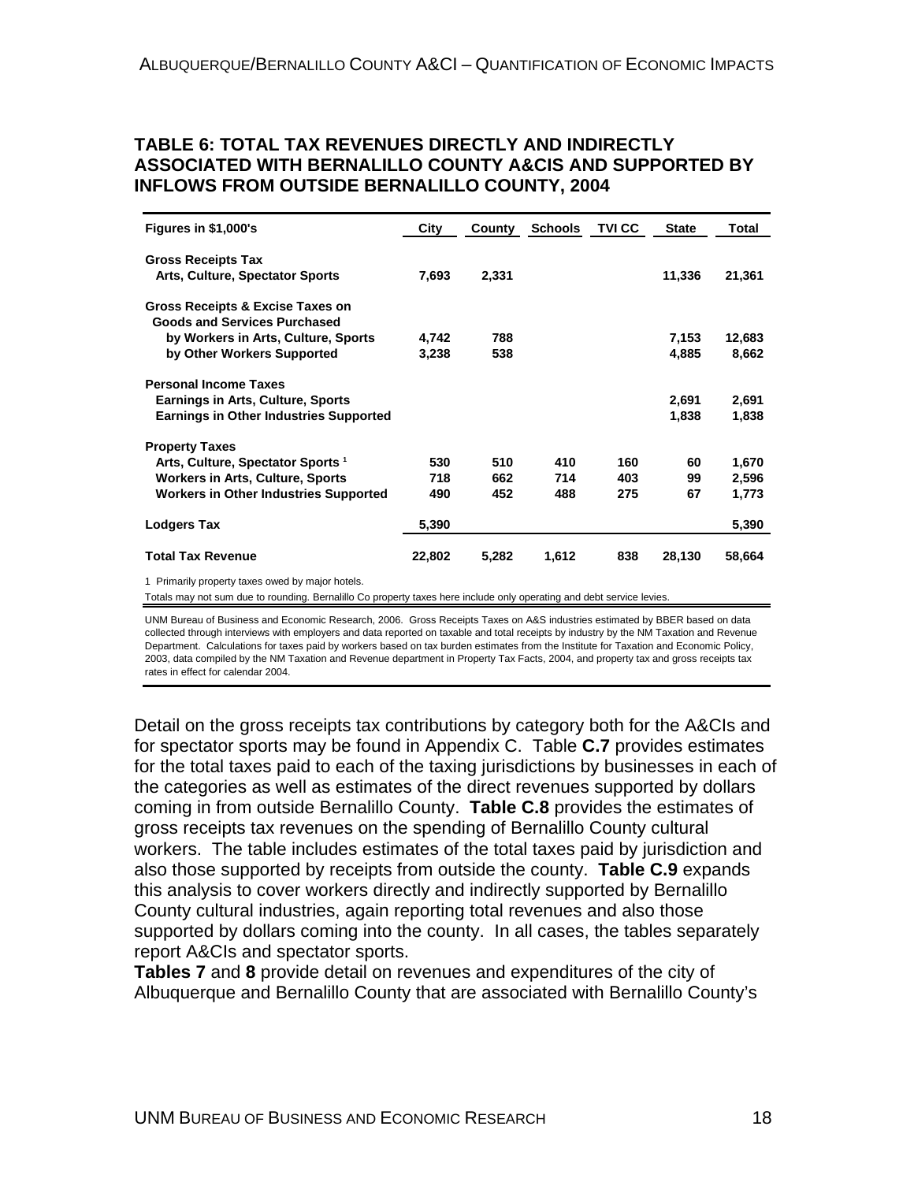## TABLE 6: TOTAL TAX REVENUES DIRECTLY AND INDIRECTLY ASSOCIATED WITH BERNALILLO COUNTY A&CIS AND SUPPORTED BY INFLOWS FROM OUTSIDE BERNALILLO COUNTY, 2004

| Figures in $1,000's | City | County | Schools | TVI CC | State | Total |
|---|---|---|---|---|---|---|
| **Gross Receipts Tax** | | | | | | |
| Arts, Culture, Spectator Sports | 7,693 | 2,331 | | | 11,336 | 21,361 |
| **Gross Receipts & Excise Taxes on Goods and Services Purchased** | | | | | | |
| by Workers in Arts, Culture, Sports | 4,742 | 788 | | | 7,153 | 12,683 |
| by Other Workers Supported | 3,238 | 538 | | | 4,885 | 8,662 |
| **Personal Income Taxes** | | | | | | |
| Earnings in Arts, Culture, Sports | | | | | 2,691 | 2,691 |
| Earnings in Other Industries Supported | | | | | 1,838 | 1,838 |
| **Property Taxes** | | | | | | |
| Arts, Culture, Spectator Sports [1] | 530 | 510 | 410 | 160 | 60 | 1,670 |
| Workers in Arts, Culture, Sports | 718 | 662 | 714 | 403 | 99 | 2,596 |
| Workers in Other Industries Supported | 490 | 452 | 488 | 275 | 67 | 1,773 |
| **Lodgers Tax** | 5,390 | | | | | 5,390 |
| **Total Tax Revenue** | 22,802 | 5,282 | 1,612 | 838 | 28,130 | 58,664 |

1 Primarily property taxes owed by major hotels.

Totals may not sum due to rounding. Bernalillo Co property taxes here include only operating and debt service levies.

UNM Bureau of Business and Economic Research, 2006. Gross Receipts Taxes on A&S industries estimated by BBER based on data collected through interviews with employers and data reported on taxable and total receipts by industry by the NM Taxation and Revenue Department. Calculations for taxes paid by workers based on tax burden estimates from the Institute for Taxation and Economic Policy, 2003, data compiled by the NM Taxation and Revenue department in Property Tax Facts, 2004, and property tax and gross receipts tax rates in effect for calendar 2004.

Detail on the gross receipts tax contributions by category both for the A&CIs and for spectator sports may be found in Appendix C. Table **C.7** provides estimates for the total taxes paid to each of the taxing jurisdictions by businesses in each of the categories as well as estimates of the direct revenues supported by dollars coming in from outside Bernalillo County. **Table C.8** provides the estimates of gross receipts tax revenues on the spending of Bernalillo County cultural workers. The table includes estimates of the total taxes paid by jurisdiction and also those supported by receipts from outside the county. **Table C.9** expands this analysis to cover workers directly and indirectly supported by Bernalillo County cultural industries, again reporting total revenues and also those supported by dollars coming into the county. In all cases, the tables separately report A&CIs and spectator sports.

**Tables 7** and **8** provide detail on revenues and expenditures of the city of Albuquerque and Bernalillo County that are associated with Bernalillo County's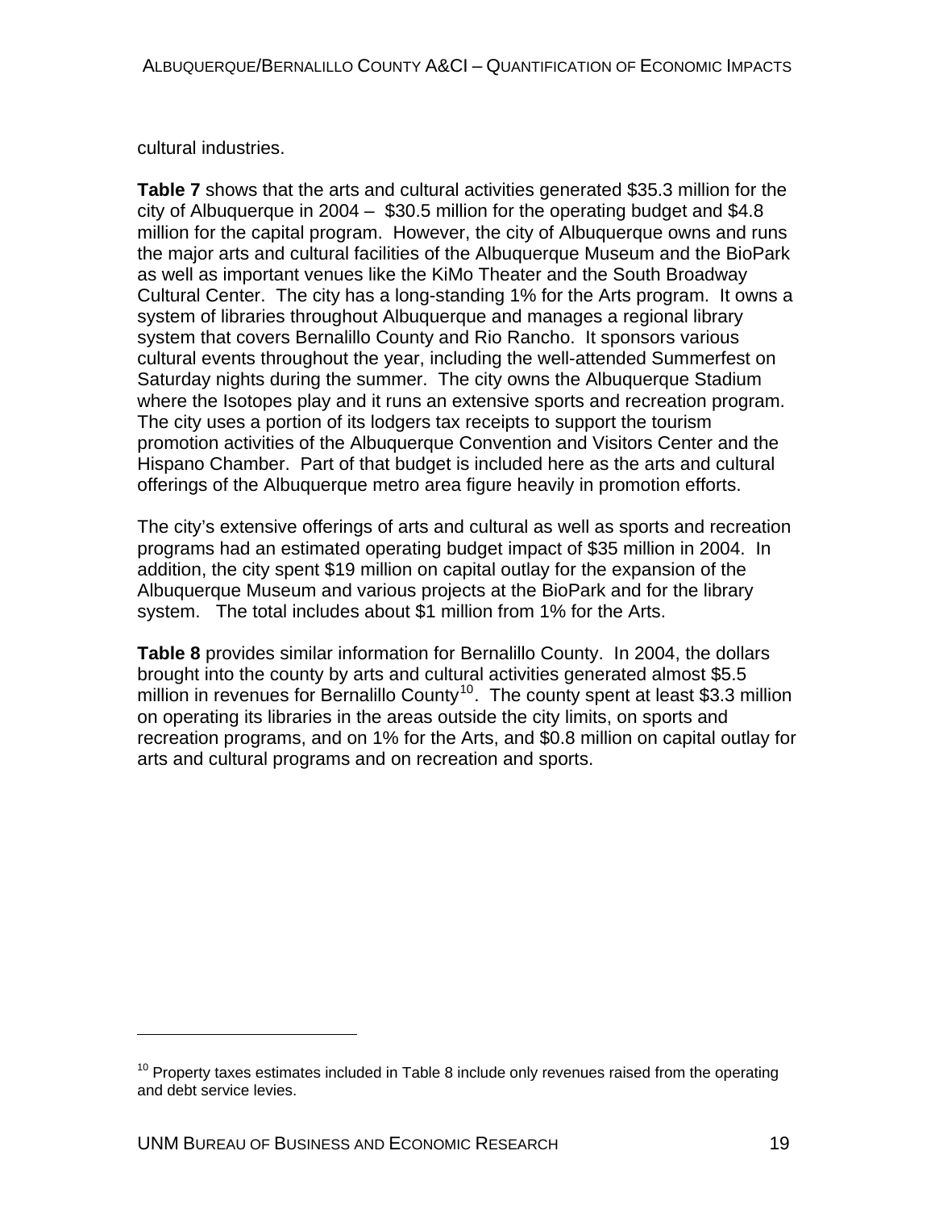cultural industries.

**Table 7** shows that the arts and cultural activities generated $35.3 million for the city of Albuquerque in 2004 – $30.5 million for the operating budget and $4.8 million for the capital program. However, the city of Albuquerque owns and runs the major arts and cultural facilities of the Albuquerque Museum and the BioPark as well as important venues like the KiMo Theater and the South Broadway Cultural Center. The city has a long-standing 1% for the Arts program. It owns a system of libraries throughout Albuquerque and manages a regional library system that covers Bernalillo County and Rio Rancho. It sponsors various cultural events throughout the year, including the well-attended Summerfest on Saturday nights during the summer. The city owns the Albuquerque Stadium where the Isotopes play and it runs an extensive sports and recreation program. The city uses a portion of its lodgers tax receipts to support the tourism promotion activities of the Albuquerque Convention and Visitors Center and the Hispano Chamber. Part of that budget is included here as the arts and cultural offerings of the Albuquerque metro area figure heavily in promotion efforts.

The city's extensive offerings of arts and cultural as well as sports and recreation programs had an estimated operating budget impact of $35 million in 2004. In addition, the city spent $19 million on capital outlay for the expansion of the Albuquerque Museum and various projects at the BioPark and for the library system. The total includes about $1 million from 1% for the Arts.

**Table 8** provides similar information for Bernalillo County. In 2004, the dollars brought into the county by arts and cultural activities generated almost $5.5 million in revenues for Bernalillo County[10]. The county spent at least $3.3 million on operating its libraries in the areas outside the city limits, on sports and recreation programs, and on 1% for the Arts, and $0.8 million on capital outlay for arts and cultural programs and on recreation and sports.

[10] Property taxes estimates included in Table 8 include only revenues raised from the operating and debt service levies.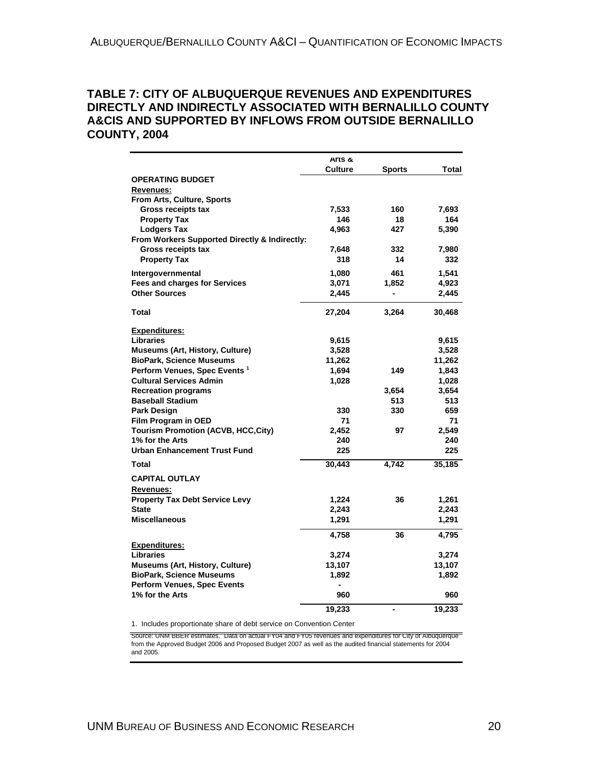## TABLE 7: CITY OF ALBUQUERQUE REVENUES AND EXPENDITURES DIRECTLY AND INDIRECTLY ASSOCIATED WITH BERNALILLO COUNTY A&CIS AND SUPPORTED BY INFLOWS FROM OUTSIDE BERNALILLO COUNTY, 2004

| | Arts & Culture | Sports | Total |
|---|---|---|---|
| **OPERATING BUDGET** | | | |
| **Revenues:** | | | |
| **From Arts, Culture, Sports** | | | |
| Gross receipts tax | 7,533 | 160 | 7,693 |
| Property Tax | 146 | 18 | 164 |
| Lodgers Tax | 4,963 | 427 | 5,390 |
| **From Workers Supported Directly & Indirectly:** | | | |
| Gross receipts tax | 7,648 | 332 | 7,980 |
| Property Tax | 318 | 14 | 332 |
| Intergovernmental | 1,080 | 461 | 1,541 |
| Fees and charges for Services | 3,071 | 1,852 | 4,923 |
| Other Sources | 2,445 | - | 2,445 |
| **Total** | 27,204 | 3,264 | 30,468 |
| **Expenditures:** | | | |
| Libraries | 9,615 | | 9,615 |
| Museums (Art, History, Culture) | 3,528 | | 3,528 |
| BioPark, Science Museums | 11,262 | | 11,262 |
| Perform Venues, Spec Events [1] | 1,694 | 149 | 1,843 |
| Cultural Services Admin | 1,028 | | 1,028 |
| Recreation programs | | 3,654 | 3,654 |
| Baseball Stadium | | 513 | 513 |
| Park Design | 330 | 330 | 659 |
| Film Program in OED | 71 | | 71 |
| Tourism Promotion (ACVB, HCC,City) | 2,452 | 97 | 2,549 |
| 1% for the Arts | 240 | | 240 |
| Urban Enhancement Trust Fund | 225 | | 225 |
| **Total** | 30,443 | 4,742 | 35,185 |
| **CAPITAL OUTLAY** | | | |
| **Revenues:** | | | |
| Property Tax Debt Service Levy | 1,224 | 36 | 1,261 |
| State | 2,243 | | 2,243 |
| Miscellaneous | 1,291 | | 1,291 |
| | 4,758 | 36 | 4,795 |
| **Expenditures:** | | | |
| Libraries | 3,274 | | 3,274 |
| Museums (Art, History, Culture) | 13,107 | | 13,107 |
| BioPark, Science Museums | 1,892 | | 1,892 |
| Perform Venues, Spec Events | - | | |
| 1% for the Arts | 960 | | 960 |
| | 19,233 | - | 19,233 |

1. Includes proportionate share of debt service on Convention Center

Source: UNM BBER estimates. Data on actual FY04 and FY05 revenues and expenditures for City of Albuquerque from the Approved Budget 2006 and Proposed Budget 2007 as well as the audited financial statements for 2004 and 2005.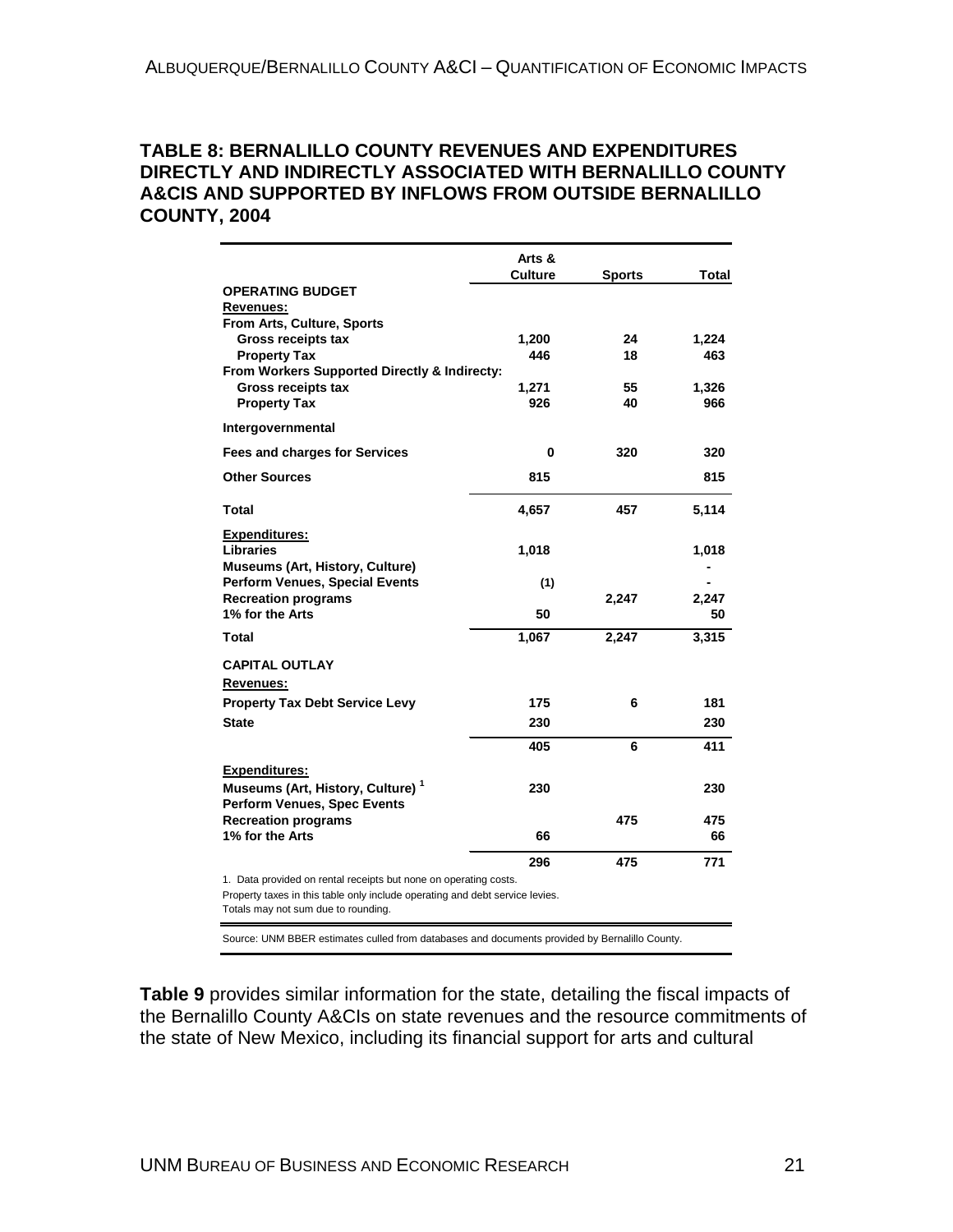### TABLE 8: BERNALILLO COUNTY REVENUES AND EXPENDITURES DIRECTLY AND INDIRECTLY ASSOCIATED WITH BERNALILLO COUNTY A&CIS AND SUPPORTED BY INFLOWS FROM OUTSIDE BERNALILLO COUNTY, 2004

| | Arts & Culture | Sports | Total |
|---|---|---|---|
| **OPERATING BUDGET** | | | |
| **Revenues:** | | | |
| **From Arts, Culture, Sports** | | | |
| Gross receipts tax | 1,200 | 24 | 1,224 |
| Property Tax | 446 | 18 | 463 |
| **From Workers Supported Directly & Indirecty:** | | | |
| Gross receipts tax | 1,271 | 55 | 1,326 |
| Property Tax | 926 | 40 | 966 |
| **Intergovernmental** | | | |
| **Fees and charges for Services** | 0 | 320 | 320 |
| **Other Sources** | 815 | | 815 |
| **Total** | 4,657 | 457 | 5,114 |
| **Expenditures:** | | | |
| Libraries | 1,018 | | 1,018 |
| Museums (Art, History, Culture) | | | - |
| Perform Venues, Special Events | (1) | | - |
| Recreation programs | | 2,247 | 2,247 |
| 1% for the Arts | 50 | | 50 |
| **Total** | 1,067 | 2,247 | 3,315 |
| **CAPITAL OUTLAY** | | | |
| **Revenues:** | | | |
| Property Tax Debt Service Levy | 175 | 6 | 181 |
| State | 230 | | 230 |
| | 405 | 6 | 411 |
| **Expenditures:** | | | |
| Museums (Art, History, Culture) [1] | 230 | | 230 |
| Perform Venues, Spec Events | | | |
| Recreation programs | | 475 | 475 |
| 1% for the Arts | 66 | | 66 |
| | 296 | 475 | 771 |

1. Data provided on rental receipts but none on operating costs.

Property taxes in this table only include operating and debt service levies.

Totals may not sum due to rounding.

Source: UNM BBER estimates culled from databases and documents provided by Bernalillo County.

**Table 9** provides similar information for the state, detailing the fiscal impacts of the Bernalillo County A&CIs on state revenues and the resource commitments of the state of New Mexico, including its financial support for arts and cultural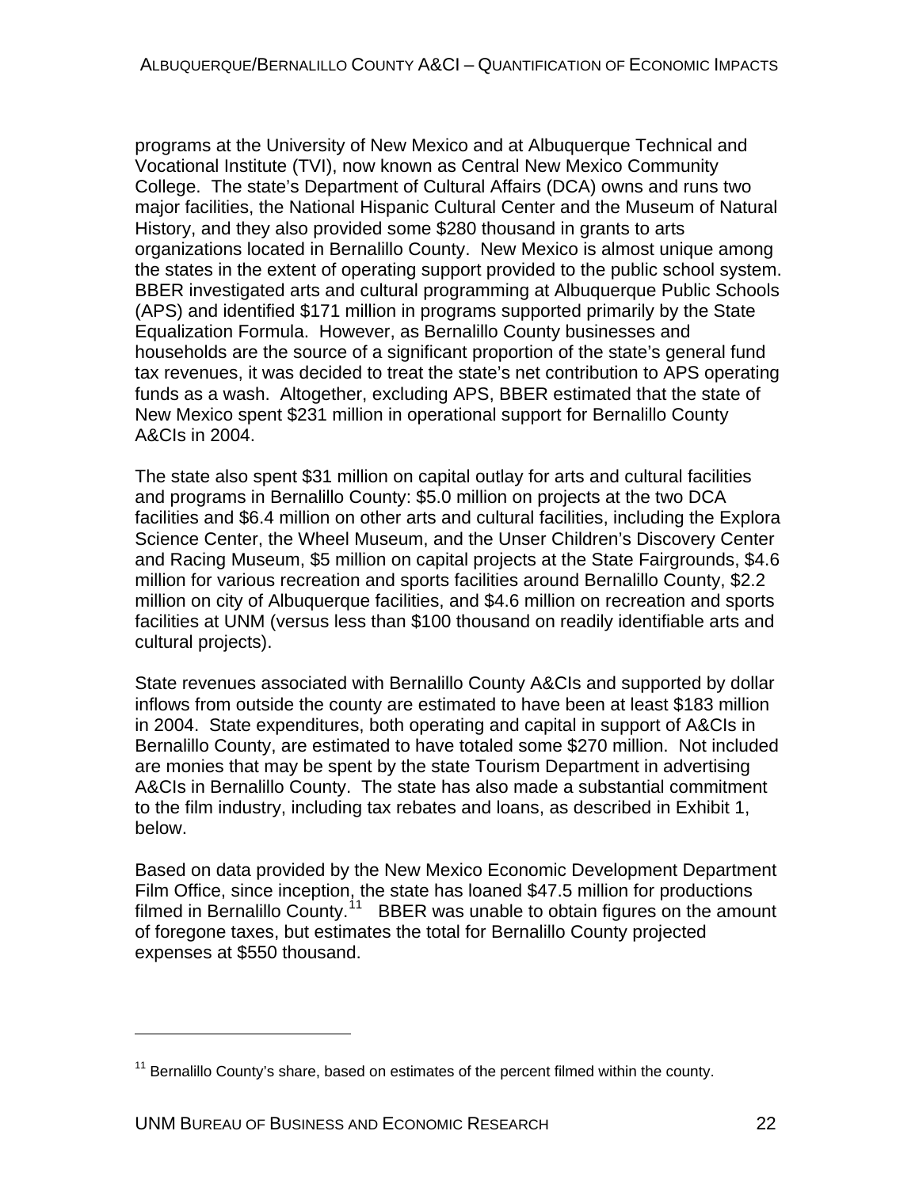programs at the University of New Mexico and at Albuquerque Technical and Vocational Institute (TVI), now known as Central New Mexico Community College. The state's Department of Cultural Affairs (DCA) owns and runs two major facilities, the National Hispanic Cultural Center and the Museum of Natural History, and they also provided some $280 thousand in grants to arts organizations located in Bernalillo County. New Mexico is almost unique among the states in the extent of operating support provided to the public school system. BBER investigated arts and cultural programming at Albuquerque Public Schools (APS) and identified $171 million in programs supported primarily by the State Equalization Formula. However, as Bernalillo County businesses and households are the source of a significant proportion of the state's general fund tax revenues, it was decided to treat the state's net contribution to APS operating funds as a wash. Altogether, excluding APS, BBER estimated that the state of New Mexico spent $231 million in operational support for Bernalillo County A&CIs in 2004.

The state also spent $31 million on capital outlay for arts and cultural facilities and programs in Bernalillo County: $5.0 million on projects at the two DCA facilities and $6.4 million on other arts and cultural facilities, including the Explora Science Center, the Wheel Museum, and the Unser Children's Discovery Center and Racing Museum, $5 million on capital projects at the State Fairgrounds, $4.6 million for various recreation and sports facilities around Bernalillo County, $2.2 million on city of Albuquerque facilities, and $4.6 million on recreation and sports facilities at UNM (versus less than $100 thousand on readily identifiable arts and cultural projects).

State revenues associated with Bernalillo County A&CIs and supported by dollar inflows from outside the county are estimated to have been at least $183 million in 2004. State expenditures, both operating and capital in support of A&CIs in Bernalillo County, are estimated to have totaled some $270 million. Not included are monies that may be spent by the state Tourism Department in advertising A&CIs in Bernalillo County. The state has also made a substantial commitment to the film industry, including tax rebates and loans, as described in Exhibit 1, below.

Based on data provided by the New Mexico Economic Development Department Film Office, since inception, the state has loaned $47.5 million for productions filmed in Bernalillo County.[11] BBER was unable to obtain figures on the amount of foregone taxes, but estimates the total for Bernalillo County projected expenses at $550 thousand.

[11] Bernalillo County's share, based on estimates of the percent filmed within the county.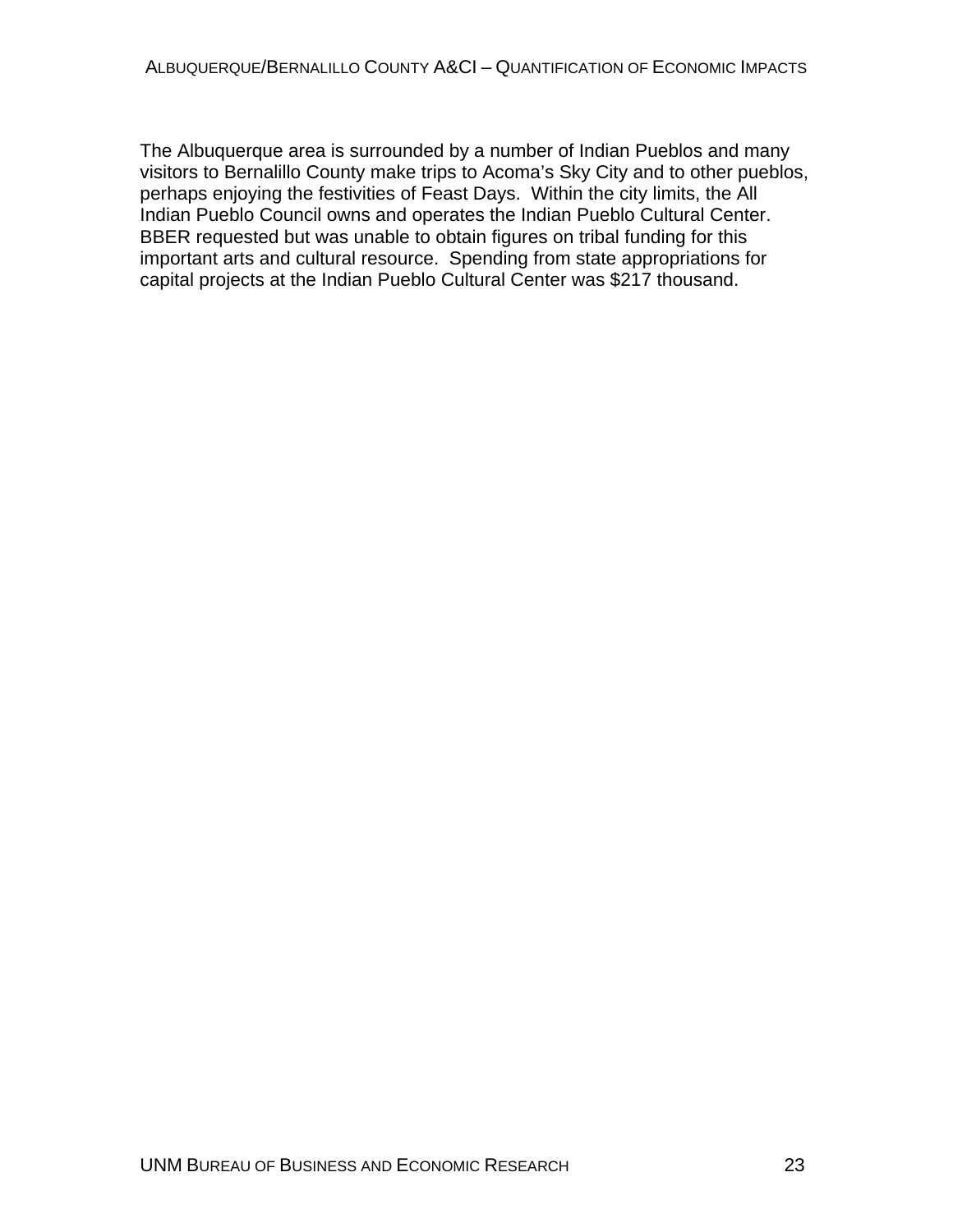The Albuquerque area is surrounded by a number of Indian Pueblos and many visitors to Bernalillo County make trips to Acoma's Sky City and to other pueblos, perhaps enjoying the festivities of Feast Days.  Within the city limits, the All Indian Pueblo Council owns and operates the Indian Pueblo Cultural Center.  BBER requested but was unable to obtain figures on tribal funding for this important arts and cultural resource.  Spending from state appropriations for capital projects at the Indian Pueblo Cultural Center was $217 thousand.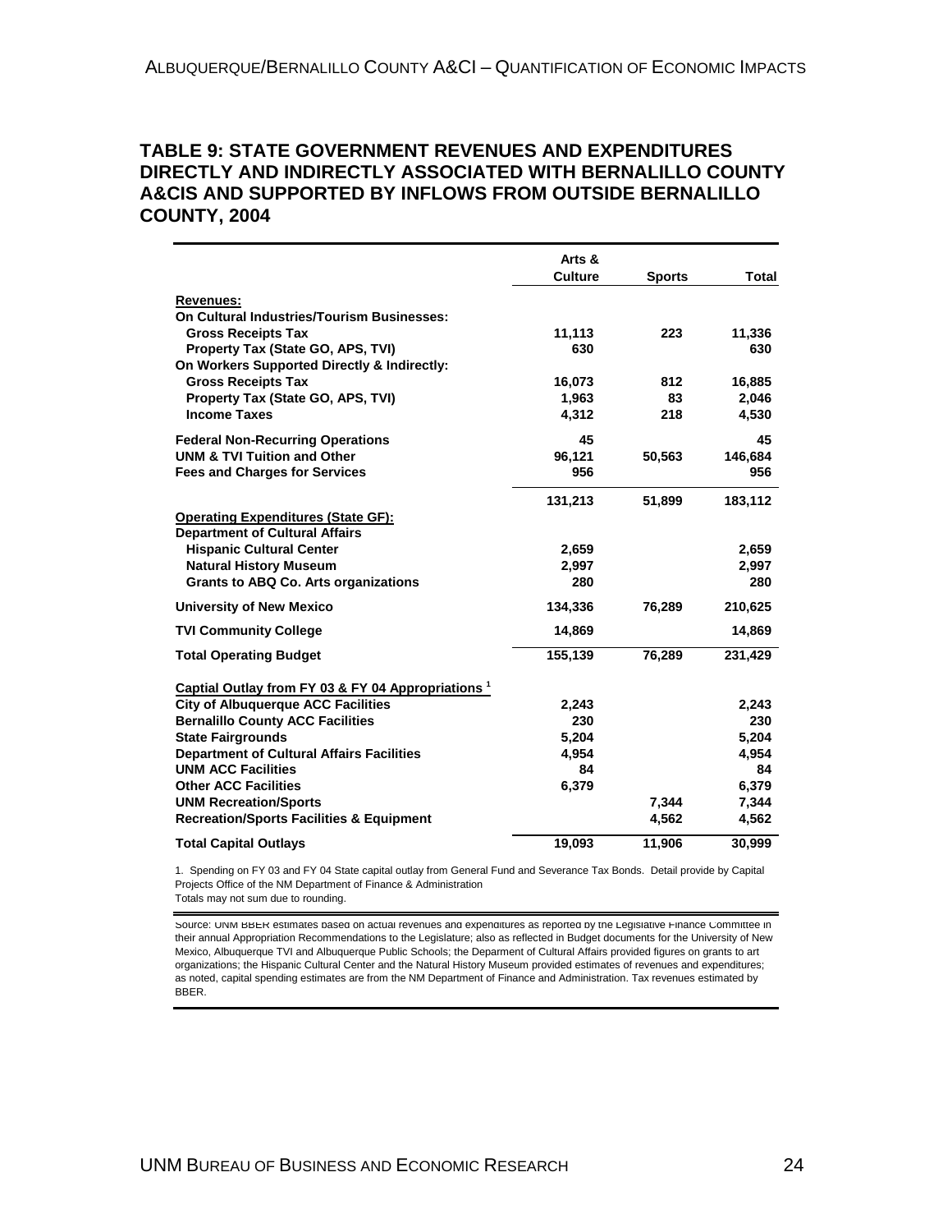## TABLE 9: STATE GOVERNMENT REVENUES AND EXPENDITURES DIRECTLY AND INDIRECTLY ASSOCIATED WITH BERNALILLO COUNTY A&CIS AND SUPPORTED BY INFLOWS FROM OUTSIDE BERNALILLO COUNTY, 2004

| | Arts & Culture | Sports | Total |
|---|---|---|---|
| **Revenues:** | | | |
| **On Cultural Industries/Tourism Businesses:** | | | |
| Gross Receipts Tax | 11,113 | 223 | 11,336 |
| Property Tax (State GO, APS, TVI) | 630 | | 630 |
| **On Workers Supported Directly & Indirectly:** | | | |
| Gross Receipts Tax | 16,073 | 812 | 16,885 |
| Property Tax (State GO, APS, TVI) | 1,963 | 83 | 2,046 |
| Income Taxes | 4,312 | 218 | 4,530 |
| Federal Non-Recurring Operations | 45 | | 45 |
| UNM & TVI Tuition and Other | 96,121 | 50,563 | 146,684 |
| Fees and Charges for Services | 956 | | 956 |
| | 131,213 | 51,899 | 183,112 |
| **Operating Expenditures (State GF):** | | | |
| **Department of Cultural Affairs** | | | |
| Hispanic Cultural Center | 2,659 | | 2,659 |
| Natural History Museum | 2,997 | | 2,997 |
| Grants to ABQ Co. Arts organizations | 280 | | 280 |
| University of New Mexico | 134,336 | 76,289 | 210,625 |
| TVI Community College | 14,869 | | 14,869 |
| **Total Operating Budget** | 155,139 | 76,289 | 231,429 |
| **Captial Outlay from FY 03 & FY 04 Appropriations [1]** | | | |
| City of Albuquerque ACC Facilities | 2,243 | | 2,243 |
| Bernalillo County ACC Facilities | 230 | | 230 |
| State Fairgrounds | 5,204 | | 5,204 |
| Department of Cultural Affairs Facilities | 4,954 | | 4,954 |
| UNM ACC Facilities | 84 | | 84 |
| Other ACC Facilities | 6,379 | | 6,379 |
| UNM Recreation/Sports | | 7,344 | 7,344 |
| Recreation/Sports Facilities & Equipment | | 4,562 | 4,562 |
| **Total Capital Outlays** | 19,093 | 11,906 | 30,999 |

1. Spending on FY 03 and FY 04 State capital outlay from General Fund and Severance Tax Bonds. Detail provide by Capital Projects Office of the NM Department of Finance & Administration

Totals may not sum due to rounding.

Source: UNM BBER estimates based on actual revenues and expenditures as reported by the Legislative Finance Committee in their annual Appropriation Recommendations to the Legislature; also as reflected in Budget documents for the University of New Mexico, Albuquerque TVI and Albuquerque Public Schools; the Deparment of Cultural Affairs provided figures on grants to art organizations; the Hispanic Cultural Center and the Natural History Museum provided estimates of revenues and expenditures; as noted, capital spending estimates are from the NM Department of Finance and Administration. Tax revenues estimated by BBER.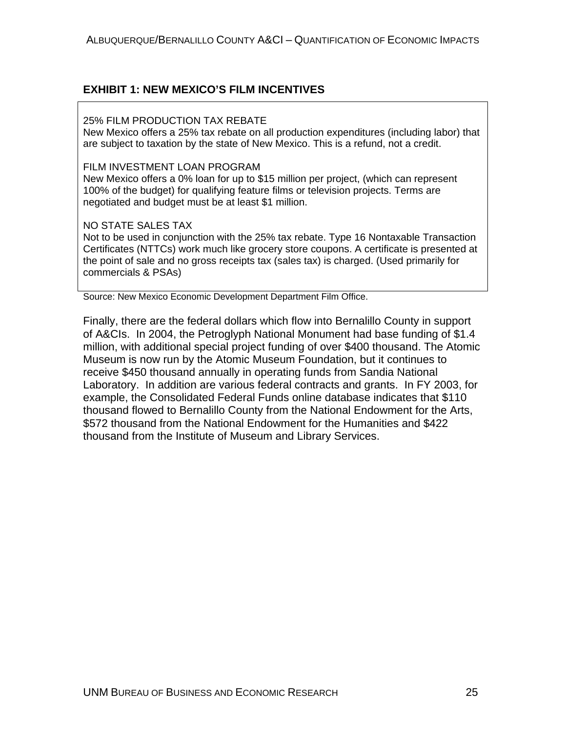**EXHIBIT 1: NEW MEXICO'S FILM INCENTIVES**

25% FILM PRODUCTION TAX REBATE
New Mexico offers a 25% tax rebate on all production expenditures (including labor) that are subject to taxation by the state of New Mexico. This is a refund, not a credit.

FILM INVESTMENT LOAN PROGRAM
New Mexico offers a 0% loan for up to $15 million per project, (which can represent 100% of the budget) for qualifying feature films or television projects. Terms are negotiated and budget must be at least $1 million.

NO STATE SALES TAX
Not to be used in conjunction with the 25% tax rebate. Type 16 Nontaxable Transaction Certificates (NTTCs) work much like grocery store coupons. A certificate is presented at the point of sale and no gross receipts tax (sales tax) is charged. (Used primarily for commercials & PSAs)

Source: New Mexico Economic Development Department Film Office.

Finally, there are the federal dollars which flow into Bernalillo County in support of A&CIs. In 2004, the Petroglyph National Monument had base funding of $1.4 million, with additional special project funding of over $400 thousand. The Atomic Museum is now run by the Atomic Museum Foundation, but it continues to receive $450 thousand annually in operating funds from Sandia National Laboratory. In addition are various federal contracts and grants. In FY 2003, for example, the Consolidated Federal Funds online database indicates that $110 thousand flowed to Bernalillo County from the National Endowment for the Arts, $572 thousand from the National Endowment for the Humanities and $422 thousand from the Institute of Museum and Library Services.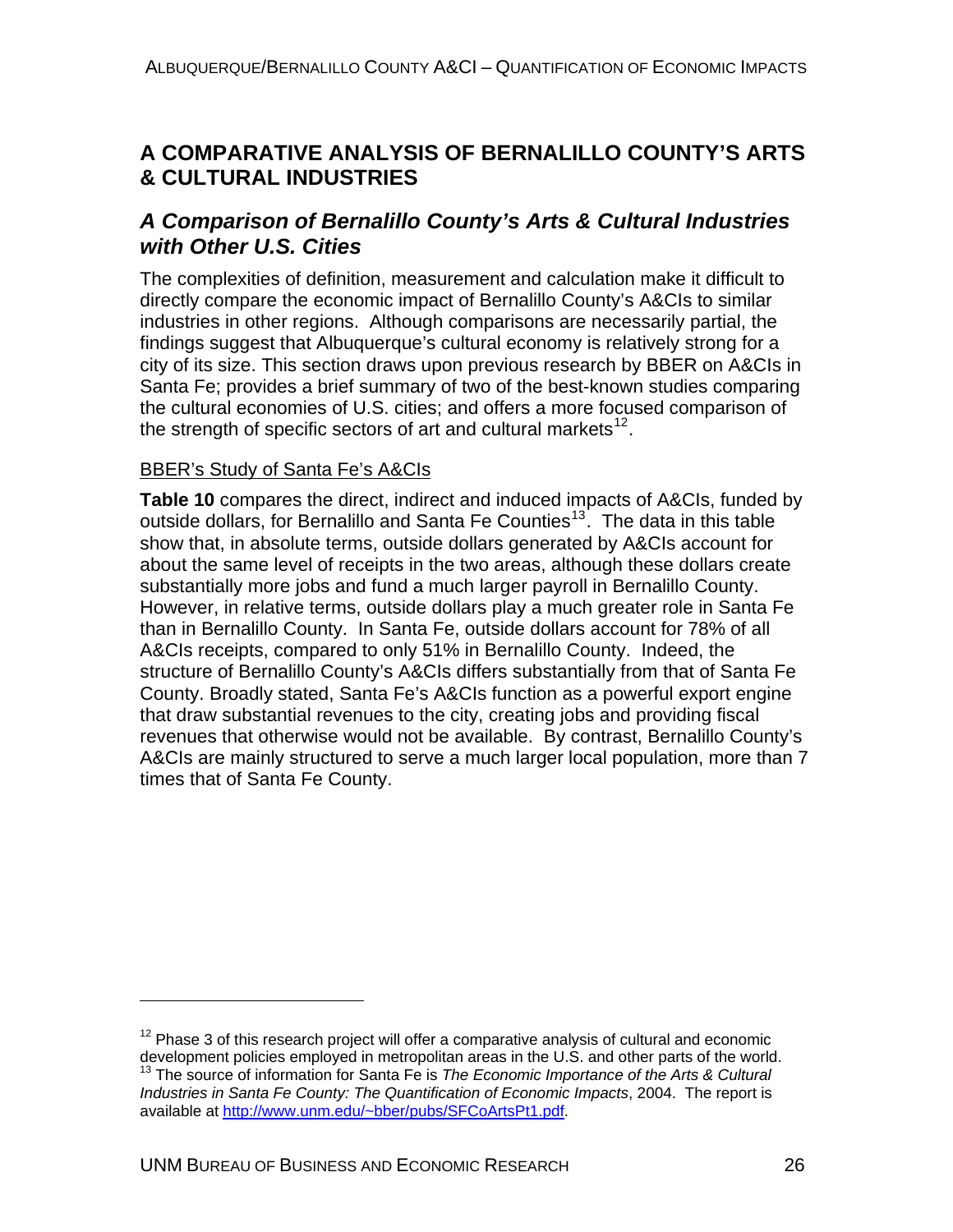## A COMPARATIVE ANALYSIS OF BERNALILLO COUNTY'S ARTS & CULTURAL INDUSTRIES

### *A Comparison of Bernalillo County's Arts & Cultural Industries with Other U.S. Cities*

The complexities of definition, measurement and calculation make it difficult to directly compare the economic impact of Bernalillo County's A&CIs to similar industries in other regions. Although comparisons are necessarily partial, the findings suggest that Albuquerque's cultural economy is relatively strong for a city of its size. This section draws upon previous research by BBER on A&CIs in Santa Fe; provides a brief summary of two of the best-known studies comparing the cultural economies of U.S. cities; and offers a more focused comparison of the strength of specific sectors of art and cultural markets[12].

BBER's Study of Santa Fe's A&CIs

**Table 10** compares the direct, indirect and induced impacts of A&CIs, funded by outside dollars, for Bernalillo and Santa Fe Counties[13]. The data in this table show that, in absolute terms, outside dollars generated by A&CIs account for about the same level of receipts in the two areas, although these dollars create substantially more jobs and fund a much larger payroll in Bernalillo County. However, in relative terms, outside dollars play a much greater role in Santa Fe than in Bernalillo County. In Santa Fe, outside dollars account for 78% of all A&CIs receipts, compared to only 51% in Bernalillo County. Indeed, the structure of Bernalillo County's A&CIs differs substantially from that of Santa Fe County. Broadly stated, Santa Fe's A&CIs function as a powerful export engine that draw substantial revenues to the city, creating jobs and providing fiscal revenues that otherwise would not be available. By contrast, Bernalillo County's A&CIs are mainly structured to serve a much larger local population, more than 7 times that of Santa Fe County.

---

[12] Phase 3 of this research project will offer a comparative analysis of cultural and economic development policies employed in metropolitan areas in the U.S. and other parts of the world.

[13] The source of information for Santa Fe is *The Economic Importance of the Arts & Cultural Industries in Santa Fe County: The Quantification of Economic Impacts*, 2004. The report is available at http://www.unm.edu/~bber/pubs/SFCoArtsPt1.pdf.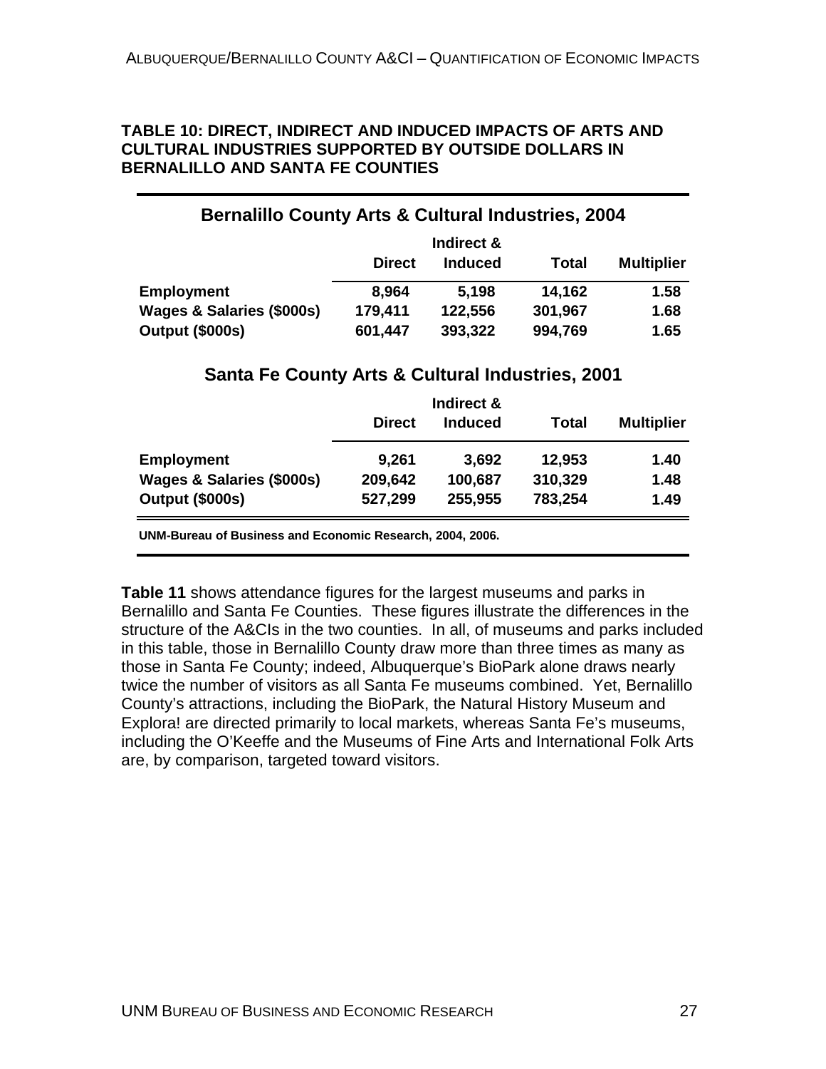**TABLE 10: DIRECT, INDIRECT AND INDUCED IMPACTS OF ARTS AND CULTURAL INDUSTRIES SUPPORTED BY OUTSIDE DOLLARS IN BERNALILLO AND SANTA FE COUNTIES**

**Bernalillo County Arts & Cultural Industries, 2004**

| | Direct | Indirect & Induced | Total | Multiplier |
|---|---|---|---|---|
| **Employment** | 8,964 | 5,198 | 14,162 | 1.58 |
| **Wages & Salaries ($000s)** | 179,411 | 122,556 | 301,967 | 1.68 |
| **Output ($000s)** | 601,447 | 393,322 | 994,769 | 1.65 |

**Santa Fe County Arts & Cultural Industries, 2001**

| | Direct | Indirect & Induced | Total | Multiplier |
|---|---|---|---|---|
| **Employment** | 9,261 | 3,692 | 12,953 | 1.40 |
| **Wages & Salaries ($000s)** | 209,642 | 100,687 | 310,329 | 1.48 |
| **Output ($000s)** | 527,299 | 255,955 | 783,254 | 1.49 |

UNM-Bureau of Business and Economic Research, 2004, 2006.

**Table 11** shows attendance figures for the largest museums and parks in Bernalillo and Santa Fe Counties. These figures illustrate the differences in the structure of the A&CIs in the two counties. In all, of museums and parks included in this table, those in Bernalillo County draw more than three times as many as those in Santa Fe County; indeed, Albuquerque's BioPark alone draws nearly twice the number of visitors as all Santa Fe museums combined. Yet, Bernalillo County's attractions, including the BioPark, the Natural History Museum and Explora! are directed primarily to local markets, whereas Santa Fe's museums, including the O'Keeffe and the Museums of Fine Arts and International Folk Arts are, by comparison, targeted toward visitors.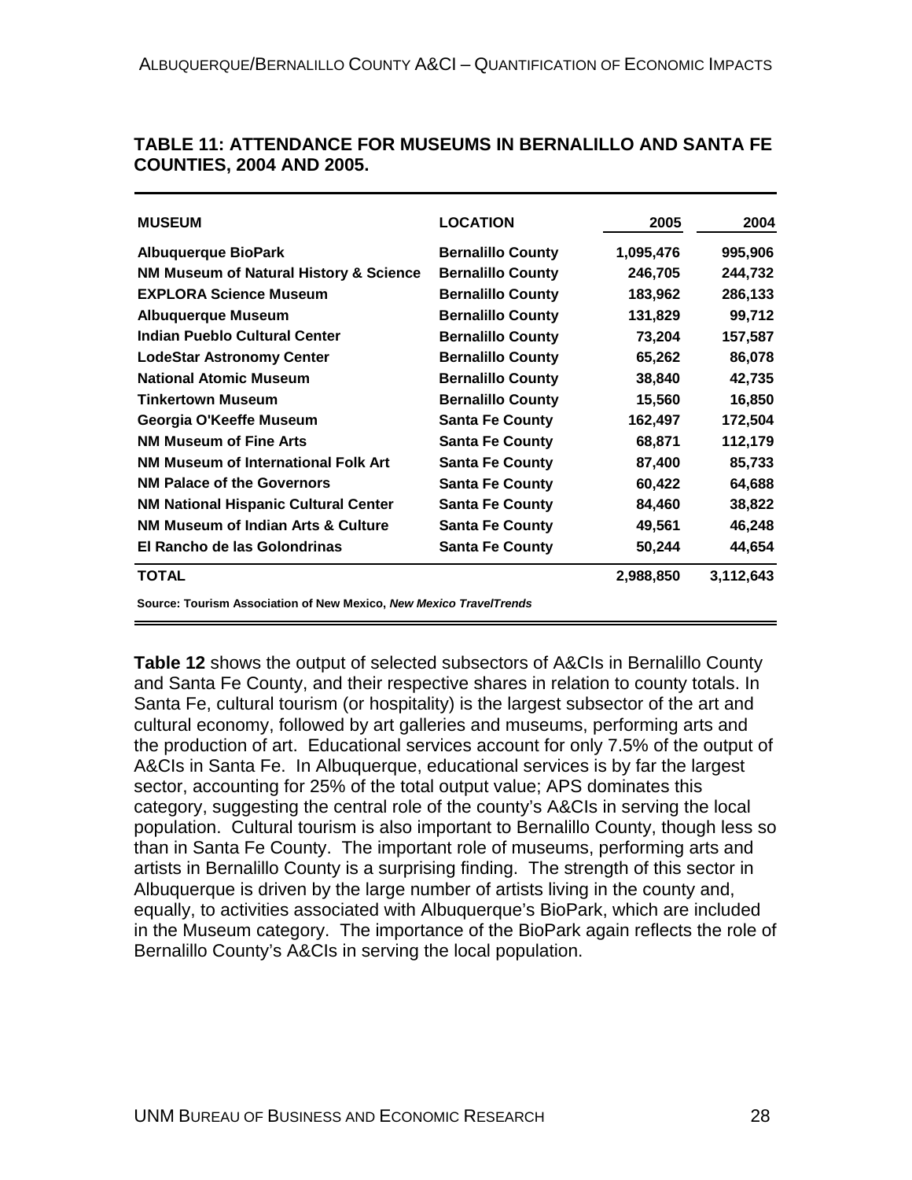**TABLE 11: ATTENDANCE FOR MUSEUMS IN BERNALILLO AND SANTA FE COUNTIES, 2004 AND 2005.**

| MUSEUM | LOCATION | 2005 | 2004 |
|---|---|---|---|
| Albuquerque BioPark | Bernalillo County | 1,095,476 | 995,906 |
| NM Museum of Natural History & Science | Bernalillo County | 246,705 | 244,732 |
| EXPLORA Science Museum | Bernalillo County | 183,962 | 286,133 |
| Albuquerque Museum | Bernalillo County | 131,829 | 99,712 |
| Indian Pueblo Cultural Center | Bernalillo County | 73,204 | 157,587 |
| LodeStar Astronomy Center | Bernalillo County | 65,262 | 86,078 |
| National Atomic Museum | Bernalillo County | 38,840 | 42,735 |
| Tinkertown Museum | Bernalillo County | 15,560 | 16,850 |
| Georgia O'Keeffe Museum | Santa Fe County | 162,497 | 172,504 |
| NM Museum of Fine Arts | Santa Fe County | 68,871 | 112,179 |
| NM Museum of International Folk Art | Santa Fe County | 87,400 | 85,733 |
| NM Palace of the Governors | Santa Fe County | 60,422 | 64,688 |
| NM National Hispanic Cultural Center | Santa Fe County | 84,460 | 38,822 |
| NM Museum of Indian Arts & Culture | Santa Fe County | 49,561 | 46,248 |
| El Rancho de las Golondrinas | Santa Fe County | 50,244 | 44,654 |
| **TOTAL** | | **2,988,850** | **3,112,643** |

Source: Tourism Association of New Mexico, *New Mexico TravelTrends*

**Table 12** shows the output of selected subsectors of A&CIs in Bernalillo County and Santa Fe County, and their respective shares in relation to county totals. In Santa Fe, cultural tourism (or hospitality) is the largest subsector of the art and cultural economy, followed by art galleries and museums, performing arts and the production of art. Educational services account for only 7.5% of the output of A&CIs in Santa Fe. In Albuquerque, educational services is by far the largest sector, accounting for 25% of the total output value; APS dominates this category, suggesting the central role of the county's A&CIs in serving the local population. Cultural tourism is also important to Bernalillo County, though less so than in Santa Fe County. The important role of museums, performing arts and artists in Bernalillo County is a surprising finding. The strength of this sector in Albuquerque is driven by the large number of artists living in the county and, equally, to activities associated with Albuquerque's BioPark, which are included in the Museum category. The importance of the BioPark again reflects the role of Bernalillo County's A&CIs in serving the local population.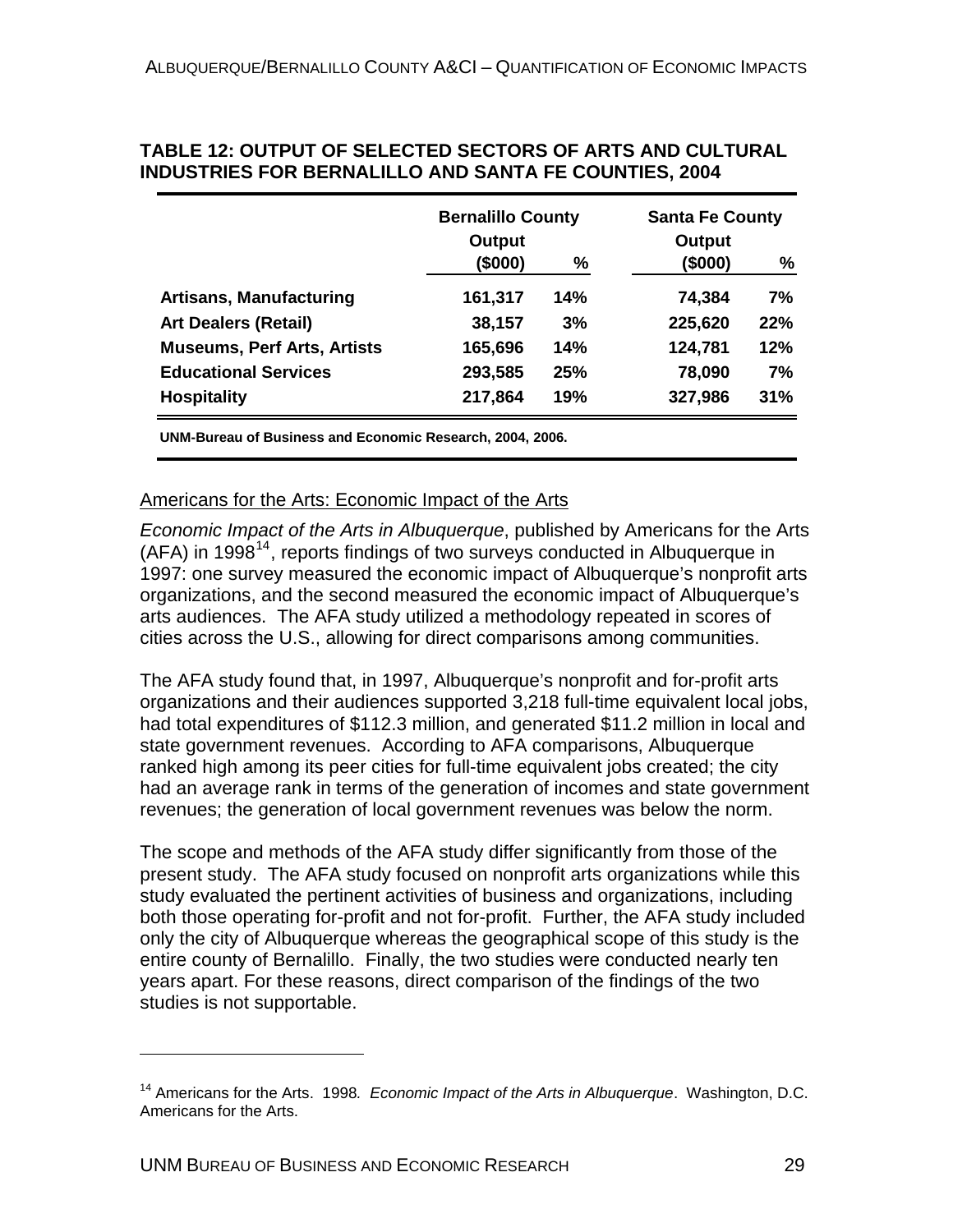**TABLE 12: OUTPUT OF SELECTED SECTORS OF ARTS AND CULTURAL INDUSTRIES FOR BERNALILLO AND SANTA FE COUNTIES, 2004**

| | Bernalillo County | | Santa Fe County | |
|---|---|---|---|---|
| | Output ($000) | % | Output ($000) | % |
| **Artisans, Manufacturing** | 161,317 | 14% | 74,384 | 7% |
| **Art Dealers (Retail)** | 38,157 | 3% | 225,620 | 22% |
| **Museums, Perf Arts, Artists** | 165,696 | 14% | 124,781 | 12% |
| **Educational Services** | 293,585 | 25% | 78,090 | 7% |
| **Hospitality** | 217,864 | 19% | 327,986 | 31% |

**UNM-Bureau of Business and Economic Research, 2004, 2006.**

Americans for the Arts: Economic Impact of the Arts

*Economic Impact of the Arts in Albuquerque*, published by Americans for the Arts (AFA) in 1998[14], reports findings of two surveys conducted in Albuquerque in 1997: one survey measured the economic impact of Albuquerque's nonprofit arts organizations, and the second measured the economic impact of Albuquerque's arts audiences. The AFA study utilized a methodology repeated in scores of cities across the U.S., allowing for direct comparisons among communities.

The AFA study found that, in 1997, Albuquerque's nonprofit and for-profit arts organizations and their audiences supported 3,218 full-time equivalent local jobs, had total expenditures of $112.3 million, and generated $11.2 million in local and state government revenues. According to AFA comparisons, Albuquerque ranked high among its peer cities for full-time equivalent jobs created; the city had an average rank in terms of the generation of incomes and state government revenues; the generation of local government revenues was below the norm.

The scope and methods of the AFA study differ significantly from those of the present study. The AFA study focused on nonprofit arts organizations while this study evaluated the pertinent activities of business and organizations, including both those operating for-profit and not for-profit. Further, the AFA study included only the city of Albuquerque whereas the geographical scope of this study is the entire county of Bernalillo. Finally, the two studies were conducted nearly ten years apart. For these reasons, direct comparison of the findings of the two studies is not supportable.

---

[14] Americans for the Arts. 1998. *Economic Impact of the Arts in Albuquerque*. Washington, D.C. Americans for the Arts.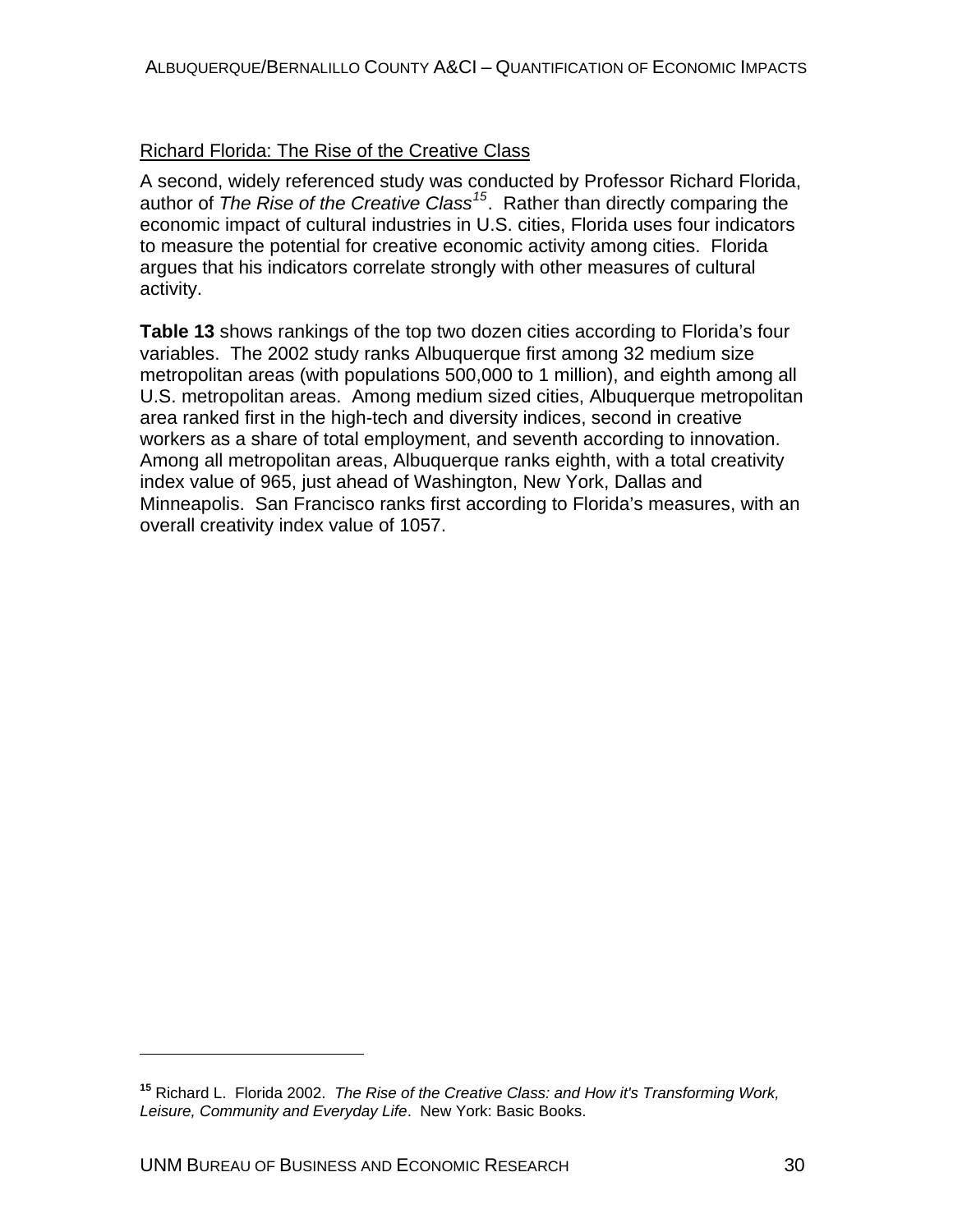<u>Richard Florida: The Rise of the Creative Class</u>

A second, widely referenced study was conducted by Professor Richard Florida, author of *The Rise of the Creative Class*[15]. Rather than directly comparing the economic impact of cultural industries in U.S. cities, Florida uses four indicators to measure the potential for creative economic activity among cities. Florida argues that his indicators correlate strongly with other measures of cultural activity.

**Table 13** shows rankings of the top two dozen cities according to Florida's four variables. The 2002 study ranks Albuquerque first among 32 medium size metropolitan areas (with populations 500,000 to 1 million), and eighth among all U.S. metropolitan areas. Among medium sized cities, Albuquerque metropolitan area ranked first in the high-tech and diversity indices, second in creative workers as a share of total employment, and seventh according to innovation. Among all metropolitan areas, Albuquerque ranks eighth, with a total creativity index value of 965, just ahead of Washington, New York, Dallas and Minneapolis. San Francisco ranks first according to Florida's measures, with an overall creativity index value of 1057.

---

[15] Richard L. Florida 2002. *The Rise of the Creative Class: and How it's Transforming Work, Leisure, Community and Everyday Life*. New York: Basic Books.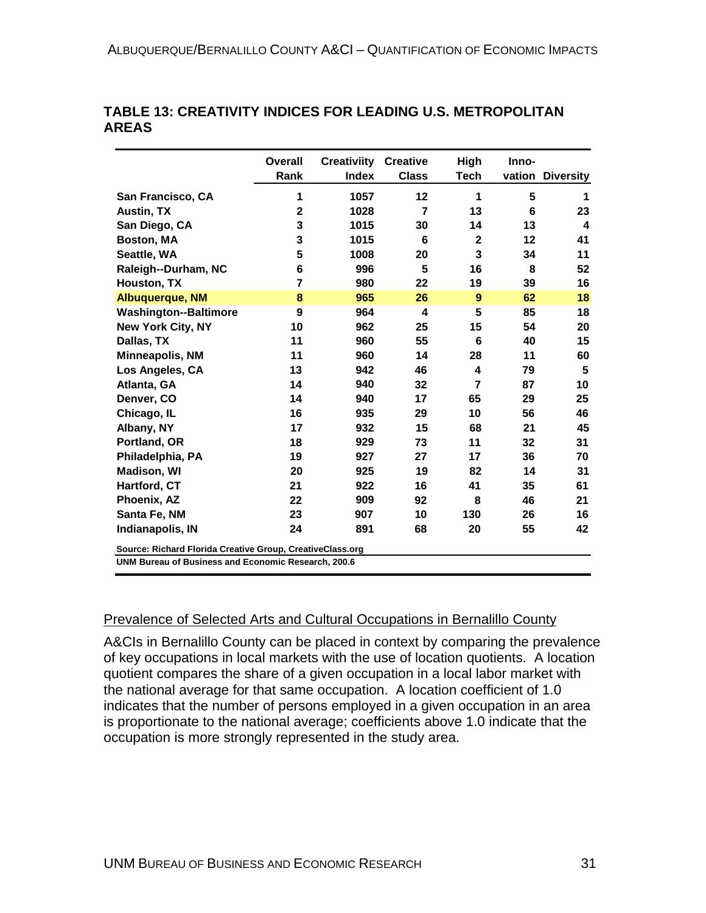## TABLE 13: CREATIVITY INDICES FOR LEADING U.S. METROPOLITAN AREAS

| | Overall Rank | Creativiity Index | Creative Class | High Tech | Inno-vation | Diversity |
|---|---|---|---|---|---|---|
| San Francisco, CA | 1 | 1057 | 12 | 1 | 5 | 1 |
| Austin, TX | 2 | 1028 | 7 | 13 | 6 | 23 |
| San Diego, CA | 3 | 1015 | 30 | 14 | 13 | 4 |
| Boston, MA | 3 | 1015 | 6 | 2 | 12 | 41 |
| Seattle, WA | 5 | 1008 | 20 | 3 | 34 | 11 |
| Raleigh--Durham, NC | 6 | 996 | 5 | 16 | 8 | 52 |
| Houston, TX | 7 | 980 | 22 | 19 | 39 | 16 |
| Albuquerque, NM | 8 | 965 | 26 | 9 | 62 | 18 |
| Washington--Baltimore | 9 | 964 | 4 | 5 | 85 | 18 |
| New York City, NY | 10 | 962 | 25 | 15 | 54 | 20 |
| Dallas, TX | 11 | 960 | 55 | 6 | 40 | 15 |
| Minneapolis, NM | 11 | 960 | 14 | 28 | 11 | 60 |
| Los Angeles, CA | 13 | 942 | 46 | 4 | 79 | 5 |
| Atlanta, GA | 14 | 940 | 32 | 7 | 87 | 10 |
| Denver, CO | 14 | 940 | 17 | 65 | 29 | 25 |
| Chicago, IL | 16 | 935 | 29 | 10 | 56 | 46 |
| Albany, NY | 17 | 932 | 15 | 68 | 21 | 45 |
| Portland, OR | 18 | 929 | 73 | 11 | 32 | 31 |
| Philadelphia, PA | 19 | 927 | 27 | 17 | 36 | 70 |
| Madison, WI | 20 | 925 | 19 | 82 | 14 | 31 |
| Hartford, CT | 21 | 922 | 16 | 41 | 35 | 61 |
| Phoenix, AZ | 22 | 909 | 92 | 8 | 46 | 21 |
| Santa Fe, NM | 23 | 907 | 10 | 130 | 26 | 16 |
| Indianapolis, IN | 24 | 891 | 68 | 20 | 55 | 42 |

Source: Richard Florida Creative Group, CreativeClass.org
UNM Bureau of Business and Economic Research, 200.6

### Prevalence of Selected Arts and Cultural Occupations in Bernalillo County

A&CIs in Bernalillo County can be placed in context by comparing the prevalence of key occupations in local markets with the use of location quotients. A location quotient compares the share of a given occupation in a local labor market with the national average for that same occupation. A location coefficient of 1.0 indicates that the number of persons employed in a given occupation in an area is proportionate to the national average; coefficients above 1.0 indicate that the occupation is more strongly represented in the study area.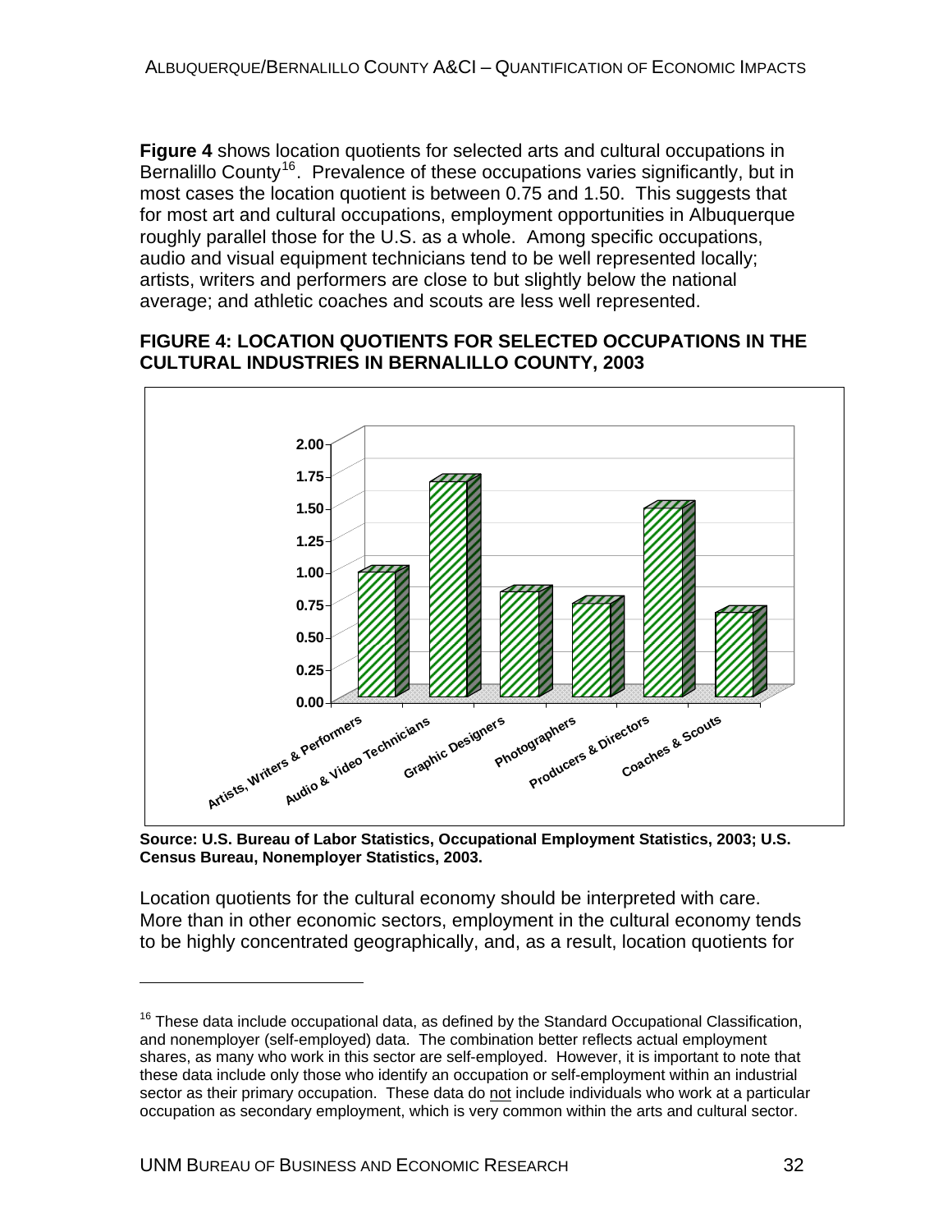**Figure 4** shows location quotients for selected arts and cultural occupations in Bernalillo County[16]. Prevalence of these occupations varies significantly, but in most cases the location quotient is between 0.75 and 1.50. This suggests that for most art and cultural occupations, employment opportunities in Albuquerque roughly parallel those for the U.S. as a whole. Among specific occupations, audio and visual equipment technicians tend to be well represented locally; artists, writers and performers are close to but slightly below the national average; and athletic coaches and scouts are less well represented.

**FIGURE 4: LOCATION QUOTIENTS FOR SELECTED OCCUPATIONS IN THE CULTURAL INDUSTRIES IN BERNALILLO COUNTY, 2003**

**Source: U.S. Bureau of Labor Statistics, Occupational Employment Statistics, 2003; U.S. Census Bureau, Nonemployer Statistics, 2003.**

Location quotients for the cultural economy should be interpreted with care. More than in other economic sectors, employment in the cultural economy tends to be highly concentrated geographically, and, as a result, location quotients for

[16] These data include occupational data, as defined by the Standard Occupational Classification, and nonemployer (self-employed) data. The combination better reflects actual employment shares, as many who work in this sector are self-employed. However, it is important to note that these data include only those who identify an occupation or self-employment within an industrial sector as their primary occupation. These data do not include individuals who work at a particular occupation as secondary employment, which is very common within the arts and cultural sector.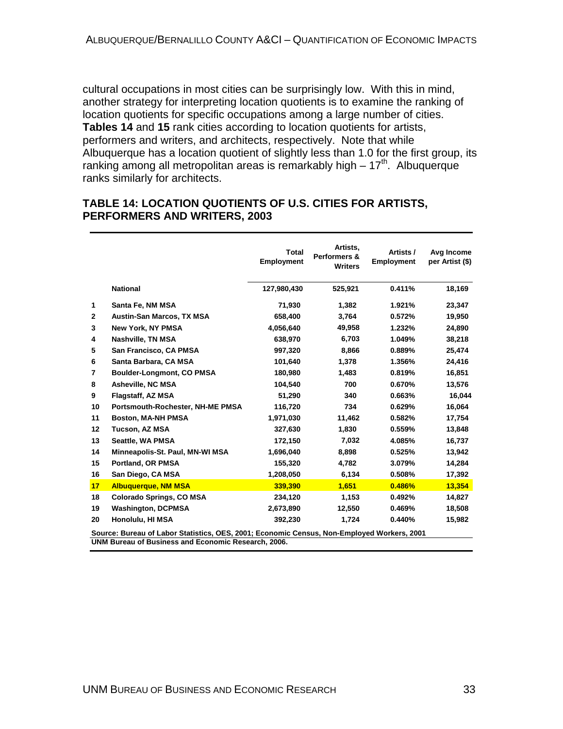cultural occupations in most cities can be surprisingly low. With this in mind, another strategy for interpreting location quotients is to examine the ranking of location quotients for specific occupations among a large number of cities. **Tables 14** and **15** rank cities according to location quotients for artists, performers and writers, and architects, respectively. Note that while Albuquerque has a location quotient of slightly less than 1.0 for the first group, its ranking among all metropolitan areas is remarkably high – 17th. Albuquerque ranks similarly for architects.

## TABLE 14: LOCATION QUOTIENTS OF U.S. CITIES FOR ARTISTS, PERFORMERS AND WRITERS, 2003

| | | Total Employment | Artists, Performers & Writers | Artists / Employment | Avg Income per Artist ($) |
|---|---|---|---|---|---|
| | **National** | 127,980,430 | 525,921 | 0.411% | 18,169 |
| 1 | Santa Fe, NM MSA | 71,930 | 1,382 | 1.921% | 23,347 |
| 2 | Austin-San Marcos, TX MSA | 658,400 | 3,764 | 0.572% | 19,950 |
| 3 | New York, NY PMSA | 4,056,640 | 49,958 | 1.232% | 24,890 |
| 4 | Nashville, TN MSA | 638,970 | 6,703 | 1.049% | 38,218 |
| 5 | San Francisco, CA PMSA | 997,320 | 8,866 | 0.889% | 25,474 |
| 6 | Santa Barbara, CA MSA | 101,640 | 1,378 | 1.356% | 24,416 |
| 7 | Boulder-Longmont, CO PMSA | 180,980 | 1,483 | 0.819% | 16,851 |
| 8 | Asheville, NC MSA | 104,540 | 700 | 0.670% | 13,576 |
| 9 | Flagstaff, AZ MSA | 51,290 | 340 | 0.663% | 16,044 |
| 10 | Portsmouth-Rochester, NH-ME PMSA | 116,720 | 734 | 0.629% | 16,064 |
| 11 | Boston, MA-NH PMSA | 1,971,030 | 11,462 | 0.582% | 17,754 |
| 12 | Tucson, AZ MSA | 327,630 | 1,830 | 0.559% | 13,848 |
| 13 | Seattle, WA PMSA | 172,150 | 7,032 | 4.085% | 16,737 |
| 14 | Minneapolis-St. Paul, MN-WI MSA | 1,696,040 | 8,898 | 0.525% | 13,942 |
| 15 | Portland, OR PMSA | 155,320 | 4,782 | 3.079% | 14,284 |
| 16 | San Diego, CA MSA | 1,208,050 | 6,134 | 0.508% | 17,392 |
| **17** | **Albuquerque, NM MSA** | **339,390** | **1,651** | **0.486%** | **13,354** |
| 18 | Colorado Springs, CO MSA | 234,120 | 1,153 | 0.492% | 14,827 |
| 19 | Washington, DCPMSA | 2,673,890 | 12,550 | 0.469% | 18,508 |
| 20 | Honolulu, HI MSA | 392,230 | 1,724 | 0.440% | 15,982 |

Source: Bureau of Labor Statistics, OES, 2001; Economic Census, Non-Employed Workers, 2001
UNM Bureau of Business and Economic Research, 2006.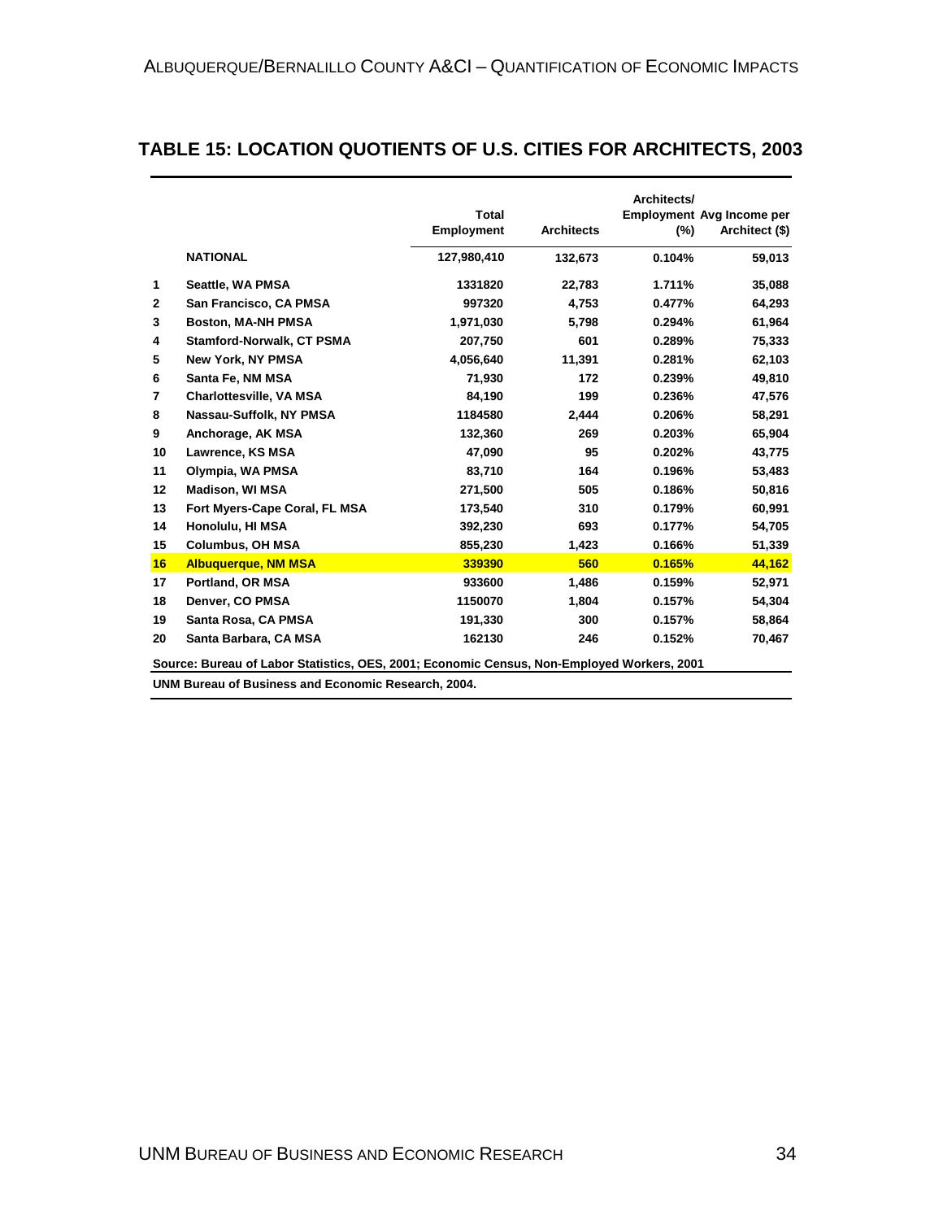## TABLE 15: LOCATION QUOTIENTS OF U.S. CITIES FOR ARCHITECTS, 2003

| | | Total Employment | Architects | Architects/ Employment (%) | Avg Income per Architect ($) |
|---|---|---|---|---|---|
| | **NATIONAL** | 127,980,410 | 132,673 | 0.104% | 59,013 |
| 1 | Seattle, WA PMSA | 1331820 | 22,783 | 1.711% | 35,088 |
| 2 | San Francisco, CA PMSA | 997320 | 4,753 | 0.477% | 64,293 |
| 3 | Boston, MA-NH PMSA | 1,971,030 | 5,798 | 0.294% | 61,964 |
| 4 | Stamford-Norwalk, CT PSMA | 207,750 | 601 | 0.289% | 75,333 |
| 5 | New York, NY PMSA | 4,056,640 | 11,391 | 0.281% | 62,103 |
| 6 | Santa Fe, NM MSA | 71,930 | 172 | 0.239% | 49,810 |
| 7 | Charlottesville, VA MSA | 84,190 | 199 | 0.236% | 47,576 |
| 8 | Nassau-Suffolk, NY PMSA | 1184580 | 2,444 | 0.206% | 58,291 |
| 9 | Anchorage, AK MSA | 132,360 | 269 | 0.203% | 65,904 |
| 10 | Lawrence, KS MSA | 47,090 | 95 | 0.202% | 43,775 |
| 11 | Olympia, WA PMSA | 83,710 | 164 | 0.196% | 53,483 |
| 12 | Madison, WI MSA | 271,500 | 505 | 0.186% | 50,816 |
| 13 | Fort Myers-Cape Coral, FL MSA | 173,540 | 310 | 0.179% | 60,991 |
| 14 | Honolulu, HI MSA | 392,230 | 693 | 0.177% | 54,705 |
| 15 | Columbus, OH MSA | 855,230 | 1,423 | 0.166% | 51,339 |
| **16** | **Albuquerque, NM MSA** | **339390** | **560** | **0.165%** | **44,162** |
| 17 | Portland, OR MSA | 933600 | 1,486 | 0.159% | 52,971 |
| 18 | Denver, CO PMSA | 1150070 | 1,804 | 0.157% | 54,304 |
| 19 | Santa Rosa, CA PMSA | 191,330 | 300 | 0.157% | 58,864 |
| 20 | Santa Barbara, CA MSA | 162130 | 246 | 0.152% | 70,467 |

Source: Bureau of Labor Statistics, OES, 2001; Economic Census, Non-Employed Workers, 2001

UNM Bureau of Business and Economic Research, 2004.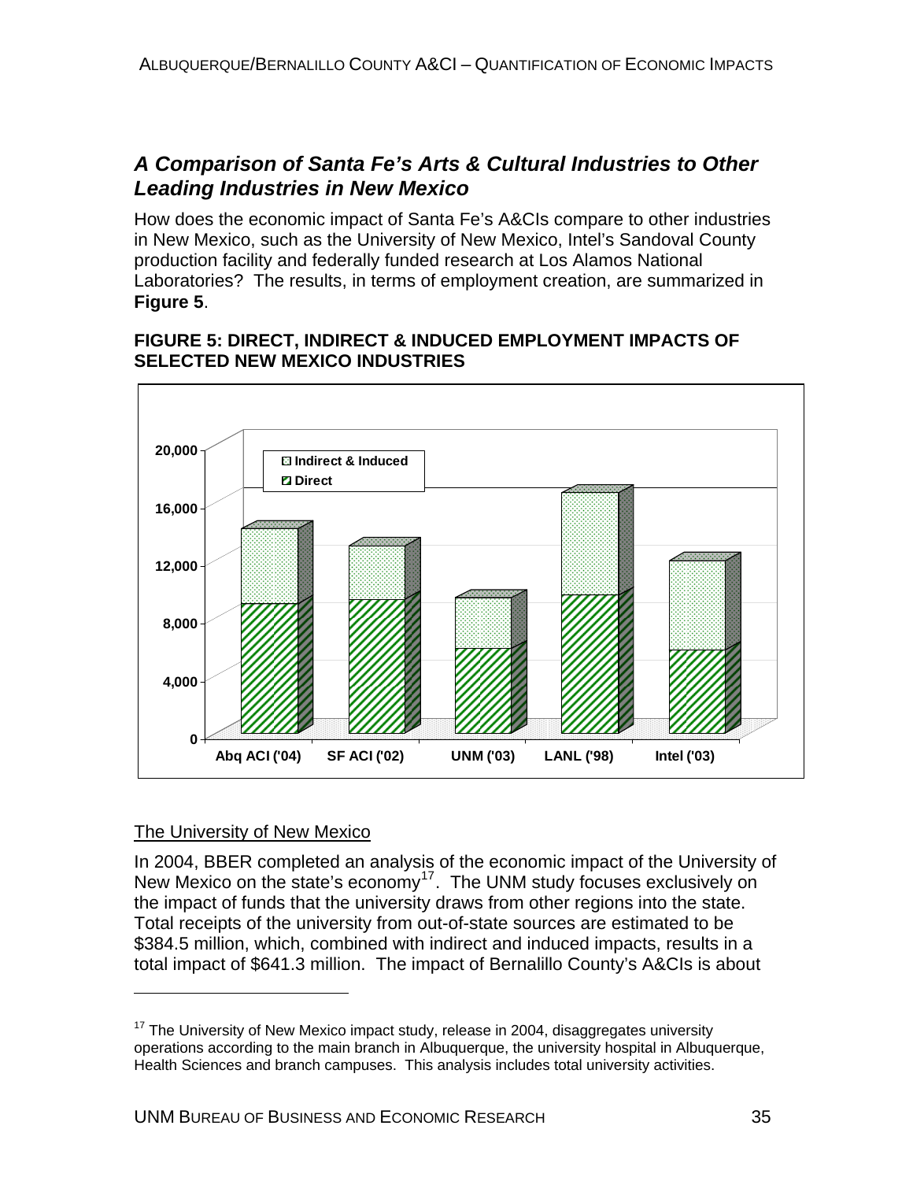## *A Comparison of Santa Fe's Arts & Cultural Industries to Other Leading Industries in New Mexico*

How does the economic impact of Santa Fe's A&CIs compare to other industries in New Mexico, such as the University of New Mexico, Intel's Sandoval County production facility and federally funded research at Los Alamos National Laboratories? The results, in terms of employment creation, are summarized in **Figure 5**.

**FIGURE 5: DIRECT, INDIRECT & INDUCED EMPLOYMENT IMPACTS OF SELECTED NEW MEXICO INDUSTRIES**

<u>The University of New Mexico</u>

In 2004, BBER completed an analysis of the economic impact of the University of New Mexico on the state's economy[17]. The UNM study focuses exclusively on the impact of funds that the university draws from other regions into the state. Total receipts of the university from out-of-state sources are estimated to be $384.5 million, which, combined with indirect and induced impacts, results in a total impact of $641.3 million. The impact of Bernalillo County's A&CIs is about

---

[17] The University of New Mexico impact study, release in 2004, disaggregates university operations according to the main branch in Albuquerque, the university hospital in Albuquerque, Health Sciences and branch campuses. This analysis includes total university activities.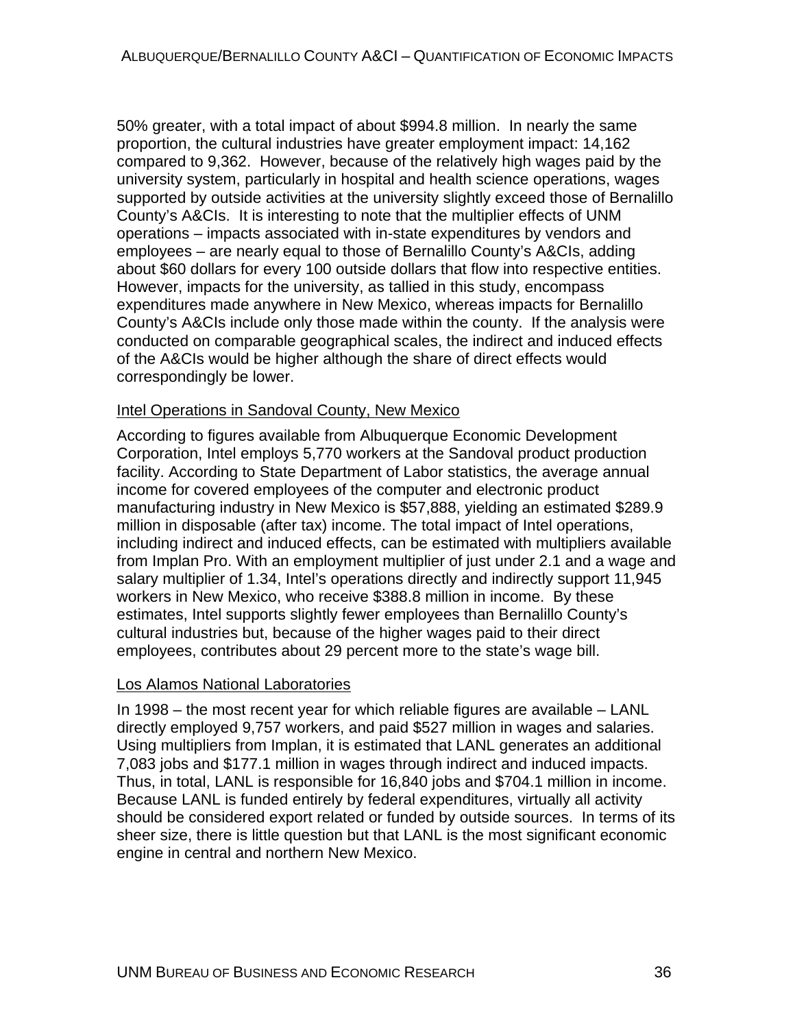50% greater, with a total impact of about $994.8 million. In nearly the same proportion, the cultural industries have greater employment impact: 14,162 compared to 9,362. However, because of the relatively high wages paid by the university system, particularly in hospital and health science operations, wages supported by outside activities at the university slightly exceed those of Bernalillo County's A&CIs. It is interesting to note that the multiplier effects of UNM operations – impacts associated with in-state expenditures by vendors and employees – are nearly equal to those of Bernalillo County's A&CIs, adding about $60 dollars for every 100 outside dollars that flow into respective entities. However, impacts for the university, as tallied in this study, encompass expenditures made anywhere in New Mexico, whereas impacts for Bernalillo County's A&CIs include only those made within the county. If the analysis were conducted on comparable geographical scales, the indirect and induced effects of the A&CIs would be higher although the share of direct effects would correspondingly be lower.

### Intel Operations in Sandoval County, New Mexico

According to figures available from Albuquerque Economic Development Corporation, Intel employs 5,770 workers at the Sandoval product production facility. According to State Department of Labor statistics, the average annual income for covered employees of the computer and electronic product manufacturing industry in New Mexico is $57,888, yielding an estimated $289.9 million in disposable (after tax) income. The total impact of Intel operations, including indirect and induced effects, can be estimated with multipliers available from Implan Pro. With an employment multiplier of just under 2.1 and a wage and salary multiplier of 1.34, Intel's operations directly and indirectly support 11,945 workers in New Mexico, who receive $388.8 million in income. By these estimates, Intel supports slightly fewer employees than Bernalillo County's cultural industries but, because of the higher wages paid to their direct employees, contributes about 29 percent more to the state's wage bill.

### Los Alamos National Laboratories

In 1998 – the most recent year for which reliable figures are available – LANL directly employed 9,757 workers, and paid $527 million in wages and salaries. Using multipliers from Implan, it is estimated that LANL generates an additional 7,083 jobs and $177.1 million in wages through indirect and induced impacts. Thus, in total, LANL is responsible for 16,840 jobs and $704.1 million in income. Because LANL is funded entirely by federal expenditures, virtually all activity should be considered export related or funded by outside sources. In terms of its sheer size, there is little question but that LANL is the most significant economic engine in central and northern New Mexico.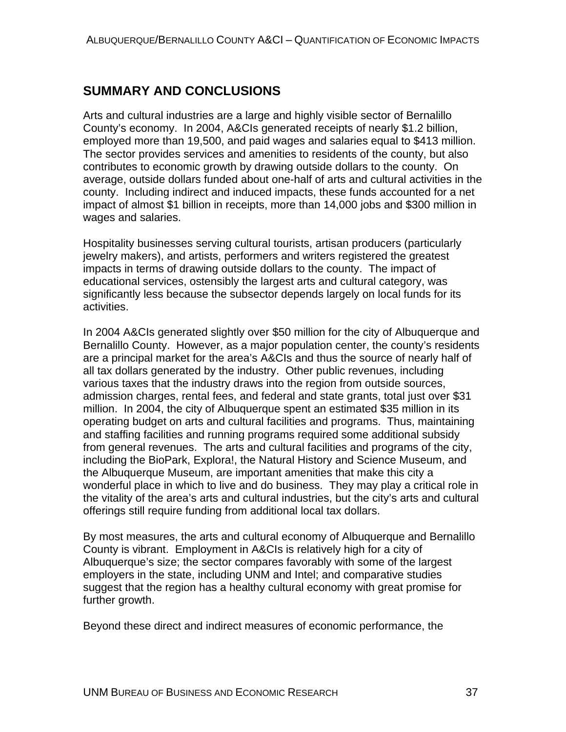## SUMMARY AND CONCLUSIONS

Arts and cultural industries are a large and highly visible sector of Bernalillo County's economy. In 2004, A&CIs generated receipts of nearly $1.2 billion, employed more than 19,500, and paid wages and salaries equal to $413 million. The sector provides services and amenities to residents of the county, but also contributes to economic growth by drawing outside dollars to the county. On average, outside dollars funded about one-half of arts and cultural activities in the county. Including indirect and induced impacts, these funds accounted for a net impact of almost $1 billion in receipts, more than 14,000 jobs and $300 million in wages and salaries.

Hospitality businesses serving cultural tourists, artisan producers (particularly jewelry makers), and artists, performers and writers registered the greatest impacts in terms of drawing outside dollars to the county. The impact of educational services, ostensibly the largest arts and cultural category, was significantly less because the subsector depends largely on local funds for its activities.

In 2004 A&CIs generated slightly over $50 million for the city of Albuquerque and Bernalillo County. However, as a major population center, the county's residents are a principal market for the area's A&CIs and thus the source of nearly half of all tax dollars generated by the industry. Other public revenues, including various taxes that the industry draws into the region from outside sources, admission charges, rental fees, and federal and state grants, total just over $31 million. In 2004, the city of Albuquerque spent an estimated $35 million in its operating budget on arts and cultural facilities and programs. Thus, maintaining and staffing facilities and running programs required some additional subsidy from general revenues. The arts and cultural facilities and programs of the city, including the BioPark, Explora!, the Natural History and Science Museum, and the Albuquerque Museum, are important amenities that make this city a wonderful place in which to live and do business. They may play a critical role in the vitality of the area's arts and cultural industries, but the city's arts and cultural offerings still require funding from additional local tax dollars.

By most measures, the arts and cultural economy of Albuquerque and Bernalillo County is vibrant. Employment in A&CIs is relatively high for a city of Albuquerque's size; the sector compares favorably with some of the largest employers in the state, including UNM and Intel; and comparative studies suggest that the region has a healthy cultural economy with great promise for further growth.

Beyond these direct and indirect measures of economic performance, the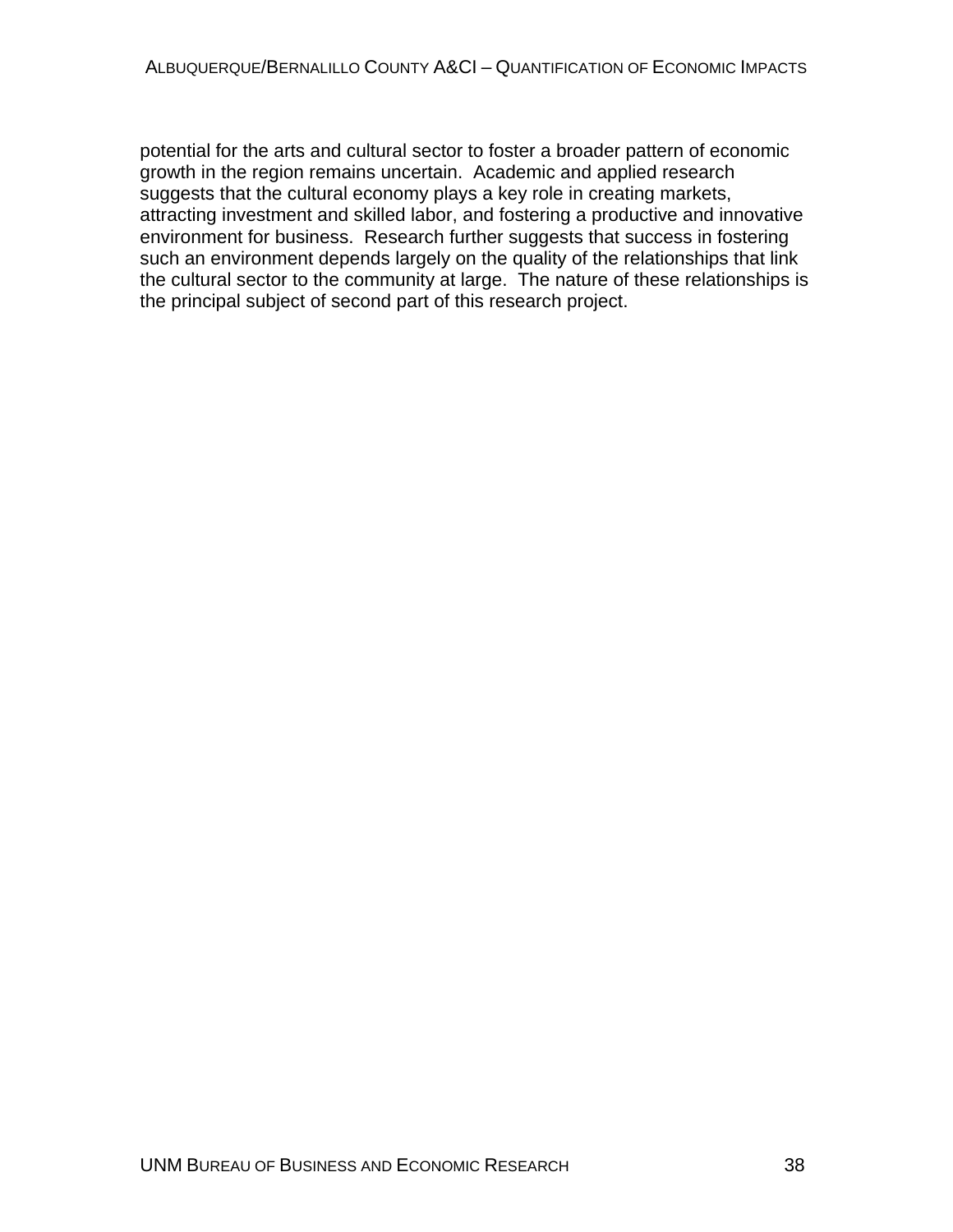potential for the arts and cultural sector to foster a broader pattern of economic growth in the region remains uncertain. Academic and applied research suggests that the cultural economy plays a key role in creating markets, attracting investment and skilled labor, and fostering a productive and innovative environment for business. Research further suggests that success in fostering such an environment depends largely on the quality of the relationships that link the cultural sector to the community at large. The nature of these relationships is the principal subject of second part of this research project.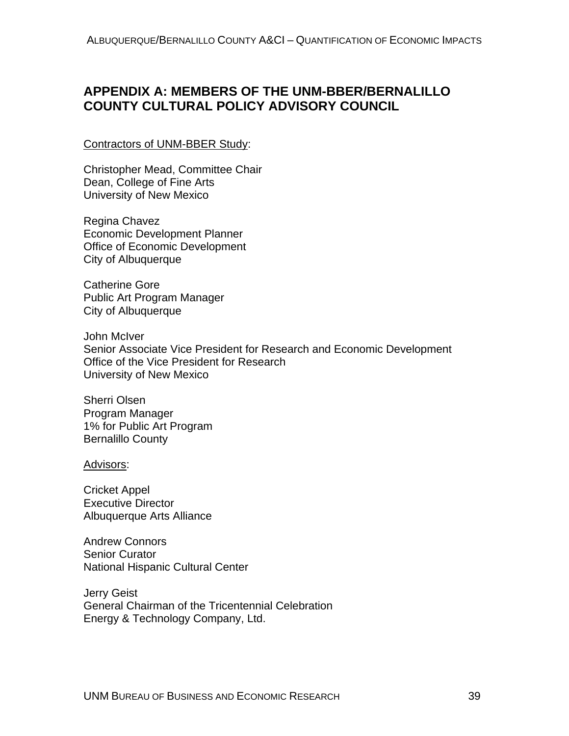## APPENDIX A: MEMBERS OF THE UNM-BBER/BERNALILLO COUNTY CULTURAL POLICY ADVISORY COUNCIL

Contractors of UNM-BBER Study:

Christopher Mead, Committee Chair
Dean, College of Fine Arts
University of New Mexico

Regina Chavez
Economic Development Planner
Office of Economic Development
City of Albuquerque

Catherine Gore
Public Art Program Manager
City of Albuquerque

John McIver
Senior Associate Vice President for Research and Economic Development
Office of the Vice President for Research
University of New Mexico

Sherri Olsen
Program Manager
1% for Public Art Program
Bernalillo County

Advisors:

Cricket Appel
Executive Director
Albuquerque Arts Alliance

Andrew Connors
Senior Curator
National Hispanic Cultural Center

Jerry Geist
General Chairman of the Tricentennial Celebration
Energy & Technology Company, Ltd.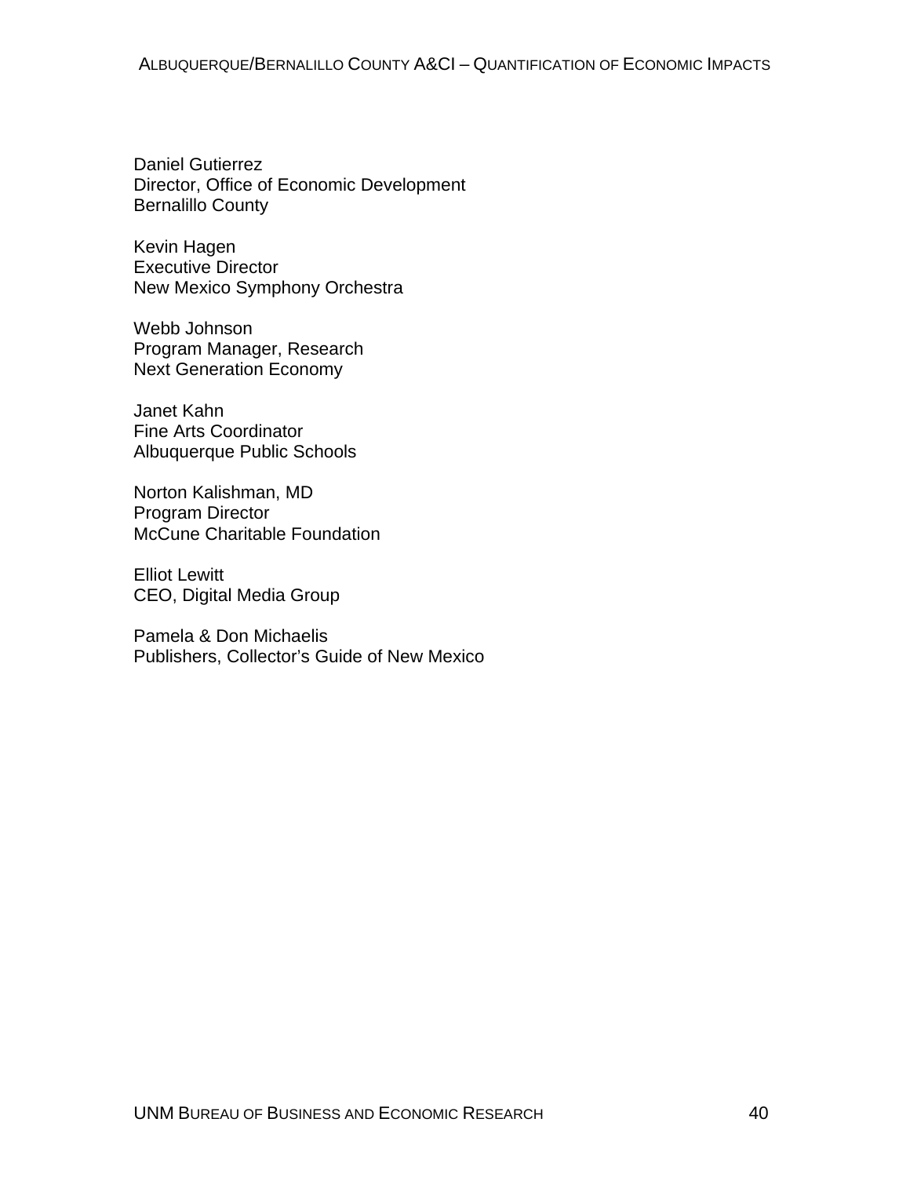Daniel Gutierrez  
Director, Office of Economic Development  
Bernalillo County

Kevin Hagen  
Executive Director  
New Mexico Symphony Orchestra

Webb Johnson  
Program Manager, Research  
Next Generation Economy

Janet Kahn  
Fine Arts Coordinator  
Albuquerque Public Schools

Norton Kalishman, MD  
Program Director  
McCune Charitable Foundation

Elliot Lewitt  
CEO, Digital Media Group

Pamela & Don Michaelis  
Publishers, Collector's Guide of New Mexico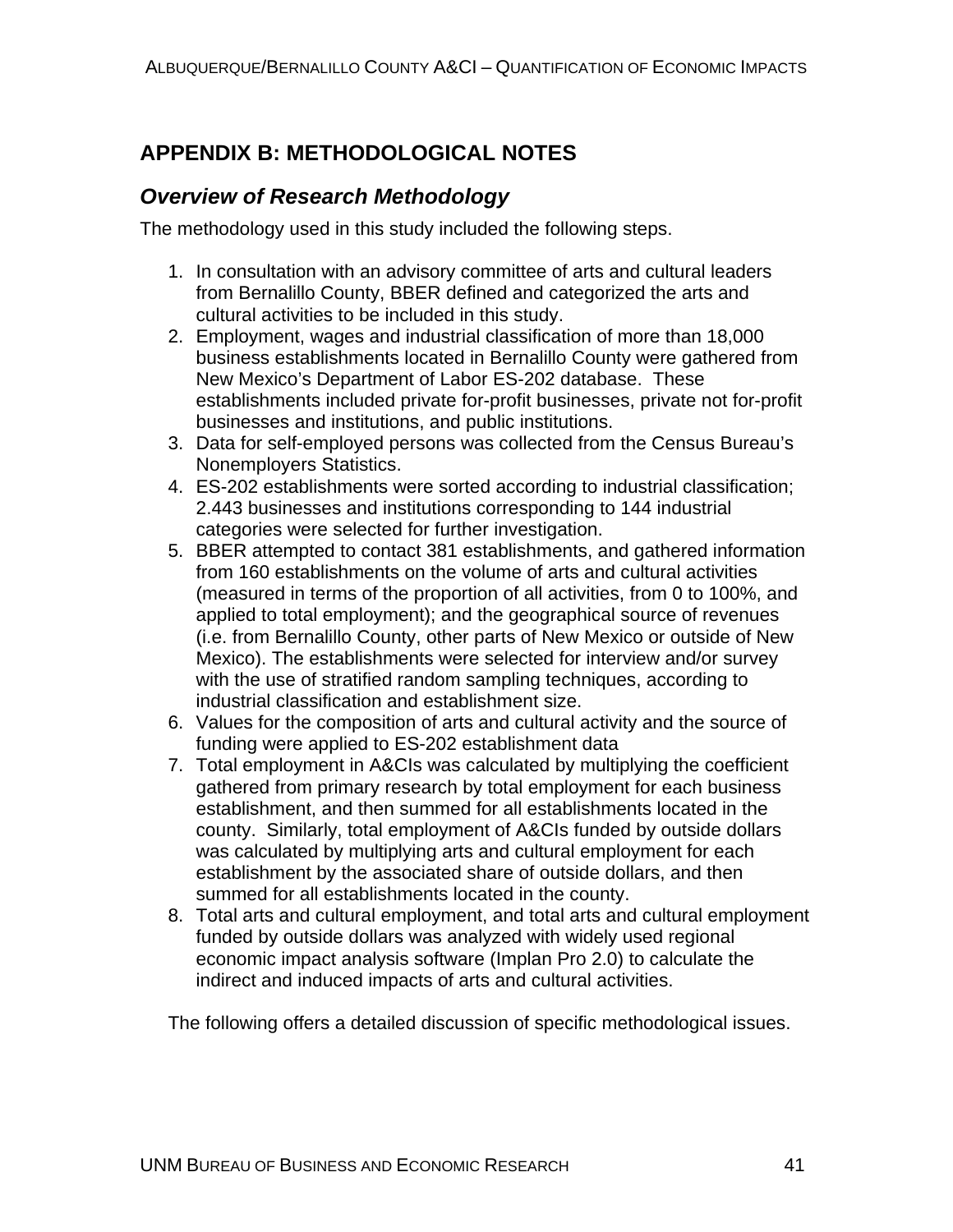# APPENDIX B: METHODOLOGICAL NOTES

## *Overview of Research Methodology*

The methodology used in this study included the following steps.

1. In consultation with an advisory committee of arts and cultural leaders from Bernalillo County, BBER defined and categorized the arts and cultural activities to be included in this study.
2. Employment, wages and industrial classification of more than 18,000 business establishments located in Bernalillo County were gathered from New Mexico's Department of Labor ES-202 database. These establishments included private for-profit businesses, private not for-profit businesses and institutions, and public institutions.
3. Data for self-employed persons was collected from the Census Bureau's Nonemployers Statistics.
4. ES-202 establishments were sorted according to industrial classification; 2.443 businesses and institutions corresponding to 144 industrial categories were selected for further investigation.
5. BBER attempted to contact 381 establishments, and gathered information from 160 establishments on the volume of arts and cultural activities (measured in terms of the proportion of all activities, from 0 to 100%, and applied to total employment); and the geographical source of revenues (i.e. from Bernalillo County, other parts of New Mexico or outside of New Mexico). The establishments were selected for interview and/or survey with the use of stratified random sampling techniques, according to industrial classification and establishment size.
6. Values for the composition of arts and cultural activity and the source of funding were applied to ES-202 establishment data
7. Total employment in A&CIs was calculated by multiplying the coefficient gathered from primary research by total employment for each business establishment, and then summed for all establishments located in the county. Similarly, total employment of A&CIs funded by outside dollars was calculated by multiplying arts and cultural employment for each establishment by the associated share of outside dollars, and then summed for all establishments located in the county.
8. Total arts and cultural employment, and total arts and cultural employment funded by outside dollars was analyzed with widely used regional economic impact analysis software (Implan Pro 2.0) to calculate the indirect and induced impacts of arts and cultural activities.

The following offers a detailed discussion of specific methodological issues.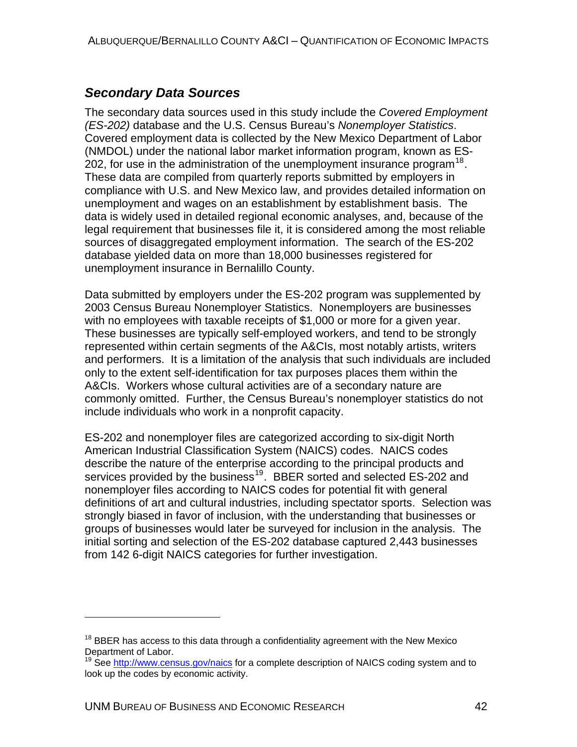## *Secondary Data Sources*

The secondary data sources used in this study include the *Covered Employment (ES-202)* database and the U.S. Census Bureau's *Nonemployer Statistics*. Covered employment data is collected by the New Mexico Department of Labor (NMDOL) under the national labor market information program, known as ES-202, for use in the administration of the unemployment insurance program[18]. These data are compiled from quarterly reports submitted by employers in compliance with U.S. and New Mexico law, and provides detailed information on unemployment and wages on an establishment by establishment basis. The data is widely used in detailed regional economic analyses, and, because of the legal requirement that businesses file it, it is considered among the most reliable sources of disaggregated employment information. The search of the ES-202 database yielded data on more than 18,000 businesses registered for unemployment insurance in Bernalillo County.

Data submitted by employers under the ES-202 program was supplemented by 2003 Census Bureau Nonemployer Statistics. Nonemployers are businesses with no employees with taxable receipts of $1,000 or more for a given year. These businesses are typically self-employed workers, and tend to be strongly represented within certain segments of the A&CIs, most notably artists, writers and performers. It is a limitation of the analysis that such individuals are included only to the extent self-identification for tax purposes places them within the A&CIs. Workers whose cultural activities are of a secondary nature are commonly omitted. Further, the Census Bureau's nonemployer statistics do not include individuals who work in a nonprofit capacity.

ES-202 and nonemployer files are categorized according to six-digit North American Industrial Classification System (NAICS) codes. NAICS codes describe the nature of the enterprise according to the principal products and services provided by the business[19]. BBER sorted and selected ES-202 and nonemployer files according to NAICS codes for potential fit with general definitions of art and cultural industries, including spectator sports. Selection was strongly biased in favor of inclusion, with the understanding that businesses or groups of businesses would later be surveyed for inclusion in the analysis. The initial sorting and selection of the ES-202 database captured 2,443 businesses from 142 6-digit NAICS categories for further investigation.

---

[18] BBER has access to this data through a confidentiality agreement with the New Mexico Department of Labor.

[19] See http://www.census.gov/naics for a complete description of NAICS coding system and to look up the codes by economic activity.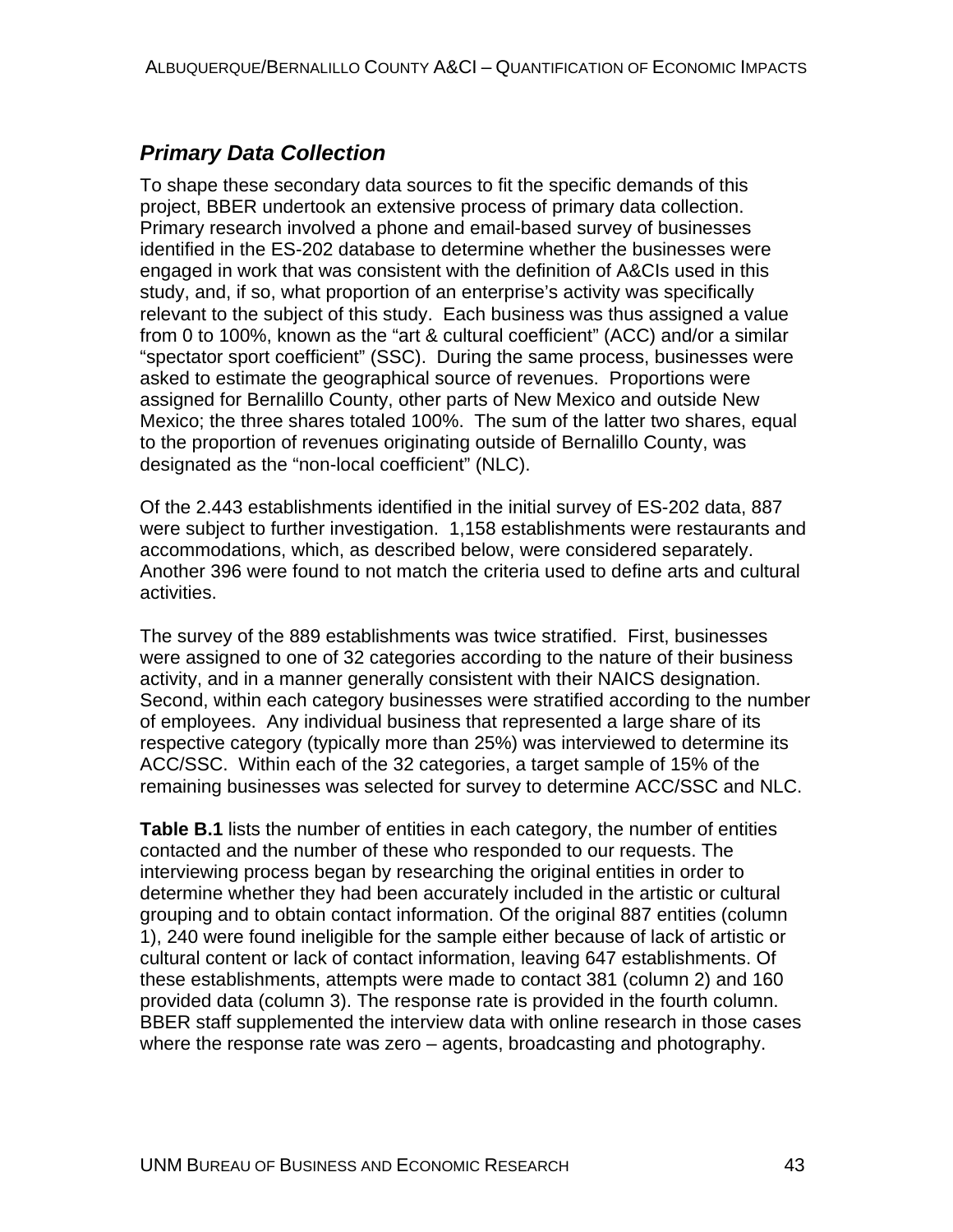## *Primary Data Collection*

To shape these secondary data sources to fit the specific demands of this project, BBER undertook an extensive process of primary data collection. Primary research involved a phone and email-based survey of businesses identified in the ES-202 database to determine whether the businesses were engaged in work that was consistent with the definition of A&CIs used in this study, and, if so, what proportion of an enterprise's activity was specifically relevant to the subject of this study. Each business was thus assigned a value from 0 to 100%, known as the "art & cultural coefficient" (ACC) and/or a similar "spectator sport coefficient" (SSC). During the same process, businesses were asked to estimate the geographical source of revenues. Proportions were assigned for Bernalillo County, other parts of New Mexico and outside New Mexico; the three shares totaled 100%. The sum of the latter two shares, equal to the proportion of revenues originating outside of Bernalillo County, was designated as the "non-local coefficient" (NLC).

Of the 2.443 establishments identified in the initial survey of ES-202 data, 887 were subject to further investigation. 1,158 establishments were restaurants and accommodations, which, as described below, were considered separately. Another 396 were found to not match the criteria used to define arts and cultural activities.

The survey of the 889 establishments was twice stratified. First, businesses were assigned to one of 32 categories according to the nature of their business activity, and in a manner generally consistent with their NAICS designation. Second, within each category businesses were stratified according to the number of employees. Any individual business that represented a large share of its respective category (typically more than 25%) was interviewed to determine its ACC/SSC. Within each of the 32 categories, a target sample of 15% of the remaining businesses was selected for survey to determine ACC/SSC and NLC.

**Table B.1** lists the number of entities in each category, the number of entities contacted and the number of these who responded to our requests. The interviewing process began by researching the original entities in order to determine whether they had been accurately included in the artistic or cultural grouping and to obtain contact information. Of the original 887 entities (column 1), 240 were found ineligible for the sample either because of lack of artistic or cultural content or lack of contact information, leaving 647 establishments. Of these establishments, attempts were made to contact 381 (column 2) and 160 provided data (column 3). The response rate is provided in the fourth column. BBER staff supplemented the interview data with online research in those cases where the response rate was zero – agents, broadcasting and photography.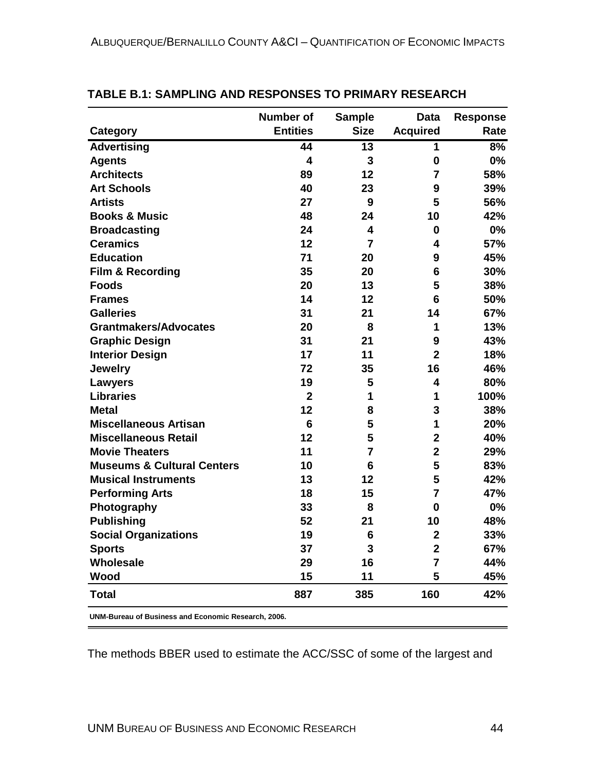**TABLE B.1: SAMPLING AND RESPONSES TO PRIMARY RESEARCH**

| Category | Number of Entities | Sample Size | Data Acquired | Response Rate |
|---|---|---|---|---|
| **Advertising** | 44 | 13 | 1 | 8% |
| **Agents** | 4 | 3 | 0 | 0% |
| **Architects** | 89 | 12 | 7 | 58% |
| **Art Schools** | 40 | 23 | 9 | 39% |
| **Artists** | 27 | 9 | 5 | 56% |
| **Books & Music** | 48 | 24 | 10 | 42% |
| **Broadcasting** | 24 | 4 | 0 | 0% |
| **Ceramics** | 12 | 7 | 4 | 57% |
| **Education** | 71 | 20 | 9 | 45% |
| **Film & Recording** | 35 | 20 | 6 | 30% |
| **Foods** | 20 | 13 | 5 | 38% |
| **Frames** | 14 | 12 | 6 | 50% |
| **Galleries** | 31 | 21 | 14 | 67% |
| **Grantmakers/Advocates** | 20 | 8 | 1 | 13% |
| **Graphic Design** | 31 | 21 | 9 | 43% |
| **Interior Design** | 17 | 11 | 2 | 18% |
| **Jewelry** | 72 | 35 | 16 | 46% |
| **Lawyers** | 19 | 5 | 4 | 80% |
| **Libraries** | 2 | 1 | 1 | 100% |
| **Metal** | 12 | 8 | 3 | 38% |
| **Miscellaneous Artisan** | 6 | 5 | 1 | 20% |
| **Miscellaneous Retail** | 12 | 5 | 2 | 40% |
| **Movie Theaters** | 11 | 7 | 2 | 29% |
| **Museums & Cultural Centers** | 10 | 6 | 5 | 83% |
| **Musical Instruments** | 13 | 12 | 5 | 42% |
| **Performing Arts** | 18 | 15 | 7 | 47% |
| **Photography** | 33 | 8 | 0 | 0% |
| **Publishing** | 52 | 21 | 10 | 48% |
| **Social Organizations** | 19 | 6 | 2 | 33% |
| **Sports** | 37 | 3 | 2 | 67% |
| **Wholesale** | 29 | 16 | 7 | 44% |
| **Wood** | 15 | 11 | 5 | 45% |
| **Total** | 887 | 385 | 160 | 42% |

UNM-Bureau of Business and Economic Research, 2006.

The methods BBER used to estimate the ACC/SSC of some of the largest and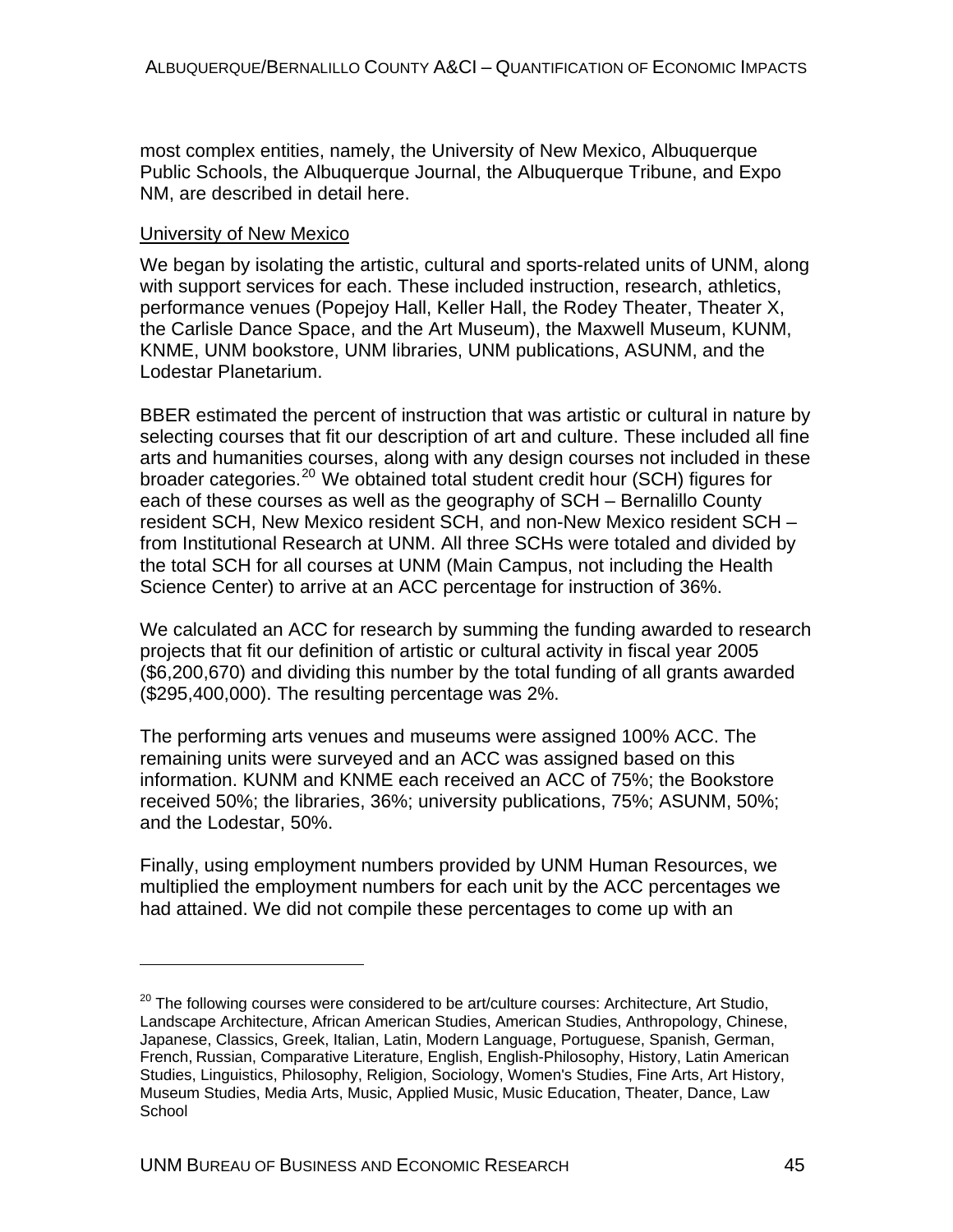most complex entities, namely, the University of New Mexico, Albuquerque Public Schools, the Albuquerque Journal, the Albuquerque Tribune, and Expo NM, are described in detail here.

University of New Mexico

We began by isolating the artistic, cultural and sports-related units of UNM, along with support services for each. These included instruction, research, athletics, performance venues (Popejoy Hall, Keller Hall, the Rodey Theater, Theater X, the Carlisle Dance Space, and the Art Museum), the Maxwell Museum, KUNM, KNME, UNM bookstore, UNM libraries, UNM publications, ASUNM, and the Lodestar Planetarium.

BBER estimated the percent of instruction that was artistic or cultural in nature by selecting courses that fit our description of art and culture. These included all fine arts and humanities courses, along with any design courses not included in these broader categories.[20] We obtained total student credit hour (SCH) figures for each of these courses as well as the geography of SCH – Bernalillo County resident SCH, New Mexico resident SCH, and non-New Mexico resident SCH – from Institutional Research at UNM. All three SCHs were totaled and divided by the total SCH for all courses at UNM (Main Campus, not including the Health Science Center) to arrive at an ACC percentage for instruction of 36%.

We calculated an ACC for research by summing the funding awarded to research projects that fit our definition of artistic or cultural activity in fiscal year 2005 ($6,200,670) and dividing this number by the total funding of all grants awarded ($295,400,000). The resulting percentage was 2%.

The performing arts venues and museums were assigned 100% ACC. The remaining units were surveyed and an ACC was assigned based on this information. KUNM and KNME each received an ACC of 75%; the Bookstore received 50%; the libraries, 36%; university publications, 75%; ASUNM, 50%; and the Lodestar, 50%.

Finally, using employment numbers provided by UNM Human Resources, we multiplied the employment numbers for each unit by the ACC percentages we had attained. We did not compile these percentages to come up with an

[20] The following courses were considered to be art/culture courses: Architecture, Art Studio, Landscape Architecture, African American Studies, American Studies, Anthropology, Chinese, Japanese, Classics, Greek, Italian, Latin, Modern Language, Portuguese, Spanish, German, French, Russian, Comparative Literature, English, English-Philosophy, History, Latin American Studies, Linguistics, Philosophy, Religion, Sociology, Women's Studies, Fine Arts, Art History, Museum Studies, Media Arts, Music, Applied Music, Music Education, Theater, Dance, Law School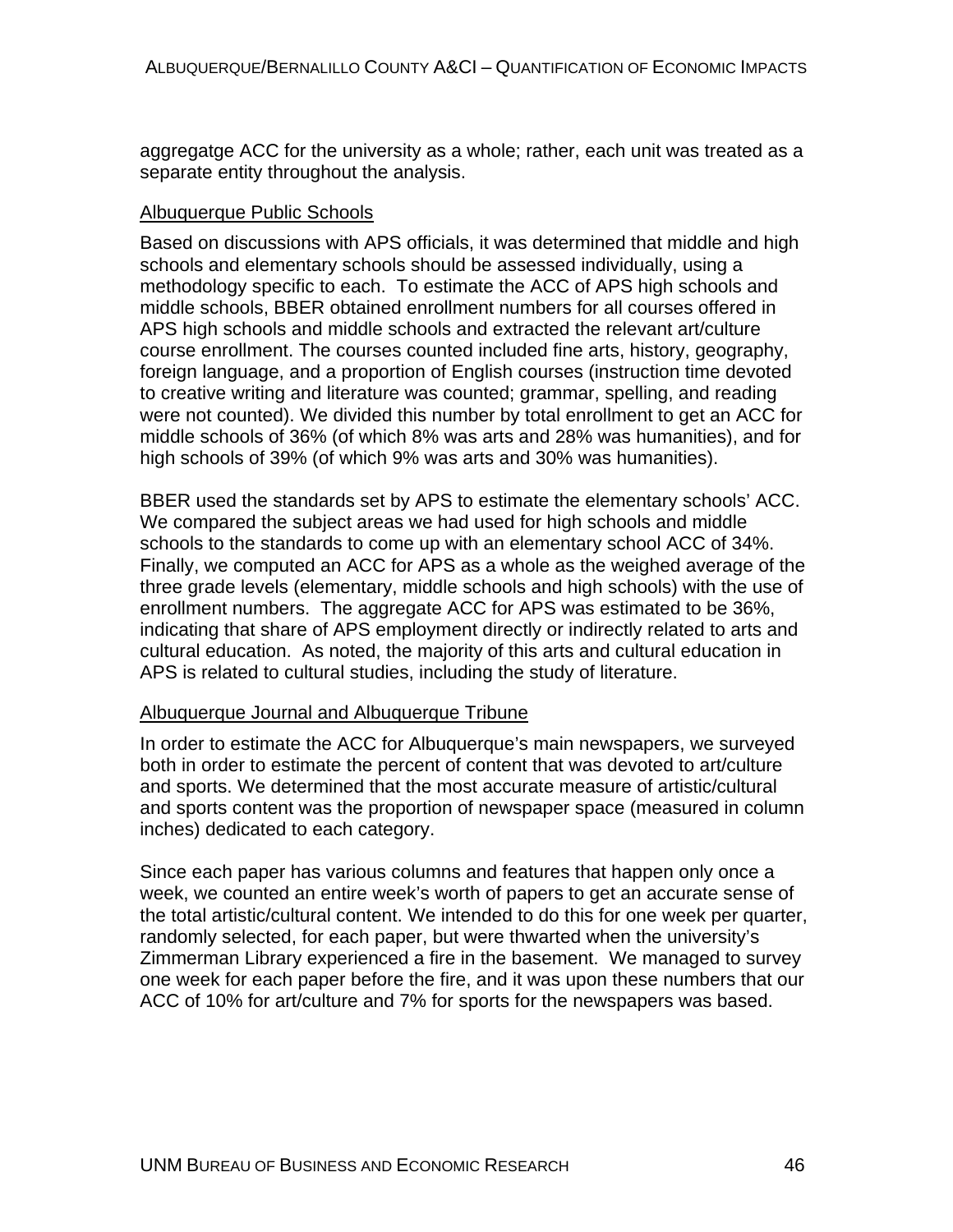aggregatge ACC for the university as a whole; rather, each unit was treated as a separate entity throughout the analysis.

<u>Albuquerque Public Schools</u>

Based on discussions with APS officials, it was determined that middle and high schools and elementary schools should be assessed individually, using a methodology specific to each. To estimate the ACC of APS high schools and middle schools, BBER obtained enrollment numbers for all courses offered in APS high schools and middle schools and extracted the relevant art/culture course enrollment. The courses counted included fine arts, history, geography, foreign language, and a proportion of English courses (instruction time devoted to creative writing and literature was counted; grammar, spelling, and reading were not counted). We divided this number by total enrollment to get an ACC for middle schools of 36% (of which 8% was arts and 28% was humanities), and for high schools of 39% (of which 9% was arts and 30% was humanities).

BBER used the standards set by APS to estimate the elementary schools' ACC. We compared the subject areas we had used for high schools and middle schools to the standards to come up with an elementary school ACC of 34%. Finally, we computed an ACC for APS as a whole as the weighed average of the three grade levels (elementary, middle schools and high schools) with the use of enrollment numbers. The aggregate ACC for APS was estimated to be 36%, indicating that share of APS employment directly or indirectly related to arts and cultural education. As noted, the majority of this arts and cultural education in APS is related to cultural studies, including the study of literature.

<u>Albuquerque Journal and Albuquerque Tribune</u>

In order to estimate the ACC for Albuquerque's main newspapers, we surveyed both in order to estimate the percent of content that was devoted to art/culture and sports. We determined that the most accurate measure of artistic/cultural and sports content was the proportion of newspaper space (measured in column inches) dedicated to each category.

Since each paper has various columns and features that happen only once a week, we counted an entire week's worth of papers to get an accurate sense of the total artistic/cultural content. We intended to do this for one week per quarter, randomly selected, for each paper, but were thwarted when the university's Zimmerman Library experienced a fire in the basement. We managed to survey one week for each paper before the fire, and it was upon these numbers that our ACC of 10% for art/culture and 7% for sports for the newspapers was based.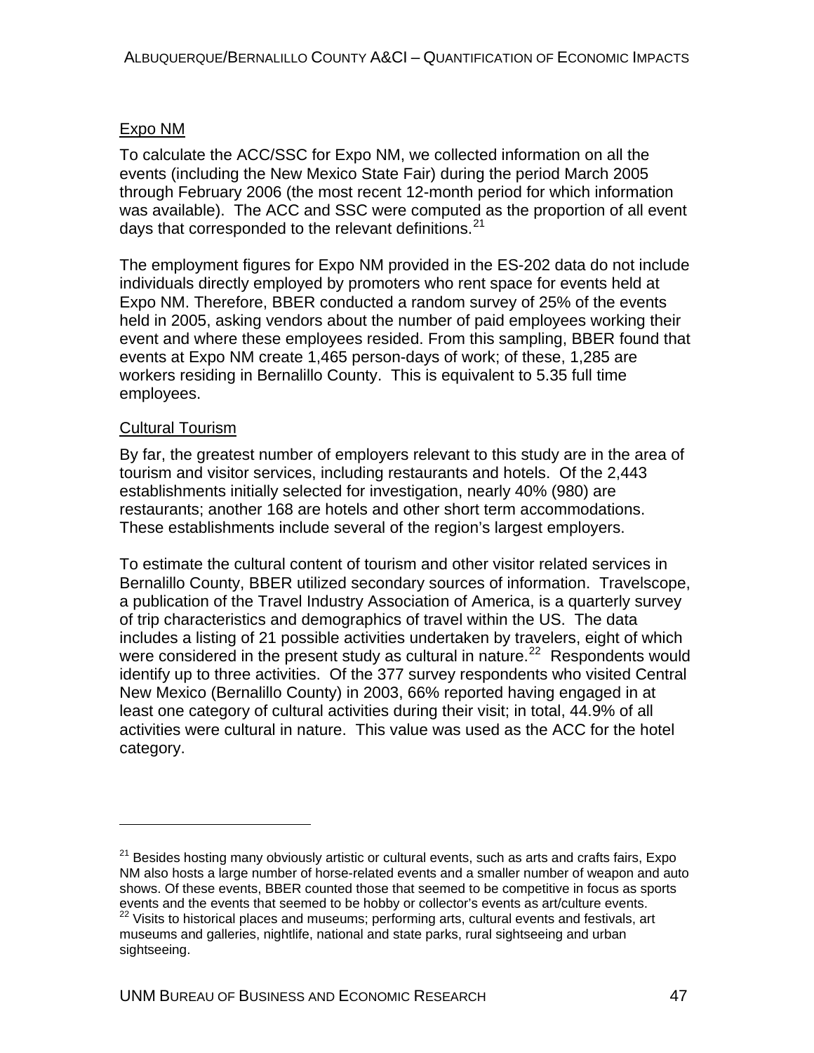Expo NM

To calculate the ACC/SSC for Expo NM, we collected information on all the events (including the New Mexico State Fair) during the period March 2005 through February 2006 (the most recent 12-month period for which information was available). The ACC and SSC were computed as the proportion of all event days that corresponded to the relevant definitions.[21]

The employment figures for Expo NM provided in the ES-202 data do not include individuals directly employed by promoters who rent space for events held at Expo NM. Therefore, BBER conducted a random survey of 25% of the events held in 2005, asking vendors about the number of paid employees working their event and where these employees resided. From this sampling, BBER found that events at Expo NM create 1,465 person-days of work; of these, 1,285 are workers residing in Bernalillo County. This is equivalent to 5.35 full time employees.

Cultural Tourism

By far, the greatest number of employers relevant to this study are in the area of tourism and visitor services, including restaurants and hotels. Of the 2,443 establishments initially selected for investigation, nearly 40% (980) are restaurants; another 168 are hotels and other short term accommodations. These establishments include several of the region's largest employers.

To estimate the cultural content of tourism and other visitor related services in Bernalillo County, BBER utilized secondary sources of information. Travelscope, a publication of the Travel Industry Association of America, is a quarterly survey of trip characteristics and demographics of travel within the US. The data includes a listing of 21 possible activities undertaken by travelers, eight of which were considered in the present study as cultural in nature.[22] Respondents would identify up to three activities. Of the 377 survey respondents who visited Central New Mexico (Bernalillo County) in 2003, 66% reported having engaged in at least one category of cultural activities during their visit; in total, 44.9% of all activities were cultural in nature. This value was used as the ACC for the hotel category.

---

[21] Besides hosting many obviously artistic or cultural events, such as arts and crafts fairs, Expo NM also hosts a large number of horse-related events and a smaller number of weapon and auto shows. Of these events, BBER counted those that seemed to be competitive in focus as sports events and the events that seemed to be hobby or collector's events as art/culture events.

[22] Visits to historical places and museums; performing arts, cultural events and festivals, art museums and galleries, nightlife, national and state parks, rural sightseeing and urban sightseeing.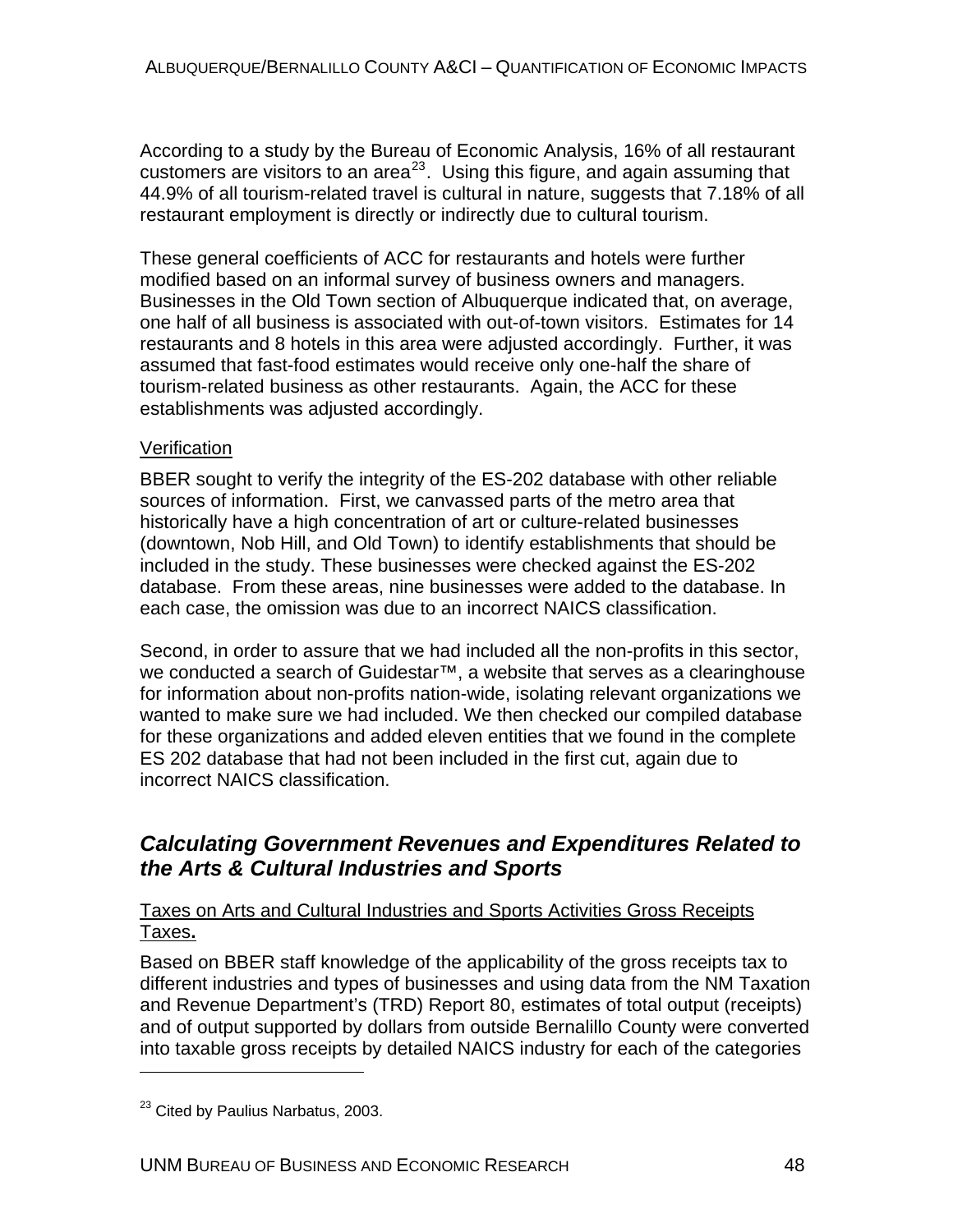According to a study by the Bureau of Economic Analysis, 16% of all restaurant customers are visitors to an area[23]. Using this figure, and again assuming that 44.9% of all tourism-related travel is cultural in nature, suggests that 7.18% of all restaurant employment is directly or indirectly due to cultural tourism.

These general coefficients of ACC for restaurants and hotels were further modified based on an informal survey of business owners and managers. Businesses in the Old Town section of Albuquerque indicated that, on average, one half of all business is associated with out-of-town visitors. Estimates for 14 restaurants and 8 hotels in this area were adjusted accordingly. Further, it was assumed that fast-food estimates would receive only one-half the share of tourism-related business as other restaurants. Again, the ACC for these establishments was adjusted accordingly.

Verification

BBER sought to verify the integrity of the ES-202 database with other reliable sources of information. First, we canvassed parts of the metro area that historically have a high concentration of art or culture-related businesses (downtown, Nob Hill, and Old Town) to identify establishments that should be included in the study. These businesses were checked against the ES-202 database. From these areas, nine businesses were added to the database. In each case, the omission was due to an incorrect NAICS classification.

Second, in order to assure that we had included all the non-profits in this sector, we conducted a search of Guidestar™, a website that serves as a clearinghouse for information about non-profits nation-wide, isolating relevant organizations we wanted to make sure we had included. We then checked our compiled database for these organizations and added eleven entities that we found in the complete ES 202 database that had not been included in the first cut, again due to incorrect NAICS classification.

## *Calculating Government Revenues and Expenditures Related to the Arts & Cultural Industries and Sports*

Taxes on Arts and Cultural Industries and Sports Activities Gross Receipts Taxes**.**

Based on BBER staff knowledge of the applicability of the gross receipts tax to different industries and types of businesses and using data from the NM Taxation and Revenue Department's (TRD) Report 80, estimates of total output (receipts) and of output supported by dollars from outside Bernalillo County were converted into taxable gross receipts by detailed NAICS industry for each of the categories

---

[23] Cited by Paulius Narbatus, 2003.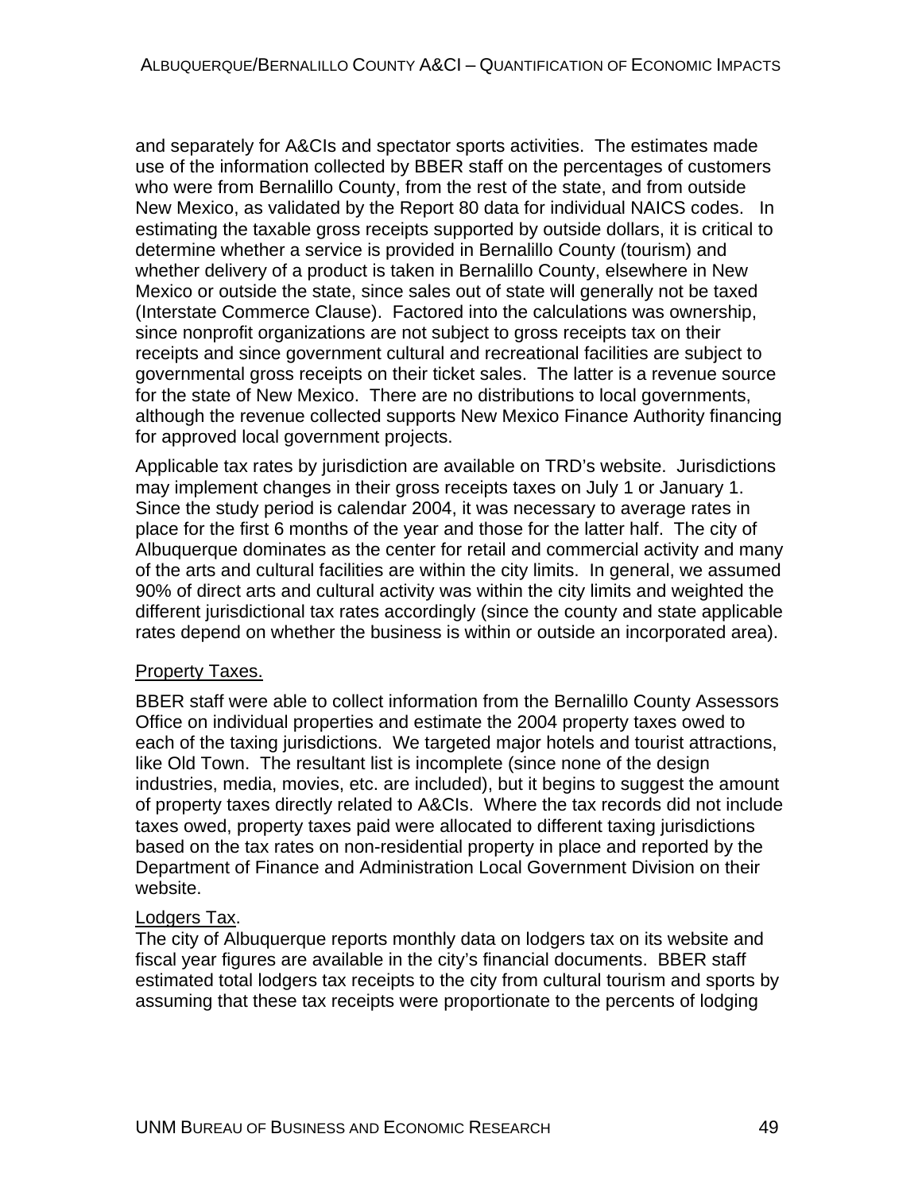and separately for A&CIs and spectator sports activities. The estimates made use of the information collected by BBER staff on the percentages of customers who were from Bernalillo County, from the rest of the state, and from outside New Mexico, as validated by the Report 80 data for individual NAICS codes. In estimating the taxable gross receipts supported by outside dollars, it is critical to determine whether a service is provided in Bernalillo County (tourism) and whether delivery of a product is taken in Bernalillo County, elsewhere in New Mexico or outside the state, since sales out of state will generally not be taxed (Interstate Commerce Clause). Factored into the calculations was ownership, since nonprofit organizations are not subject to gross receipts tax on their receipts and since government cultural and recreational facilities are subject to governmental gross receipts on their ticket sales. The latter is a revenue source for the state of New Mexico. There are no distributions to local governments, although the revenue collected supports New Mexico Finance Authority financing for approved local government projects.

Applicable tax rates by jurisdiction are available on TRD's website. Jurisdictions may implement changes in their gross receipts taxes on July 1 or January 1. Since the study period is calendar 2004, it was necessary to average rates in place for the first 6 months of the year and those for the latter half. The city of Albuquerque dominates as the center for retail and commercial activity and many of the arts and cultural facilities are within the city limits. In general, we assumed 90% of direct arts and cultural activity was within the city limits and weighted the different jurisdictional tax rates accordingly (since the county and state applicable rates depend on whether the business is within or outside an incorporated area).

Property Taxes.

BBER staff were able to collect information from the Bernalillo County Assessors Office on individual properties and estimate the 2004 property taxes owed to each of the taxing jurisdictions. We targeted major hotels and tourist attractions, like Old Town. The resultant list is incomplete (since none of the design industries, media, movies, etc. are included), but it begins to suggest the amount of property taxes directly related to A&CIs. Where the tax records did not include taxes owed, property taxes paid were allocated to different taxing jurisdictions based on the tax rates on non-residential property in place and reported by the Department of Finance and Administration Local Government Division on their website.

Lodgers Tax.

The city of Albuquerque reports monthly data on lodgers tax on its website and fiscal year figures are available in the city's financial documents. BBER staff estimated total lodgers tax receipts to the city from cultural tourism and sports by assuming that these tax receipts were proportionate to the percents of lodging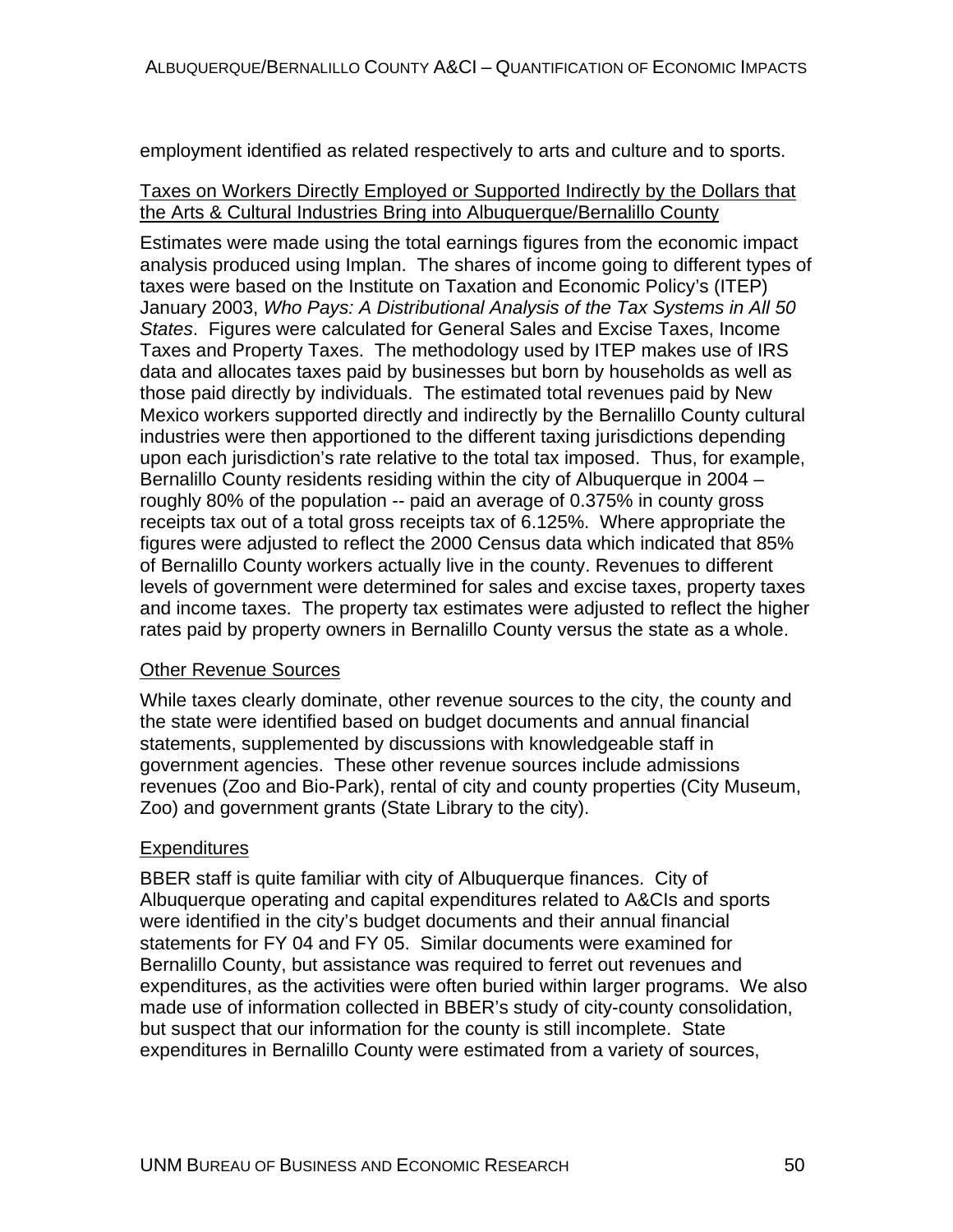employment identified as related respectively to arts and culture and to sports.

Taxes on Workers Directly Employed or Supported Indirectly by the Dollars that the Arts & Cultural Industries Bring into Albuquerque/Bernalillo County

Estimates were made using the total earnings figures from the economic impact analysis produced using Implan. The shares of income going to different types of taxes were based on the Institute on Taxation and Economic Policy's (ITEP) January 2003, *Who Pays: A Distributional Analysis of the Tax Systems in All 50 States*. Figures were calculated for General Sales and Excise Taxes, Income Taxes and Property Taxes. The methodology used by ITEP makes use of IRS data and allocates taxes paid by businesses but born by households as well as those paid directly by individuals. The estimated total revenues paid by New Mexico workers supported directly and indirectly by the Bernalillo County cultural industries were then apportioned to the different taxing jurisdictions depending upon each jurisdiction's rate relative to the total tax imposed. Thus, for example, Bernalillo County residents residing within the city of Albuquerque in 2004 – roughly 80% of the population -- paid an average of 0.375% in county gross receipts tax out of a total gross receipts tax of 6.125%. Where appropriate the figures were adjusted to reflect the 2000 Census data which indicated that 85% of Bernalillo County workers actually live in the county. Revenues to different levels of government were determined for sales and excise taxes, property taxes and income taxes. The property tax estimates were adjusted to reflect the higher rates paid by property owners in Bernalillo County versus the state as a whole.

Other Revenue Sources

While taxes clearly dominate, other revenue sources to the city, the county and the state were identified based on budget documents and annual financial statements, supplemented by discussions with knowledgeable staff in government agencies. These other revenue sources include admissions revenues (Zoo and Bio-Park), rental of city and county properties (City Museum, Zoo) and government grants (State Library to the city).

Expenditures

BBER staff is quite familiar with city of Albuquerque finances. City of Albuquerque operating and capital expenditures related to A&CIs and sports were identified in the city's budget documents and their annual financial statements for FY 04 and FY 05. Similar documents were examined for Bernalillo County, but assistance was required to ferret out revenues and expenditures, as the activities were often buried within larger programs. We also made use of information collected in BBER's study of city-county consolidation, but suspect that our information for the county is still incomplete. State expenditures in Bernalillo County were estimated from a variety of sources,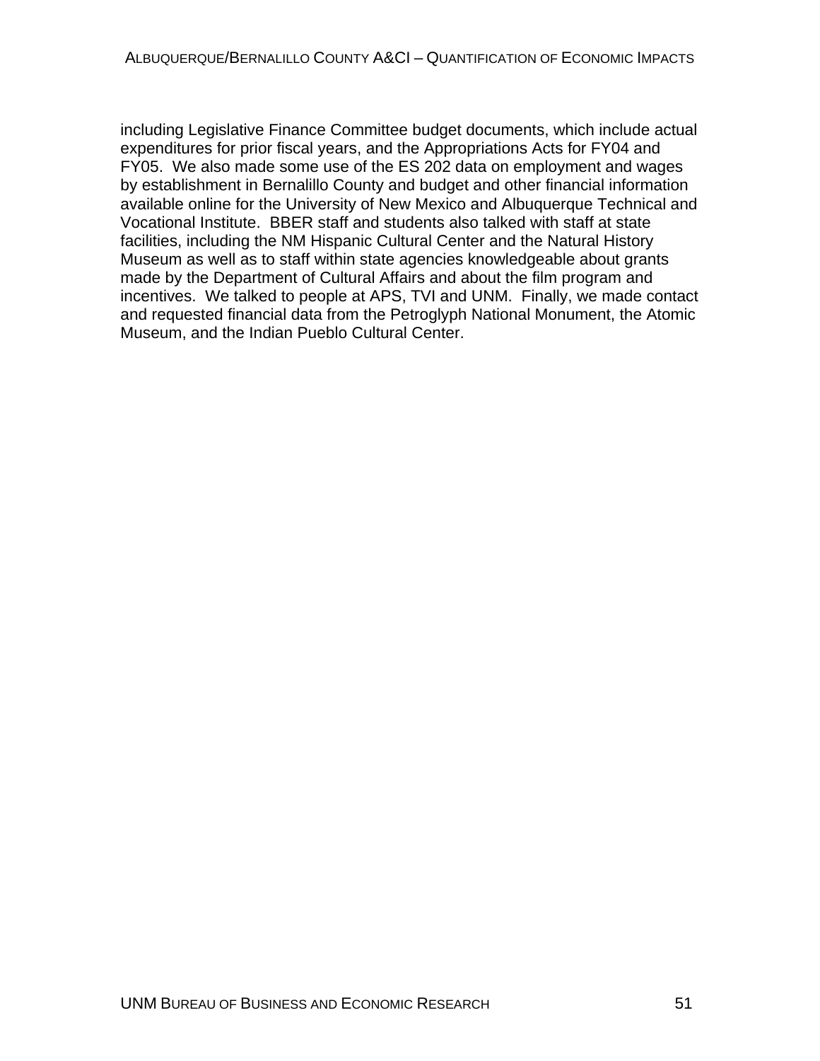including Legislative Finance Committee budget documents, which include actual expenditures for prior fiscal years, and the Appropriations Acts for FY04 and FY05. We also made some use of the ES 202 data on employment and wages by establishment in Bernalillo County and budget and other financial information available online for the University of New Mexico and Albuquerque Technical and Vocational Institute. BBER staff and students also talked with staff at state facilities, including the NM Hispanic Cultural Center and the Natural History Museum as well as to staff within state agencies knowledgeable about grants made by the Department of Cultural Affairs and about the film program and incentives. We talked to people at APS, TVI and UNM. Finally, we made contact and requested financial data from the Petroglyph National Monument, the Atomic Museum, and the Indian Pueblo Cultural Center.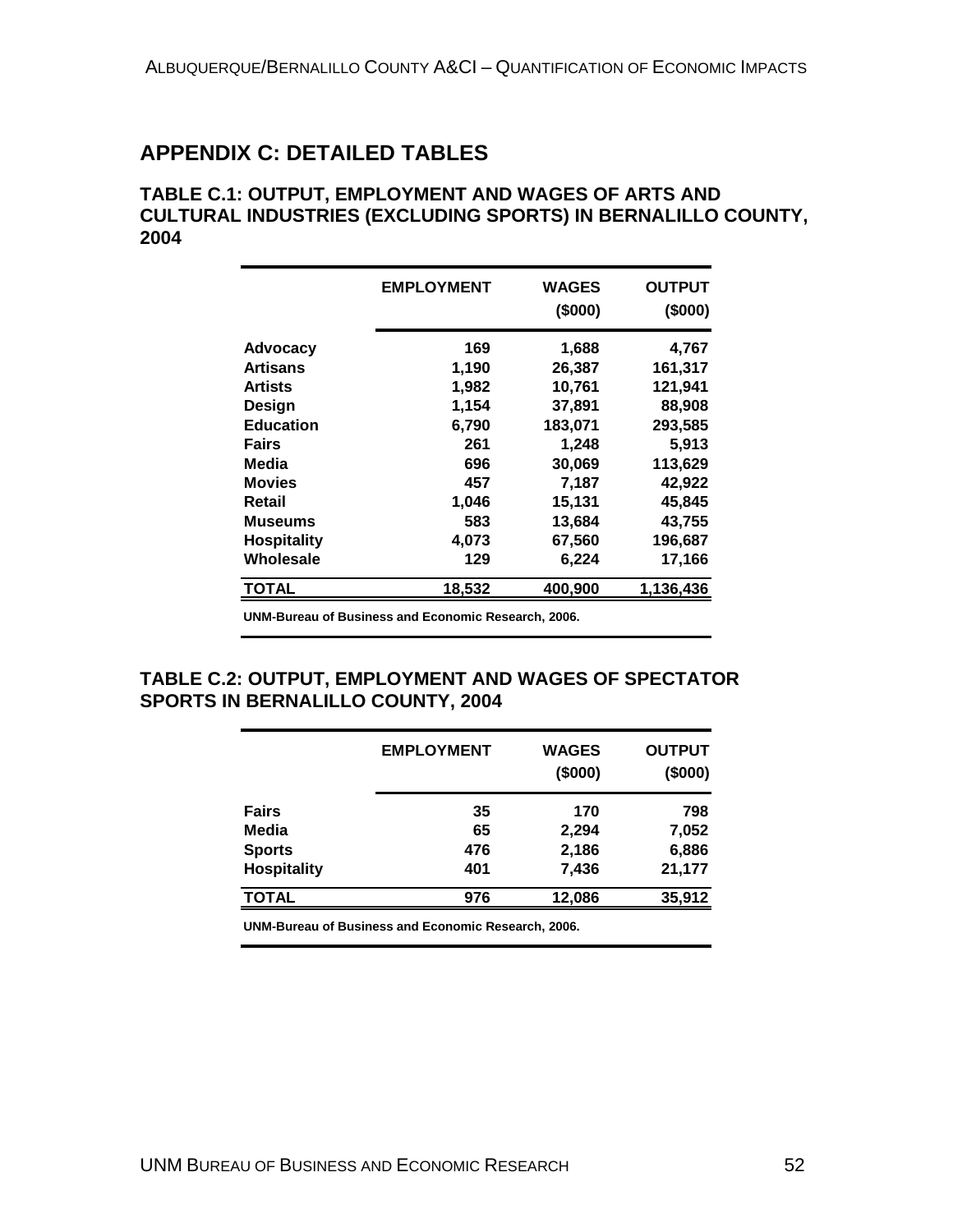## APPENDIX C: DETAILED TABLES

### TABLE C.1: OUTPUT, EMPLOYMENT AND WAGES OF ARTS AND CULTURAL INDUSTRIES (EXCLUDING SPORTS) IN BERNALILLO COUNTY, 2004

| | EMPLOYMENT | WAGES ($000) | OUTPUT ($000) |
|---|---|---|---|
| **Advocacy** | 169 | 1,688 | 4,767 |
| **Artisans** | 1,190 | 26,387 | 161,317 |
| **Artists** | 1,982 | 10,761 | 121,941 |
| **Design** | 1,154 | 37,891 | 88,908 |
| **Education** | 6,790 | 183,071 | 293,585 |
| **Fairs** | 261 | 1,248 | 5,913 |
| **Media** | 696 | 30,069 | 113,629 |
| **Movies** | 457 | 7,187 | 42,922 |
| **Retail** | 1,046 | 15,131 | 45,845 |
| **Museums** | 583 | 13,684 | 43,755 |
| **Hospitality** | 4,073 | 67,560 | 196,687 |
| **Wholesale** | 129 | 6,224 | 17,166 |
| **TOTAL** | 18,532 | 400,900 | 1,136,436 |

UNM-Bureau of Business and Economic Research, 2006.

### TABLE C.2: OUTPUT, EMPLOYMENT AND WAGES OF SPECTATOR SPORTS IN BERNALILLO COUNTY, 2004

| | EMPLOYMENT | WAGES ($000) | OUTPUT ($000) |
|---|---|---|---|
| **Fairs** | 35 | 170 | 798 |
| **Media** | 65 | 2,294 | 7,052 |
| **Sports** | 476 | 2,186 | 6,886 |
| **Hospitality** | 401 | 7,436 | 21,177 |
| **TOTAL** | 976 | 12,086 | 35,912 |

UNM-Bureau of Business and Economic Research, 2006.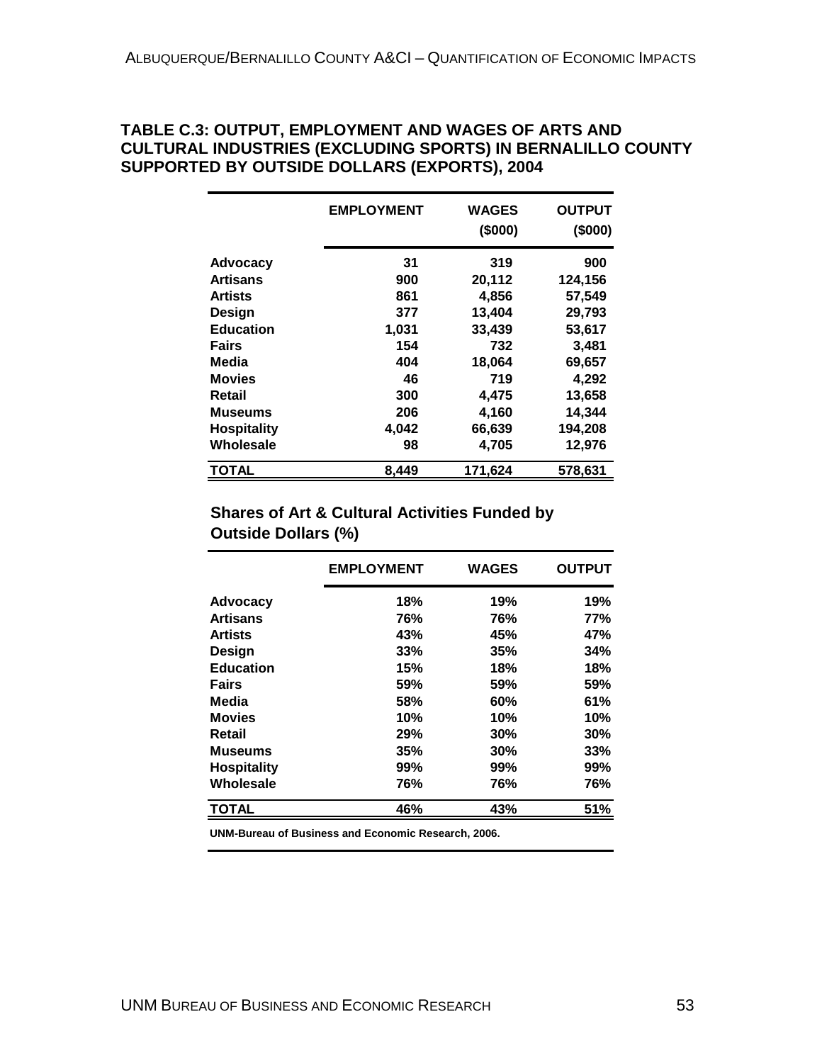**TABLE C.3: OUTPUT, EMPLOYMENT AND WAGES OF ARTS AND CULTURAL INDUSTRIES (EXCLUDING SPORTS) IN BERNALILLO COUNTY SUPPORTED BY OUTSIDE DOLLARS (EXPORTS), 2004**

| | EMPLOYMENT | WAGES ($000) | OUTPUT ($000) |
|---|---|---|---|
| **Advocacy** | 31 | 319 | 900 |
| **Artisans** | 900 | 20,112 | 124,156 |
| **Artists** | 861 | 4,856 | 57,549 |
| **Design** | 377 | 13,404 | 29,793 |
| **Education** | 1,031 | 33,439 | 53,617 |
| **Fairs** | 154 | 732 | 3,481 |
| **Media** | 404 | 18,064 | 69,657 |
| **Movies** | 46 | 719 | 4,292 |
| **Retail** | 300 | 4,475 | 13,658 |
| **Museums** | 206 | 4,160 | 14,344 |
| **Hospitality** | 4,042 | 66,639 | 194,208 |
| **Wholesale** | 98 | 4,705 | 12,976 |
| **TOTAL** | 8,449 | 171,624 | 578,631 |

**Shares of Art & Cultural Activities Funded by Outside Dollars (%)**

| | EMPLOYMENT | WAGES | OUTPUT |
|---|---|---|---|
| **Advocacy** | 18% | 19% | 19% |
| **Artisans** | 76% | 76% | 77% |
| **Artists** | 43% | 45% | 47% |
| **Design** | 33% | 35% | 34% |
| **Education** | 15% | 18% | 18% |
| **Fairs** | 59% | 59% | 59% |
| **Media** | 58% | 60% | 61% |
| **Movies** | 10% | 10% | 10% |
| **Retail** | 29% | 30% | 30% |
| **Museums** | 35% | 30% | 33% |
| **Hospitality** | 99% | 99% | 99% |
| **Wholesale** | 76% | 76% | 76% |
| **TOTAL** | 46% | 43% | 51% |

UNM-Bureau of Business and Economic Research, 2006.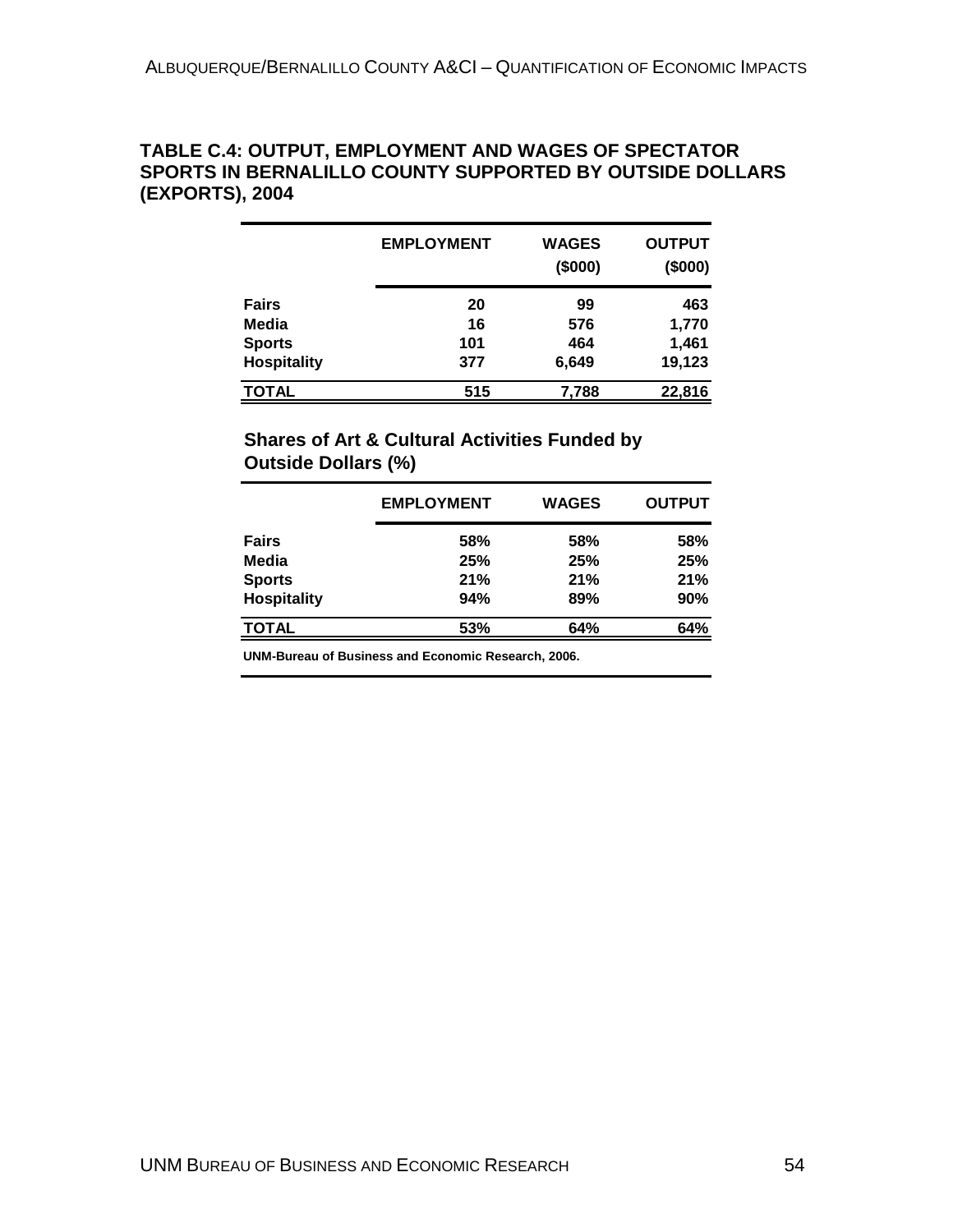## TABLE C.4: OUTPUT, EMPLOYMENT AND WAGES OF SPECTATOR SPORTS IN BERNALILLO COUNTY SUPPORTED BY OUTSIDE DOLLARS (EXPORTS), 2004

| | EMPLOYMENT | WAGES ($000) | OUTPUT ($000) |
|---|---|---|---|
| **Fairs** | 20 | 99 | 463 |
| **Media** | 16 | 576 | 1,770 |
| **Sports** | 101 | 464 | 1,461 |
| **Hospitality** | 377 | 6,649 | 19,123 |
| **TOTAL** | 515 | 7,788 | 22,816 |

### Shares of Art & Cultural Activities Funded by Outside Dollars (%)

| | EMPLOYMENT | WAGES | OUTPUT |
|---|---|---|---|
| **Fairs** | 58% | 58% | 58% |
| **Media** | 25% | 25% | 25% |
| **Sports** | 21% | 21% | 21% |
| **Hospitality** | 94% | 89% | 90% |
| **TOTAL** | 53% | 64% | 64% |

UNM-Bureau of Business and Economic Research, 2006.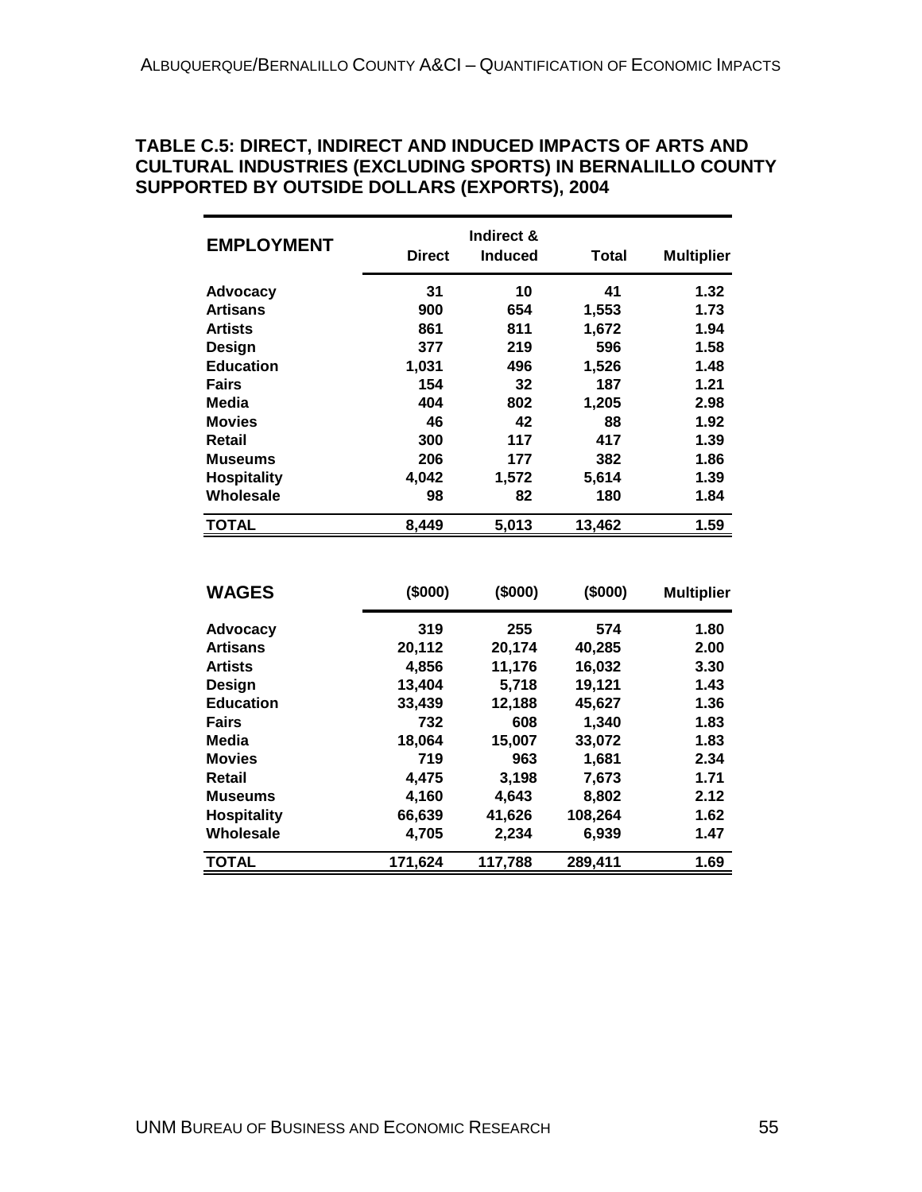**TABLE C.5: DIRECT, INDIRECT AND INDUCED IMPACTS OF ARTS AND CULTURAL INDUSTRIES (EXCLUDING SPORTS) IN BERNALILLO COUNTY SUPPORTED BY OUTSIDE DOLLARS (EXPORTS), 2004**

| EMPLOYMENT | Direct | Indirect & Induced | Total | Multiplier |
|---|---|---|---|---|
| **Advocacy** | 31 | 10 | 41 | 1.32 |
| **Artisans** | 900 | 654 | 1,553 | 1.73 |
| **Artists** | 861 | 811 | 1,672 | 1.94 |
| **Design** | 377 | 219 | 596 | 1.58 |
| **Education** | 1,031 | 496 | 1,526 | 1.48 |
| **Fairs** | 154 | 32 | 187 | 1.21 |
| **Media** | 404 | 802 | 1,205 | 2.98 |
| **Movies** | 46 | 42 | 88 | 1.92 |
| **Retail** | 300 | 117 | 417 | 1.39 |
| **Museums** | 206 | 177 | 382 | 1.86 |
| **Hospitality** | 4,042 | 1,572 | 5,614 | 1.39 |
| **Wholesale** | 98 | 82 | 180 | 1.84 |
| **TOTAL** | 8,449 | 5,013 | 13,462 | 1.59 |

| WAGES | ($000) | ($000) | ($000) | Multiplier |
|---|---|---|---|---|
| **Advocacy** | 319 | 255 | 574 | 1.80 |
| **Artisans** | 20,112 | 20,174 | 40,285 | 2.00 |
| **Artists** | 4,856 | 11,176 | 16,032 | 3.30 |
| **Design** | 13,404 | 5,718 | 19,121 | 1.43 |
| **Education** | 33,439 | 12,188 | 45,627 | 1.36 |
| **Fairs** | 732 | 608 | 1,340 | 1.83 |
| **Media** | 18,064 | 15,007 | 33,072 | 1.83 |
| **Movies** | 719 | 963 | 1,681 | 2.34 |
| **Retail** | 4,475 | 3,198 | 7,673 | 1.71 |
| **Museums** | 4,160 | 4,643 | 8,802 | 2.12 |
| **Hospitality** | 66,639 | 41,626 | 108,264 | 1.62 |
| **Wholesale** | 4,705 | 2,234 | 6,939 | 1.47 |
| **TOTAL** | 171,624 | 117,788 | 289,411 | 1.69 |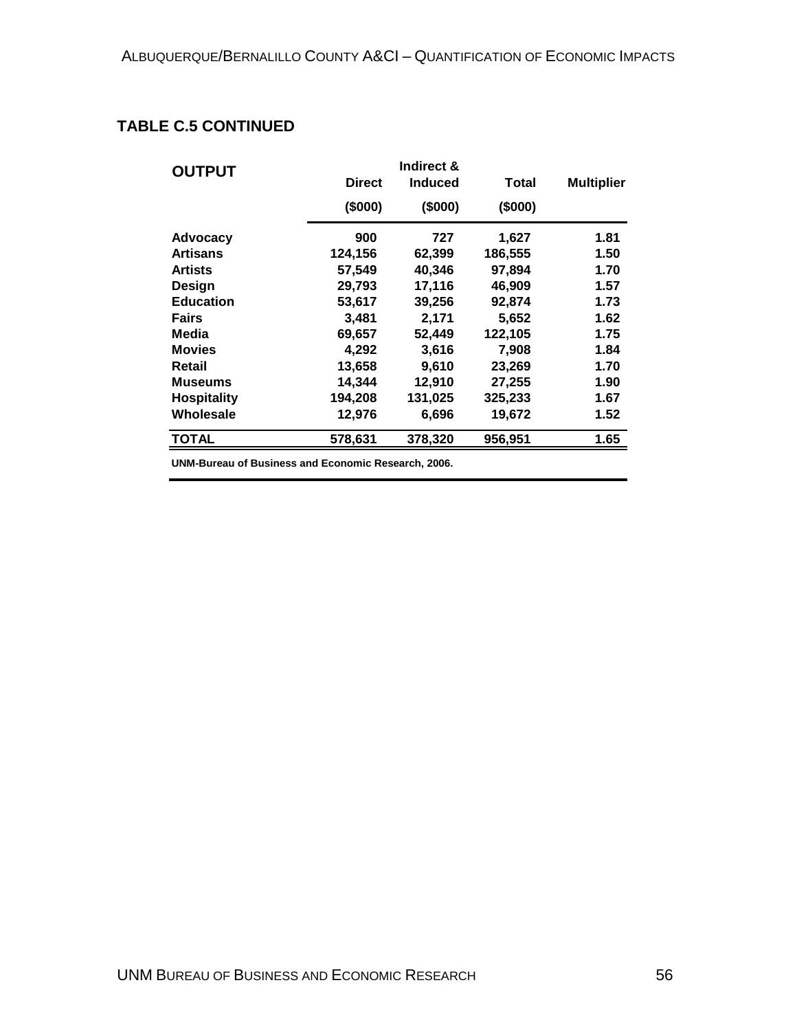### TABLE C.5 CONTINUED

| OUTPUT | Direct ($000) | Indirect & Induced ($000) | Total ($000) | Multiplier |
|---|---|---|---|---|
| Advocacy | 900 | 727 | 1,627 | 1.81 |
| Artisans | 124,156 | 62,399 | 186,555 | 1.50 |
| Artists | 57,549 | 40,346 | 97,894 | 1.70 |
| Design | 29,793 | 17,116 | 46,909 | 1.57 |
| Education | 53,617 | 39,256 | 92,874 | 1.73 |
| Fairs | 3,481 | 2,171 | 5,652 | 1.62 |
| Media | 69,657 | 52,449 | 122,105 | 1.75 |
| Movies | 4,292 | 3,616 | 7,908 | 1.84 |
| Retail | 13,658 | 9,610 | 23,269 | 1.70 |
| Museums | 14,344 | 12,910 | 27,255 | 1.90 |
| Hospitality | 194,208 | 131,025 | 325,233 | 1.67 |
| Wholesale | 12,976 | 6,696 | 19,672 | 1.52 |
| **TOTAL** | **578,631** | **378,320** | **956,951** | **1.65** |

**UNM-Bureau of Business and Economic Research, 2006.**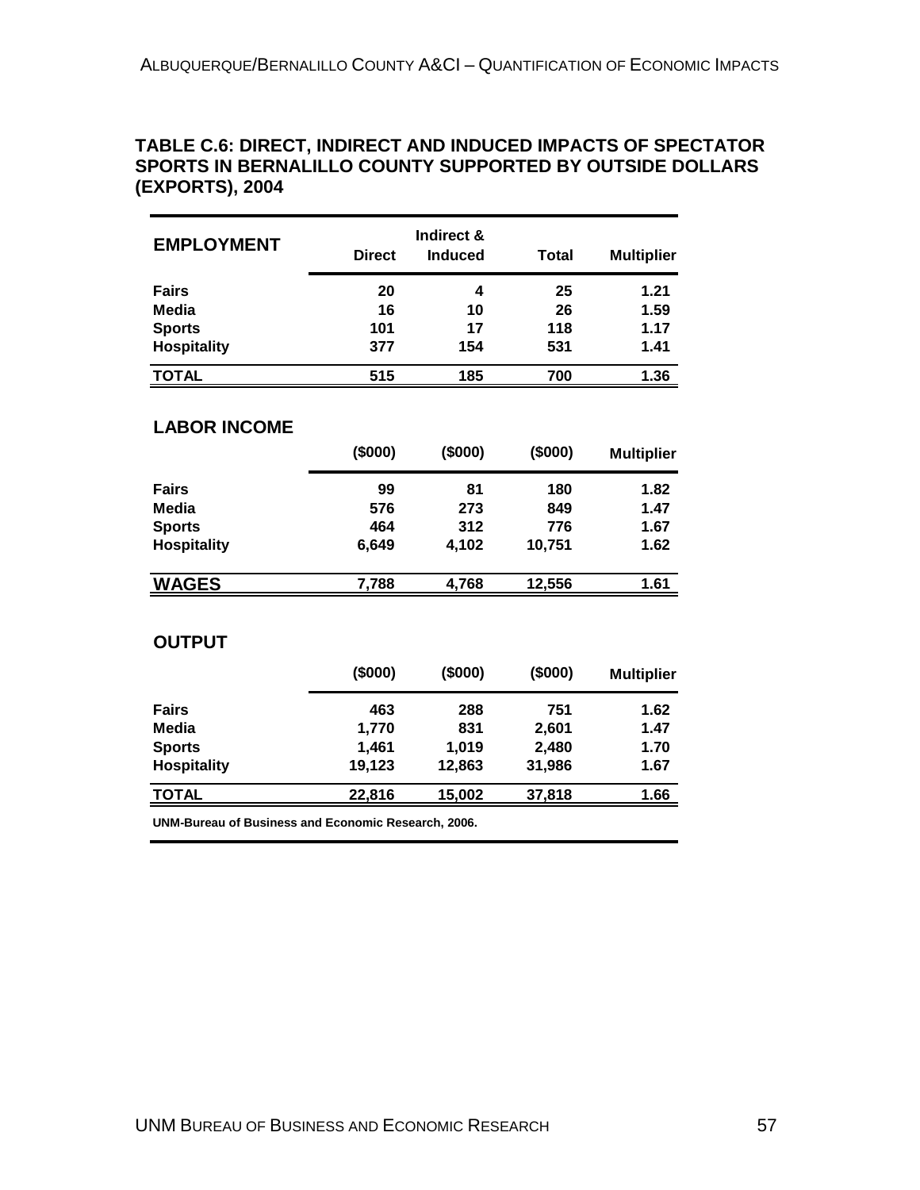### TABLE C.6: DIRECT, INDIRECT AND INDUCED IMPACTS OF SPECTATOR SPORTS IN BERNALILLO COUNTY SUPPORTED BY OUTSIDE DOLLARS (EXPORTS), 2004

| **EMPLOYMENT** | **Direct** | **Indirect & Induced** | **Total** | **Multiplier** |
|---|---|---|---|---|
| **Fairs** | **20** | **4** | **25** | **1.21** |
| **Media** | **16** | **10** | **26** | **1.59** |
| **Sports** | **101** | **17** | **118** | **1.17** |
| **Hospitality** | **377** | **154** | **531** | **1.41** |
| **TOTAL** | **515** | **185** | **700** | **1.36** |

| **LABOR INCOME** | **($000)** | **($000)** | **($000)** | **Multiplier** |
|---|---|---|---|---|
| **Fairs** | **99** | **81** | **180** | **1.82** |
| **Media** | **576** | **273** | **849** | **1.47** |
| **Sports** | **464** | **312** | **776** | **1.67** |
| **Hospitality** | **6,649** | **4,102** | **10,751** | **1.62** |
| **WAGES** | **7,788** | **4,768** | **12,556** | **1.61** |

| **OUTPUT** | **($000)** | **($000)** | **($000)** | **Multiplier** |
|---|---|---|---|---|
| **Fairs** | **463** | **288** | **751** | **1.62** |
| **Media** | **1,770** | **831** | **2,601** | **1.47** |
| **Sports** | **1,461** | **1,019** | **2,480** | **1.70** |
| **Hospitality** | **19,123** | **12,863** | **31,986** | **1.67** |
| **TOTAL** | **22,816** | **15,002** | **37,818** | **1.66** |

**UNM-Bureau of Business and Economic Research, 2006.**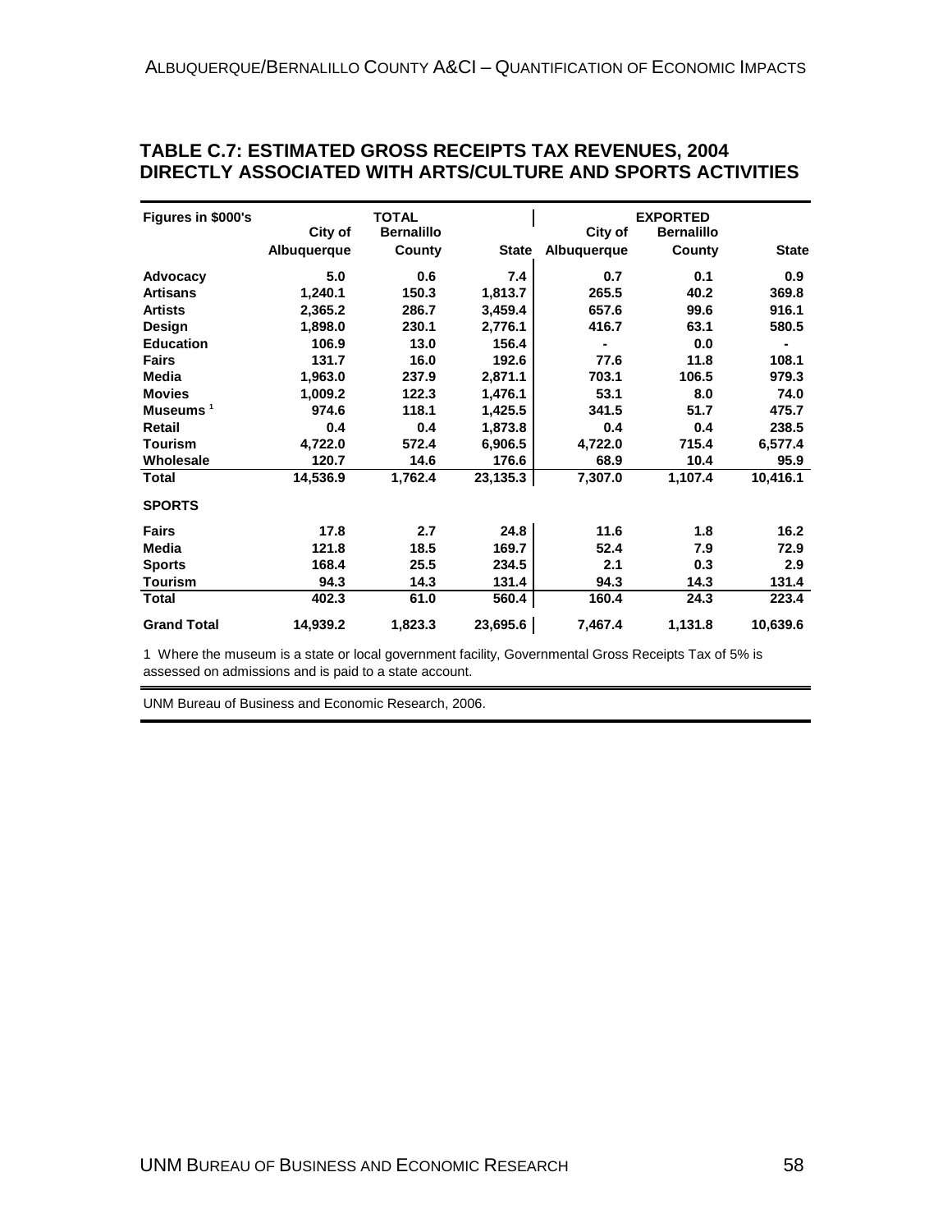## TABLE C.7: ESTIMATED GROSS RECEIPTS TAX REVENUES, 2004 DIRECTLY ASSOCIATED WITH ARTS/CULTURE AND SPORTS ACTIVITIES

| Figures in $000's | TOTAL | | | EXPORTED | | |
|---|---|---|---|---|---|---|
| | City of Albuquerque | Bernalillo County | State | City of Albuquerque | Bernalillo County | State |
| **Advocacy** | 5.0 | 0.6 | 7.4 | 0.7 | 0.1 | 0.9 |
| **Artisans** | 1,240.1 | 150.3 | 1,813.7 | 265.5 | 40.2 | 369.8 |
| **Artists** | 2,365.2 | 286.7 | 3,459.4 | 657.6 | 99.6 | 916.1 |
| **Design** | 1,898.0 | 230.1 | 2,776.1 | 416.7 | 63.1 | 580.5 |
| **Education** | 106.9 | 13.0 | 156.4 | - | 0.0 | - |
| **Fairs** | 131.7 | 16.0 | 192.6 | 77.6 | 11.8 | 108.1 |
| **Media** | 1,963.0 | 237.9 | 2,871.1 | 703.1 | 106.5 | 979.3 |
| **Movies** | 1,009.2 | 122.3 | 1,476.1 | 53.1 | 8.0 | 74.0 |
| **Museums** [1] | 974.6 | 118.1 | 1,425.5 | 341.5 | 51.7 | 475.7 |
| **Retail** | 0.4 | 0.4 | 1,873.8 | 0.4 | 0.4 | 238.5 |
| **Tourism** | 4,722.0 | 572.4 | 6,906.5 | 4,722.0 | 715.4 | 6,577.4 |
| **Wholesale** | 120.7 | 14.6 | 176.6 | 68.9 | 10.4 | 95.9 |
| **Total** | 14,536.9 | 1,762.4 | 23,135.3 | 7,307.0 | 1,107.4 | 10,416.1 |
| **SPORTS** | | | | | | |
| **Fairs** | 17.8 | 2.7 | 24.8 | 11.6 | 1.8 | 16.2 |
| **Media** | 121.8 | 18.5 | 169.7 | 52.4 | 7.9 | 72.9 |
| **Sports** | 168.4 | 25.5 | 234.5 | 2.1 | 0.3 | 2.9 |
| **Tourism** | 94.3 | 14.3 | 131.4 | 94.3 | 14.3 | 131.4 |
| **Total** | 402.3 | 61.0 | 560.4 | 160.4 | 24.3 | 223.4 |
| **Grand Total** | 14,939.2 | 1,823.3 | 23,695.6 | 7,467.4 | 1,131.8 | 10,639.6 |

1 Where the museum is a state or local government facility, Governmental Gross Receipts Tax of 5% is assessed on admissions and is paid to a state account.

UNM Bureau of Business and Economic Research, 2006.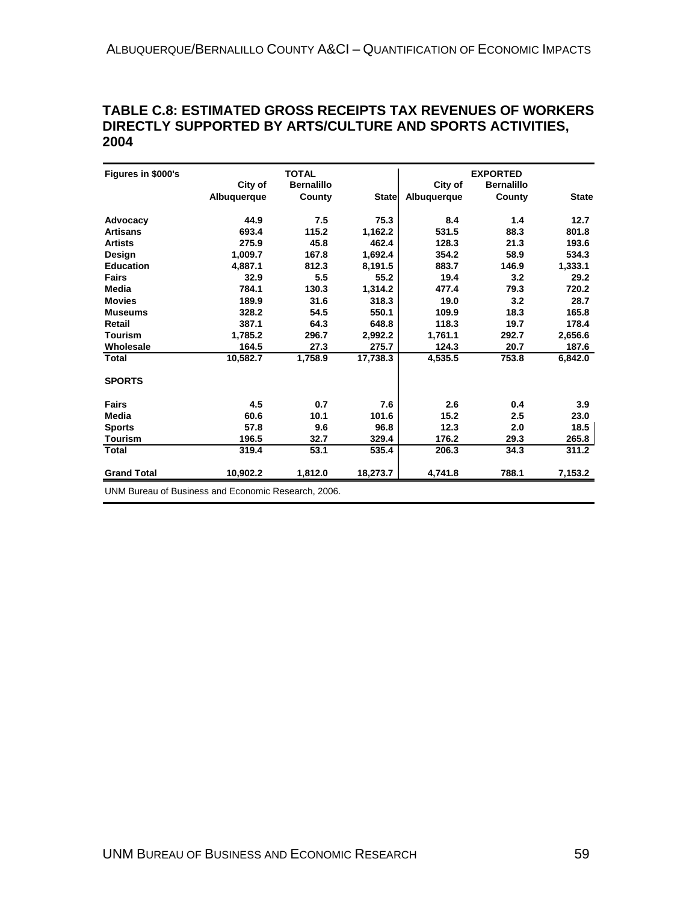### TABLE C.8: ESTIMATED GROSS RECEIPTS TAX REVENUES OF WORKERS DIRECTLY SUPPORTED BY ARTS/CULTURE AND SPORTS ACTIVITIES, 2004

| Figures in $000's | TOTAL | | | EXPORTED | | |
|---|---|---|---|---|---|---|
| | City of Albuquerque | Bernalillo County | State | City of Albuquerque | Bernalillo County | State |
| **Advocacy** | 44.9 | 7.5 | 75.3 | 8.4 | 1.4 | 12.7 |
| **Artisans** | 693.4 | 115.2 | 1,162.2 | 531.5 | 88.3 | 801.8 |
| **Artists** | 275.9 | 45.8 | 462.4 | 128.3 | 21.3 | 193.6 |
| **Design** | 1,009.7 | 167.8 | 1,692.4 | 354.2 | 58.9 | 534.3 |
| **Education** | 4,887.1 | 812.3 | 8,191.5 | 883.7 | 146.9 | 1,333.1 |
| **Fairs** | 32.9 | 5.5 | 55.2 | 19.4 | 3.2 | 29.2 |
| **Media** | 784.1 | 130.3 | 1,314.2 | 477.4 | 79.3 | 720.2 |
| **Movies** | 189.9 | 31.6 | 318.3 | 19.0 | 3.2 | 28.7 |
| **Museums** | 328.2 | 54.5 | 550.1 | 109.9 | 18.3 | 165.8 |
| **Retail** | 387.1 | 64.3 | 648.8 | 118.3 | 19.7 | 178.4 |
| **Tourism** | 1,785.2 | 296.7 | 2,992.2 | 1,761.1 | 292.7 | 2,656.6 |
| **Wholesale** | 164.5 | 27.3 | 275.7 | 124.3 | 20.7 | 187.6 |
| **Total** | 10,582.7 | 1,758.9 | 17,738.3 | 4,535.5 | 753.8 | 6,842.0 |
| **SPORTS** | | | | | | |
| **Fairs** | 4.5 | 0.7 | 7.6 | 2.6 | 0.4 | 3.9 |
| **Media** | 60.6 | 10.1 | 101.6 | 15.2 | 2.5 | 23.0 |
| **Sports** | 57.8 | 9.6 | 96.8 | 12.3 | 2.0 | 18.5 |
| **Tourism** | 196.5 | 32.7 | 329.4 | 176.2 | 29.3 | 265.8 |
| **Total** | 319.4 | 53.1 | 535.4 | 206.3 | 34.3 | 311.2 |
| **Grand Total** | 10,902.2 | 1,812.0 | 18,273.7 | 4,741.8 | 788.1 | 7,153.2 |

UNM Bureau of Business and Economic Research, 2006.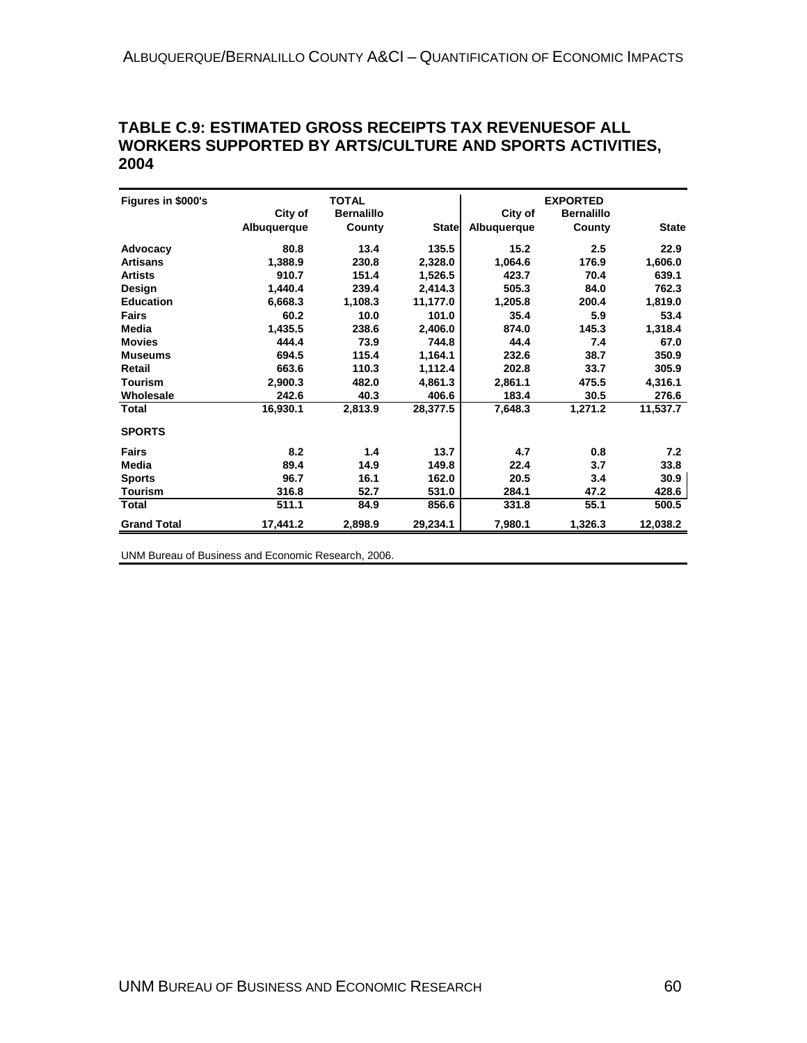## TABLE C.9: ESTIMATED GROSS RECEIPTS TAX REVENUESOF ALL WORKERS SUPPORTED BY ARTS/CULTURE AND SPORTS ACTIVITIES, 2004

| Figures in $000's | TOTAL | | | EXPORTED | | |
|---|---|---|---|---|---|---|
| | City of Albuquerque | Bernalillo County | State | City of Albuquerque | Bernalillo County | State |
| **Advocacy** | 80.8 | 13.4 | 135.5 | 15.2 | 2.5 | 22.9 |
| **Artisans** | 1,388.9 | 230.8 | 2,328.0 | 1,064.6 | 176.9 | 1,606.0 |
| **Artists** | 910.7 | 151.4 | 1,526.5 | 423.7 | 70.4 | 639.1 |
| **Design** | 1,440.4 | 239.4 | 2,414.3 | 505.3 | 84.0 | 762.3 |
| **Education** | 6,668.3 | 1,108.3 | 11,177.0 | 1,205.8 | 200.4 | 1,819.0 |
| **Fairs** | 60.2 | 10.0 | 101.0 | 35.4 | 5.9 | 53.4 |
| **Media** | 1,435.5 | 238.6 | 2,406.0 | 874.0 | 145.3 | 1,318.4 |
| **Movies** | 444.4 | 73.9 | 744.8 | 44.4 | 7.4 | 67.0 |
| **Museums** | 694.5 | 115.4 | 1,164.1 | 232.6 | 38.7 | 350.9 |
| **Retail** | 663.6 | 110.3 | 1,112.4 | 202.8 | 33.7 | 305.9 |
| **Tourism** | 2,900.3 | 482.0 | 4,861.3 | 2,861.1 | 475.5 | 4,316.1 |
| **Wholesale** | 242.6 | 40.3 | 406.6 | 183.4 | 30.5 | 276.6 |
| **Total** | 16,930.1 | 2,813.9 | 28,377.5 | 7,648.3 | 1,271.2 | 11,537.7 |
| **SPORTS** | | | | | | |
| **Fairs** | 8.2 | 1.4 | 13.7 | 4.7 | 0.8 | 7.2 |
| **Media** | 89.4 | 14.9 | 149.8 | 22.4 | 3.7 | 33.8 |
| **Sports** | 96.7 | 16.1 | 162.0 | 20.5 | 3.4 | 30.9 |
| **Tourism** | 316.8 | 52.7 | 531.0 | 284.1 | 47.2 | 428.6 |
| **Total** | 511.1 | 84.9 | 856.6 | 331.8 | 55.1 | 500.5 |
| **Grand Total** | 17,441.2 | 2,898.9 | 29,234.1 | 7,980.1 | 1,326.3 | 12,038.2 |

UNM Bureau of Business and Economic Research, 2006.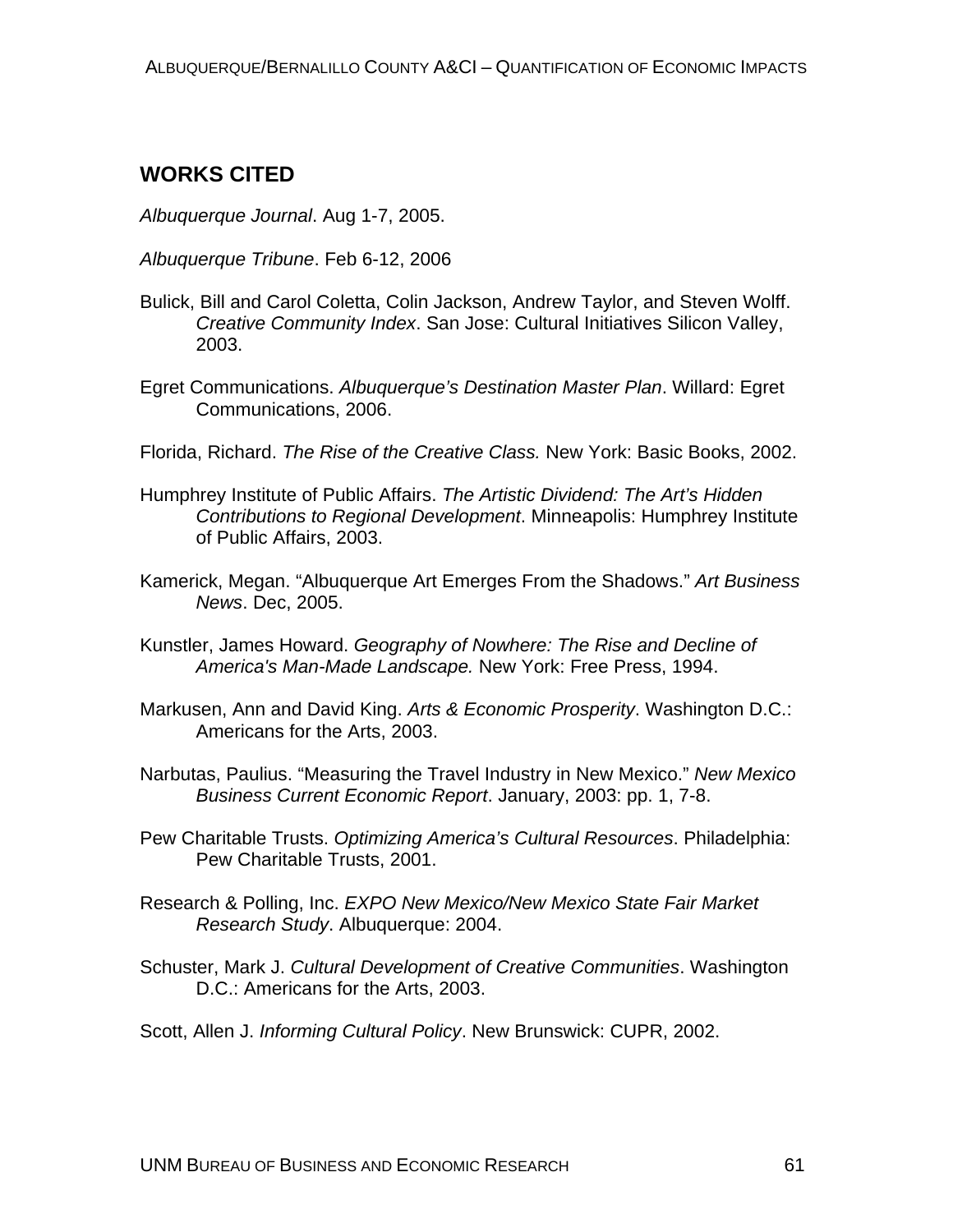## WORKS CITED

*Albuquerque Journal*. Aug 1-7, 2005.

*Albuquerque Tribune*. Feb 6-12, 2006

Bulick, Bill and Carol Coletta, Colin Jackson, Andrew Taylor, and Steven Wolff. *Creative Community Index*. San Jose: Cultural Initiatives Silicon Valley, 2003.

Egret Communications. *Albuquerque's Destination Master Plan*. Willard: Egret Communications, 2006.

Florida, Richard. *The Rise of the Creative Class.* New York: Basic Books, 2002.

Humphrey Institute of Public Affairs. *The Artistic Dividend: The Art's Hidden Contributions to Regional Development*. Minneapolis: Humphrey Institute of Public Affairs, 2003.

Kamerick, Megan. "Albuquerque Art Emerges From the Shadows." *Art Business News*. Dec, 2005.

Kunstler, James Howard. *Geography of Nowhere: The Rise and Decline of America's Man-Made Landscape.* New York: Free Press, 1994.

Markusen, Ann and David King. *Arts & Economic Prosperity*. Washington D.C.: Americans for the Arts, 2003.

Narbutas, Paulius. "Measuring the Travel Industry in New Mexico." *New Mexico Business Current Economic Report*. January, 2003: pp. 1, 7-8.

Pew Charitable Trusts. *Optimizing America's Cultural Resources*. Philadelphia: Pew Charitable Trusts, 2001.

Research & Polling, Inc. *EXPO New Mexico/New Mexico State Fair Market Research Study*. Albuquerque: 2004.

Schuster, Mark J. *Cultural Development of Creative Communities*. Washington D.C.: Americans for the Arts, 2003.

Scott, Allen J. *Informing Cultural Policy*. New Brunswick: CUPR, 2002.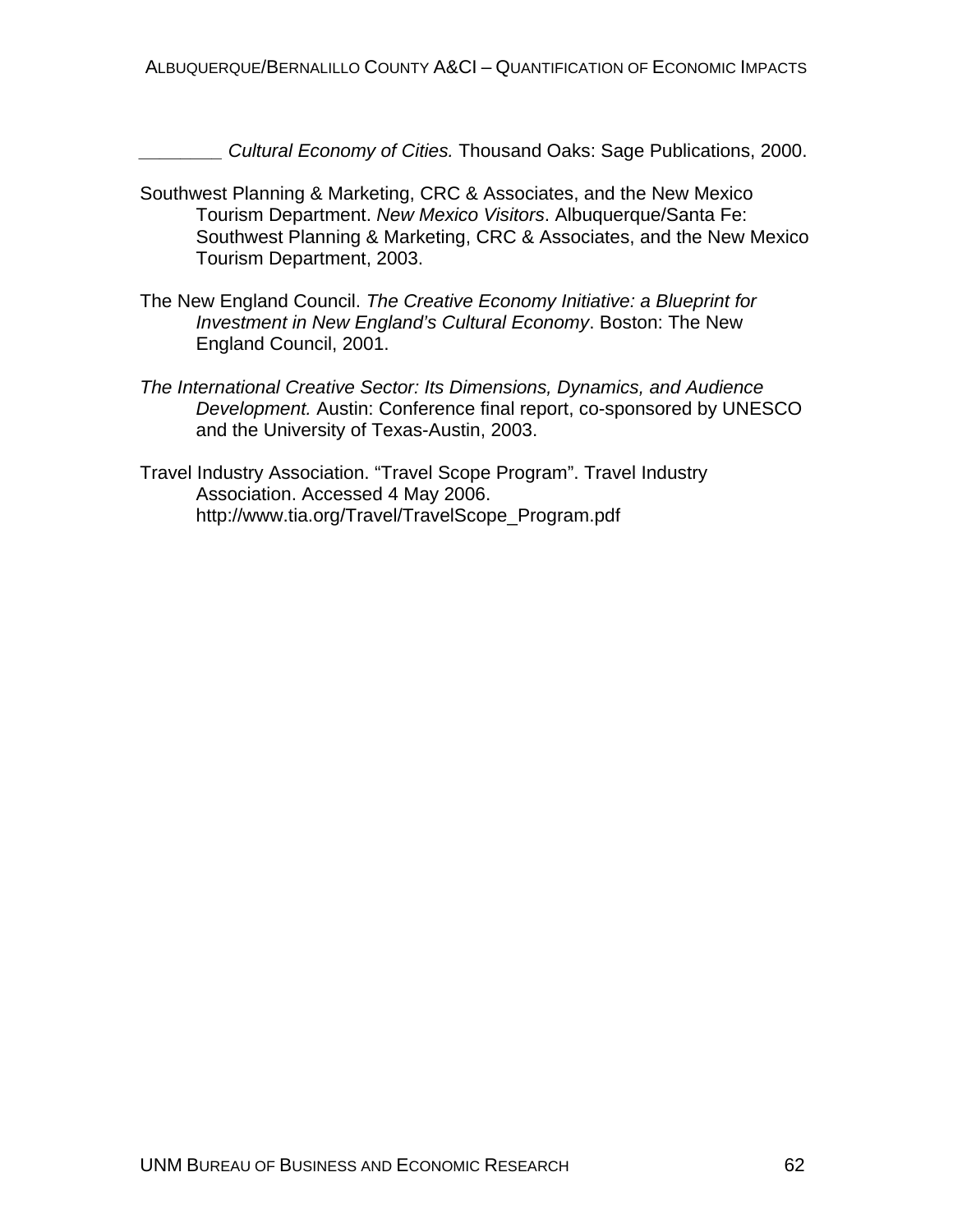________ *Cultural Economy of Cities.* Thousand Oaks: Sage Publications, 2000.

Southwest Planning & Marketing, CRC & Associates, and the New Mexico Tourism Department. *New Mexico Visitors*. Albuquerque/Santa Fe: Southwest Planning & Marketing, CRC & Associates, and the New Mexico Tourism Department, 2003.

The New England Council. *The Creative Economy Initiative: a Blueprint for Investment in New England's Cultural Economy*. Boston: The New England Council, 2001.

*The International Creative Sector: Its Dimensions, Dynamics, and Audience Development.* Austin: Conference final report, co-sponsored by UNESCO and the University of Texas-Austin, 2003.

Travel Industry Association. "Travel Scope Program". Travel Industry Association. Accessed 4 May 2006. http://www.tia.org/Travel/TravelScope_Program.pdf